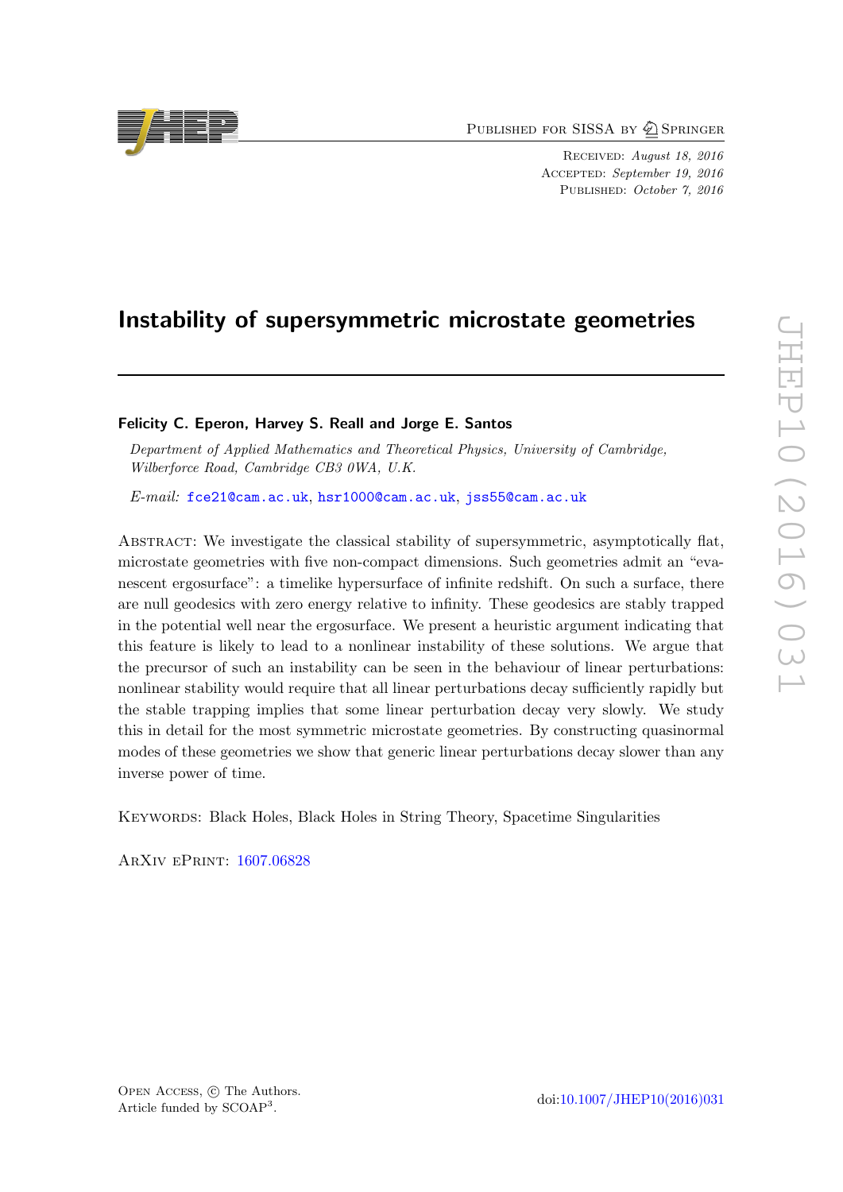# Instability of supersymmetric microstate geometries

**Felicity C. Eperon, Harvey S. Reall and Jorge E. Santos**

*Department of Applied Mathematics and Theoretical Physics, University of Cambridge, Wilberforce Road, Cambridge CB3 0WA, U.K.*

*E-mail:* fce21@cam.ac.uk, hsr1000@cam.ac.uk, jss55@cam.ac.uk

Abstract: We investigate the classical stability of supersymmetric, asymptotically flat, microstate geometries with five non-compact dimensions. Such geometries admit an "evanescent ergosurface": a timelike hypersurface of infinite redshift. On such a surface, there are null geodesics with zero energy relative to infinity. These geodesics are stably trapped in the potential well near the ergosurface. We present a heuristic argument indicating that this feature is likely to lead to a nonlinear instability of these solutions. We argue that the precursor of such an instability can be seen in the behaviour of linear perturbations: nonlinear stability would require that all linear perturbations decay sufficiently rapidly but the stable trapping implies that some linear perturbation decay very slowly. We study this in detail for the most symmetric microstate geometries. By constructing quasinormal modes of these geometries we show that generic linear perturbations decay slower than any inverse power of time.

Keywords: Black Holes, Black Holes in String Theory, Spacetime Singularities

ArXiv ePrint: 1607.06828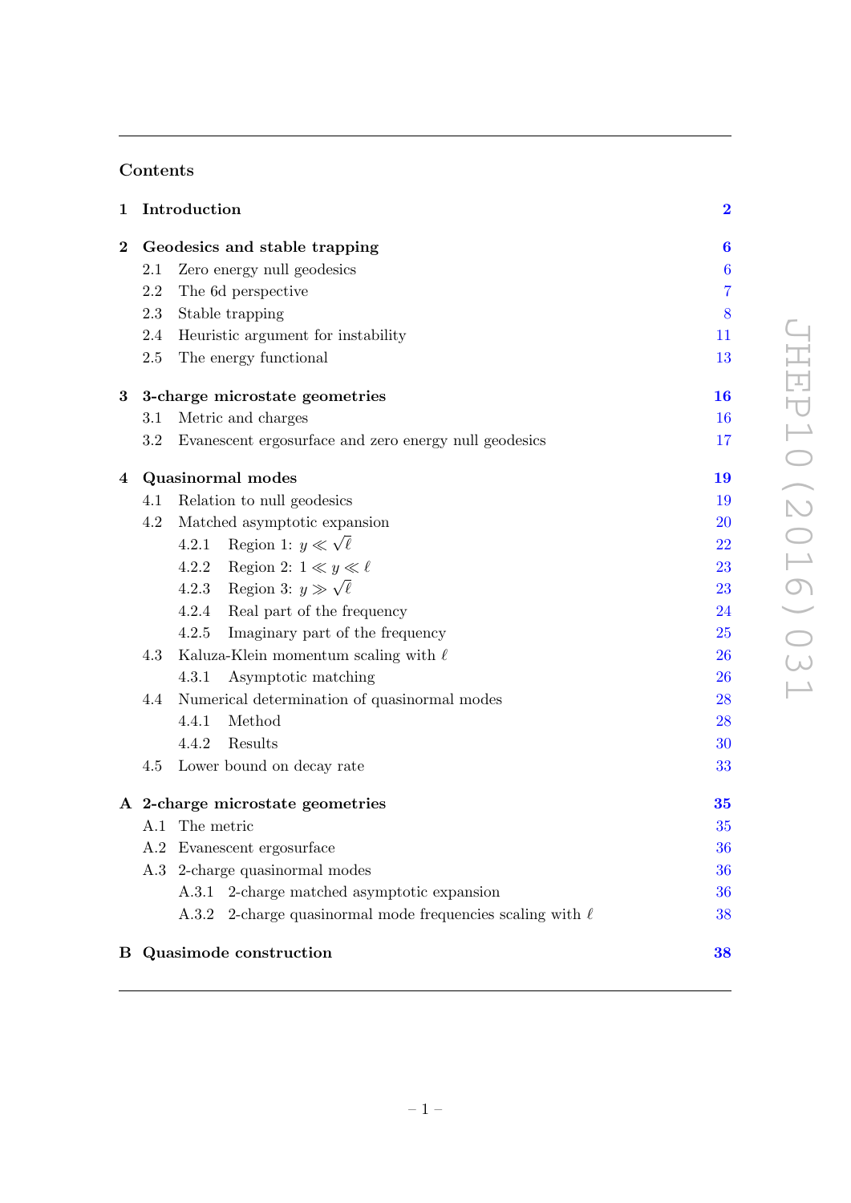## Contents

1 Introduction 2

2 Geodesics and stable trapping 6
- 2.1 Zero energy null geodesics 6
- 2.2 The 6d perspective 7
- 2.3 Stable trapping 8
- 2.4 Heuristic argument for instability 11
- 2.5 The energy functional 13

3 3-charge microstate geometries 16
- 3.1 Metric and charges 16
- 3.2 Evanescent ergosurface and zero energy null geodesics 17

4 Quasinormal modes 19
- 4.1 Relation to null geodesics 19
- 4.2 Matched asymptotic expansion 20
  - 4.2.1 Region 1: $y \ll \sqrt{\ell}$ 22
  - 4.2.2 Region 2: $1 \ll y \ll \ell$ 23
  - 4.2.3 Region 3: $y \gg \sqrt{\ell}$ 23
  - 4.2.4 Real part of the frequency 24
  - 4.2.5 Imaginary part of the frequency 25
- 4.3 Kaluza-Klein momentum scaling with $\ell$ 26
  - 4.3.1 Asymptotic matching 26
- 4.4 Numerical determination of quasinormal modes 28
  - 4.4.1 Method 28
  - 4.4.2 Results 30
- 4.5 Lower bound on decay rate 33

A 2-charge microstate geometries 35
- A.1 The metric 35
- A.2 Evanescent ergosurface 36
- A.3 2-charge quasinormal modes 36
  - A.3.1 2-charge matched asymptotic expansion 36
  - A.3.2 2-charge quasinormal mode frequencies scaling with $\ell$ 38

B Quasimode construction 38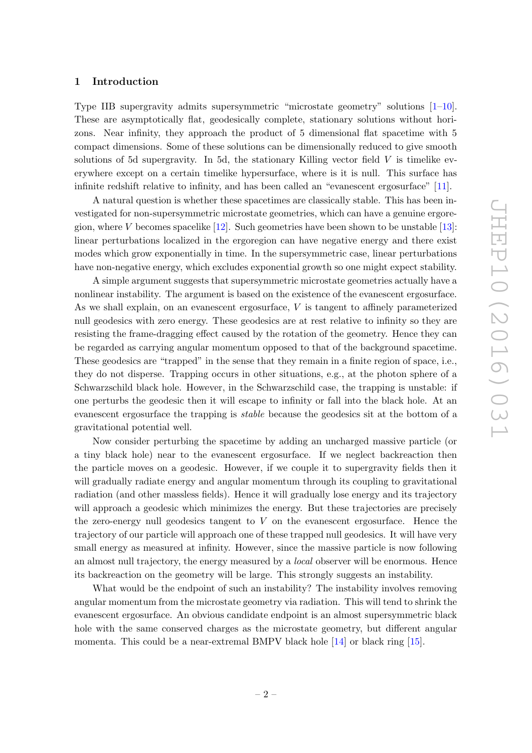## 1 Introduction

Type IIB supergravity admits supersymmetric "microstate geometry" solutions [1–10]. These are asymptotically flat, geodesically complete, stationary solutions without horizons. Near infinity, they approach the product of 5 dimensional flat spacetime with 5 compact dimensions. Some of these solutions can be dimensionally reduced to give smooth solutions of 5d supergravity. In 5d, the stationary Killing vector field $V$ is timelike everywhere except on a certain timelike hypersurface, where is it is null. This surface has infinite redshift relative to infinity, and has been called an "evanescent ergosurface" [11].

A natural question is whether these spacetimes are classically stable. This has been investigated for non-supersymmetric microstate geometries, which can have a genuine ergoregion, where $V$ becomes spacelike [12]. Such geometries have been shown to be unstable [13]: linear perturbations localized in the ergoregion can have negative energy and there exist modes which grow exponentially in time. In the supersymmetric case, linear perturbations have non-negative energy, which excludes exponential growth so one might expect stability.

A simple argument suggests that supersymmetric microstate geometries actually have a nonlinear instability. The argument is based on the existence of the evanescent ergosurface. As we shall explain, on an evanescent ergosurface, $V$ is tangent to affinely parameterized null geodesics with zero energy. These geodesics are at rest relative to infinity so they are resisting the frame-dragging effect caused by the rotation of the geometry. Hence they can be regarded as carrying angular momentum opposed to that of the background spacetime. These geodesics are "trapped" in the sense that they remain in a finite region of space, i.e., they do not disperse. Trapping occurs in other situations, e.g., at the photon sphere of a Schwarzschild black hole. However, in the Schwarzschild case, the trapping is unstable: if one perturbs the geodesic then it will escape to infinity or fall into the black hole. At an evanescent ergosurface the trapping is *stable* because the geodesics sit at the bottom of a gravitational potential well.

Now consider perturbing the spacetime by adding an uncharged massive particle (or a tiny black hole) near to the evanescent ergosurface. If we neglect backreaction then the particle moves on a geodesic. However, if we couple it to supergravity fields then it will gradually radiate energy and angular momentum through its coupling to gravitational radiation (and other massless fields). Hence it will gradually lose energy and its trajectory will approach a geodesic which minimizes the energy. But these trajectories are precisely the zero-energy null geodesics tangent to $V$ on the evanescent ergosurface. Hence the trajectory of our particle will approach one of these trapped null geodesics. It will have very small energy as measured at infinity. However, since the massive particle is now following an almost null trajectory, the energy measured by a *local* observer will be enormous. Hence its backreaction on the geometry will be large. This strongly suggests an instability.

What would be the endpoint of such an instability? The instability involves removing angular momentum from the microstate geometry via radiation. This will tend to shrink the evanescent ergosurface. An obvious candidate endpoint is an almost supersymmetric black hole with the same conserved charges as the microstate geometry, but different angular momenta. This could be a near-extremal BMPV black hole [14] or black ring [15].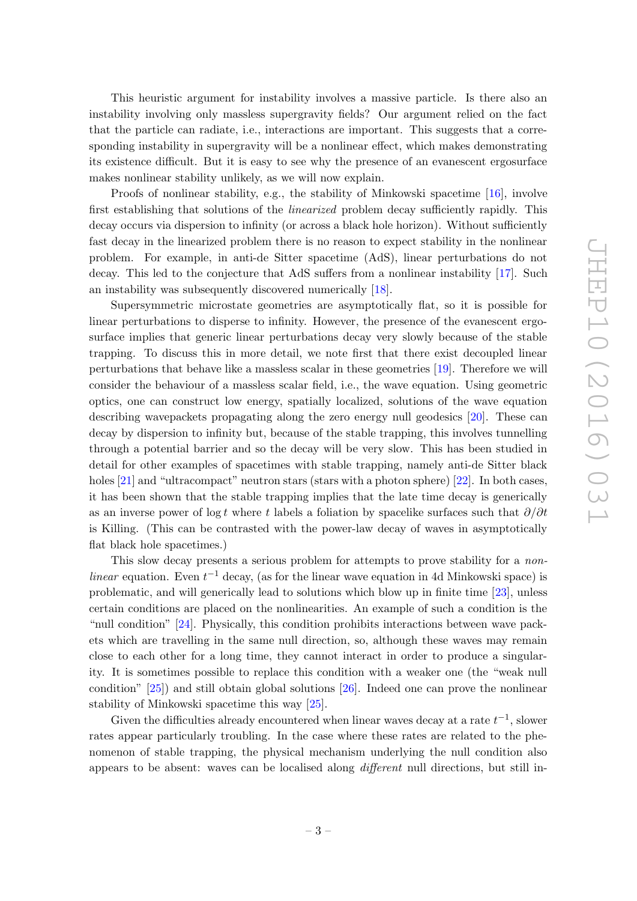This heuristic argument for instability involves a massive particle. Is there also an instability involving only massless supergravity fields? Our argument relied on the fact that the particle can radiate, i.e., interactions are important. This suggests that a corresponding instability in supergravity will be a nonlinear effect, which makes demonstrating its existence difficult. But it is easy to see why the presence of an evanescent ergosurface makes nonlinear stability unlikely, as we will now explain.

Proofs of nonlinear stability, e.g., the stability of Minkowski spacetime [16], involve first establishing that solutions of the *linearized* problem decay sufficiently rapidly. This decay occurs via dispersion to infinity (or across a black hole horizon). Without sufficiently fast decay in the linearized problem there is no reason to expect stability in the nonlinear problem. For example, in anti-de Sitter spacetime (AdS), linear perturbations do not decay. This led to the conjecture that AdS suffers from a nonlinear instability [17]. Such an instability was subsequently discovered numerically [18].

Supersymmetric microstate geometries are asymptotically flat, so it is possible for linear perturbations to disperse to infinity. However, the presence of the evanescent ergosurface implies that generic linear perturbations decay very slowly because of the stable trapping. To discuss this in more detail, we note first that there exist decoupled linear perturbations that behave like a massless scalar in these geometries [19]. Therefore we will consider the behaviour of a massless scalar field, i.e., the wave equation. Using geometric optics, one can construct low energy, spatially localized, solutions of the wave equation describing wavepackets propagating along the zero energy null geodesics [20]. These can decay by dispersion to infinity but, because of the stable trapping, this involves tunnelling through a potential barrier and so the decay will be very slow. This has been studied in detail for other examples of spacetimes with stable trapping, namely anti-de Sitter black holes [21] and "ultracompact" neutron stars (stars with a photon sphere) [22]. In both cases, it has been shown that the stable trapping implies that the late time decay is generically as an inverse power of $\log t$ where $t$ labels a foliation by spacelike surfaces such that $\partial/\partial t$ is Killing. (This can be contrasted with the power-law decay of waves in asymptotically flat black hole spacetimes.)

This slow decay presents a serious problem for attempts to prove stability for a *nonlinear* equation. Even $t^{-1}$ decay, (as for the linear wave equation in 4d Minkowski space) is problematic, and will generically lead to solutions which blow up in finite time [23], unless certain conditions are placed on the nonlinearities. An example of such a condition is the "null condition" [24]. Physically, this condition prohibits interactions between wave packets which are travelling in the same null direction, so, although these waves may remain close to each other for a long time, they cannot interact in order to produce a singularity. It is sometimes possible to replace this condition with a weaker one (the "weak null condition" [25]) and still obtain global solutions [26]. Indeed one can prove the nonlinear stability of Minkowski spacetime this way [25].

Given the difficulties already encountered when linear waves decay at a rate $t^{-1}$, slower rates appear particularly troubling. In the case where these rates are related to the phenomenon of stable trapping, the physical mechanism underlying the null condition also appears to be absent: waves can be localised along *different* null directions, but still in-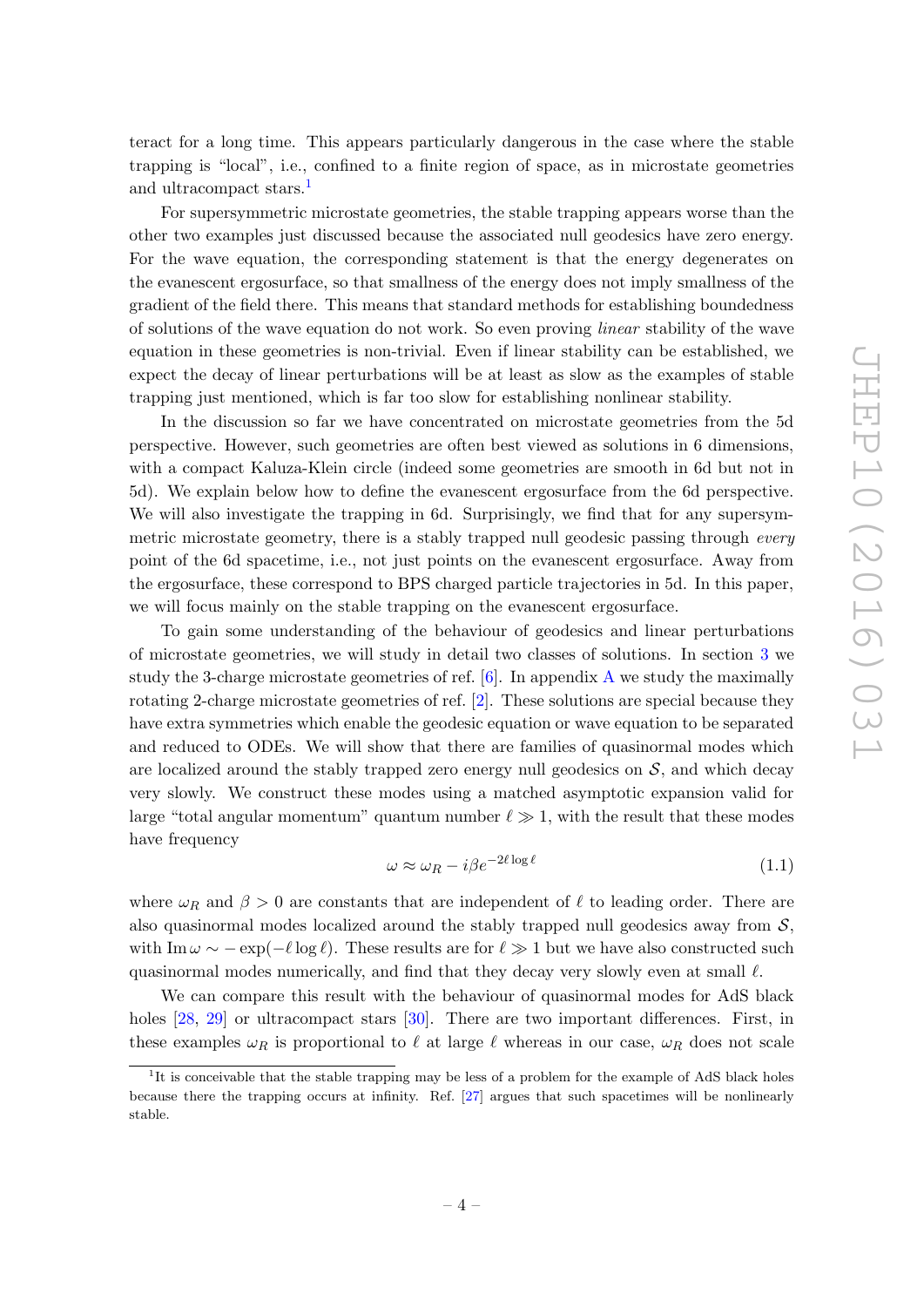teract for a long time. This appears particularly dangerous in the case where the stable trapping is "local", i.e., confined to a finite region of space, as in microstate geometries and ultracompact stars.[1]

For supersymmetric microstate geometries, the stable trapping appears worse than the other two examples just discussed because the associated null geodesics have zero energy. For the wave equation, the corresponding statement is that the energy degenerates on the evanescent ergosurface, so that smallness of the energy does not imply smallness of the gradient of the field there. This means that standard methods for establishing boundedness of solutions of the wave equation do not work. So even proving *linear* stability of the wave equation in these geometries is non-trivial. Even if linear stability can be established, we expect the decay of linear perturbations will be at least as slow as the examples of stable trapping just mentioned, which is far too slow for establishing nonlinear stability.

In the discussion so far we have concentrated on microstate geometries from the 5d perspective. However, such geometries are often best viewed as solutions in 6 dimensions, with a compact Kaluza-Klein circle (indeed some geometries are smooth in 6d but not in 5d). We explain below how to define the evanescent ergosurface from the 6d perspective. We will also investigate the trapping in 6d. Surprisingly, we find that for any supersymmetric microstate geometry, there is a stably trapped null geodesic passing through *every* point of the 6d spacetime, i.e., not just points on the evanescent ergosurface. Away from the ergosurface, these correspond to BPS charged particle trajectories in 5d. In this paper, we will focus mainly on the stable trapping on the evanescent ergosurface.

To gain some understanding of the behaviour of geodesics and linear perturbations of microstate geometries, we will study in detail two classes of solutions. In section 3 we study the 3-charge microstate geometries of ref. [6]. In appendix A we study the maximally rotating 2-charge microstate geometries of ref. [2]. These solutions are special because they have extra symmetries which enable the geodesic equation or wave equation to be separated and reduced to ODEs. We will show that there are families of quasinormal modes which are localized around the stably trapped zero energy null geodesics on $\mathcal{S}$, and which decay very slowly. We construct these modes using a matched asymptotic expansion valid for large "total angular momentum" quantum number $\ell \gg 1$, with the result that these modes have frequency

$$\omega \approx \omega_R - i\beta e^{-2\ell \log \ell} \tag{1.1}$$

where $\omega_R$ and $\beta > 0$ are constants that are independent of $\ell$ to leading order. There are also quasinormal modes localized around the stably trapped null geodesics away from $\mathcal{S}$, with $\mathrm{Im}\, \omega \sim -\exp(-\ell \log \ell)$. These results are for $\ell \gg 1$ but we have also constructed such quasinormal modes numerically, and find that they decay very slowly even at small $\ell$.

We can compare this result with the behaviour of quasinormal modes for AdS black holes [28, 29] or ultracompact stars [30]. There are two important differences. First, in these examples $\omega_R$ is proportional to $\ell$ at large $\ell$ whereas in our case, $\omega_R$ does not scale

---

[1] It is conceivable that the stable trapping may be less of a problem for the example of AdS black holes because there the trapping occurs at infinity. Ref. [27] argues that such spacetimes will be nonlinearly stable.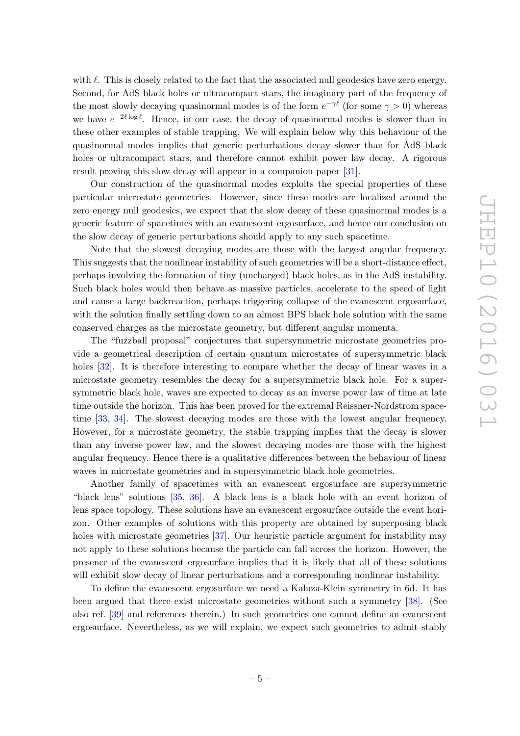with $\ell$. This is closely related to the fact that the associated null geodesics have zero energy. Second, for AdS black holes or ultracompact stars, the imaginary part of the frequency of the most slowly decaying quasinormal modes is of the form $e^{-\gamma\ell}$ (for some $\gamma > 0$) whereas we have $e^{-2\ell \log \ell}$. Hence, in our case, the decay of quasinormal modes is slower than in these other examples of stable trapping. We will explain below why this behaviour of the quasinormal modes implies that generic perturbations decay slower than for AdS black holes or ultracompact stars, and therefore cannot exhibit power law decay. A rigorous result proving this slow decay will appear in a companion paper [31].

Our construction of the quasinormal modes exploits the special properties of these particular microstate geometries. However, since these modes are localized around the zero energy null geodesics, we expect that the slow decay of these quasinormal modes is a generic feature of spacetimes with an evanescent ergosurface, and hence our conclusion on the slow decay of generic perturbations should apply to any such spacetime.

Note that the slowest decaying modes are those with the largest angular frequency. This suggests that the nonlinear instability of such geometries will be a short-distance effect, perhaps involving the formation of tiny (uncharged) black holes, as in the AdS instability. Such black holes would then behave as massive particles, accelerate to the speed of light and cause a large backreaction, perhaps triggering collapse of the evanescent ergosurface, with the solution finally settling down to an almost BPS black hole solution with the same conserved charges as the microstate geometry, but different angular momenta.

The "fuzzball proposal" conjectures that supersymmetric microstate geometries provide a geometrical description of certain quantum microstates of supersymmetric black holes [32]. It is therefore interesting to compare whether the decay of linear waves in a microstate geometry resembles the decay for a supersymmetric black hole. For a supersymmetric black hole, waves are expected to decay as an inverse power law of time at late time outside the horizon. This has been proved for the extremal Reissner-Nordstrom spacetime [33, 34]. The slowest decaying modes are those with the lowest angular frequency. However, for a microstate geometry, the stable trapping implies that the decay is slower than any inverse power law, and the slowest decaying modes are those with the highest angular frequency. Hence there is a qualitative differences between the behaviour of linear waves in microstate geometries and in supersymmetric black hole geometries.

Another family of spacetimes with an evanescent ergosurface are supersymmetric "black lens" solutions [35, 36]. A black lens is a black hole with an event horizon of lens space topology. These solutions have an evanescent ergosurface outside the event horizon. Other examples of solutions with this property are obtained by superposing black holes with microstate geometries [37]. Our heuristic particle argument for instability may not apply to these solutions because the particle can fall across the horizon. However, the presence of the evanescent ergosurface implies that it is likely that all of these solutions will exhibit slow decay of linear perturbations and a corresponding nonlinear instability.

To define the evanescent ergosurface we need a Kaluza-Klein symmetry in 6d. It has been argued that there exist microstate geometries without such a symmetry [38]. (See also ref. [39] and references therein.) In such geometries one cannot define an evanescent ergosurface. Nevertheless, as we will explain, we expect such geometries to admit stably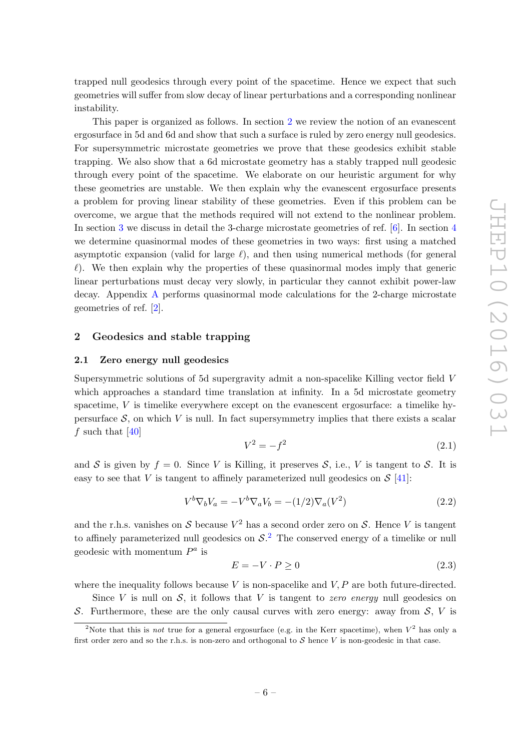trapped null geodesics through every point of the spacetime. Hence we expect that such geometries will suffer from slow decay of linear perturbations and a corresponding nonlinear instability.

This paper is organized as follows. In section 2 we review the notion of an evanescent ergosurface in 5d and 6d and show that such a surface is ruled by zero energy null geodesics. For supersymmetric microstate geometries we prove that these geodesics exhibit stable trapping. We also show that a 6d microstate geometry has a stably trapped null geodesic through every point of the spacetime. We elaborate on our heuristic argument for why these geometries are unstable. We then explain why the evanescent ergosurface presents a problem for proving linear stability of these geometries. Even if this problem can be overcome, we argue that the methods required will not extend to the nonlinear problem. In section 3 we discuss in detail the 3-charge microstate geometries of ref. [6]. In section 4 we determine quasinormal modes of these geometries in two ways: first using a matched asymptotic expansion (valid for large $\ell$), and then using numerical methods (for general $\ell$). We then explain why the properties of these quasinormal modes imply that generic linear perturbations must decay very slowly, in particular they cannot exhibit power-law decay. Appendix A performs quasinormal mode calculations for the 2-charge microstate geometries of ref. [2].

## 2 Geodesics and stable trapping

### 2.1 Zero energy null geodesics

Supersymmetric solutions of 5d supergravity admit a non-spacelike Killing vector field $V$ which approaches a standard time translation at infinity. In a 5d microstate geometry spacetime, $V$ is timelike everywhere except on the evanescent ergosurface: a timelike hypersurface $\mathcal{S}$, on which $V$ is null. In fact supersymmetry implies that there exists a scalar $f$ such that [40]

$$V^2 = -f^2 \tag{2.1}$$

and $\mathcal{S}$ is given by $f = 0$. Since $V$ is Killing, it preserves $\mathcal{S}$, i.e., $V$ is tangent to $\mathcal{S}$. It is easy to see that $V$ is tangent to affinely parameterized null geodesics on $\mathcal{S}$ [41]:

$$V^b \nabla_b V_a = -V^b \nabla_a V_b = -(1/2)\nabla_a (V^2) \tag{2.2}$$

and the r.h.s. vanishes on $\mathcal{S}$ because $V^2$ has a second order zero on $\mathcal{S}$. Hence $V$ is tangent to affinely parameterized null geodesics on $\mathcal{S}$.[2] The conserved energy of a timelike or null geodesic with momentum $P^a$ is

$$E = -V \cdot P \geq 0 \tag{2.3}$$

where the inequality follows because $V$ is non-spacelike and $V, P$ are both future-directed.

Since $V$ is null on $\mathcal{S}$, it follows that $V$ is tangent to *zero energy* null geodesics on $\mathcal{S}$. Furthermore, these are the only causal curves with zero energy: away from $\mathcal{S}$, $V$ is

---

[2] Note that this is *not* true for a general ergosurface (e.g. in the Kerr spacetime), when $V^2$ has only a first order zero and so the r.h.s. is non-zero and orthogonal to $\mathcal{S}$ hence $V$ is non-geodesic in that case.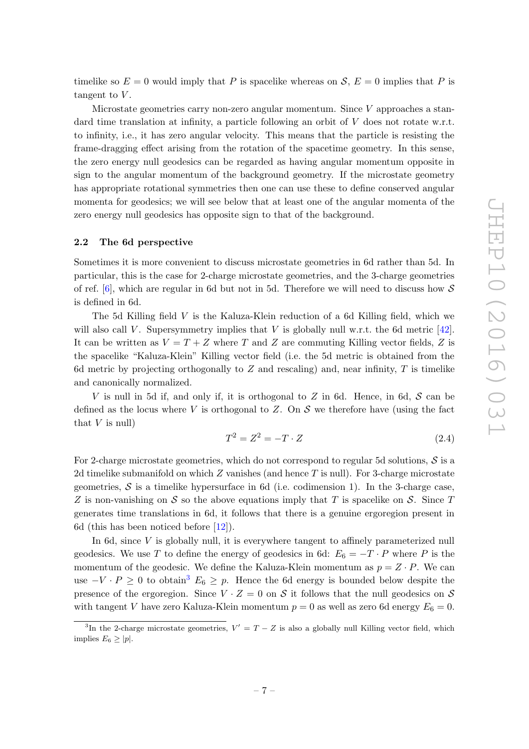timelike so $E = 0$ would imply that $P$ is spacelike whereas on $\mathcal{S}$, $E = 0$ implies that $P$ is tangent to $V$.

Microstate geometries carry non-zero angular momentum. Since $V$ approaches a standard time translation at infinity, a particle following an orbit of $V$ does not rotate w.r.t. to infinity, i.e., it has zero angular velocity. This means that the particle is resisting the frame-dragging effect arising from the rotation of the spacetime geometry. In this sense, the zero energy null geodesics can be regarded as having angular momentum opposite in sign to the angular momentum of the background geometry. If the microstate geometry has appropriate rotational symmetries then one can use these to define conserved angular momenta for geodesics; we will see below that at least one of the angular momenta of the zero energy null geodesics has opposite sign to that of the background.

### 2.2 The 6d perspective

Sometimes it is more convenient to discuss microstate geometries in 6d rather than 5d. In particular, this is the case for 2-charge microstate geometries, and the 3-charge geometries of ref. [6], which are regular in 6d but not in 5d. Therefore we will need to discuss how $\mathcal{S}$ is defined in 6d.

The 5d Killing field $V$ is the Kaluza-Klein reduction of a 6d Killing field, which we will also call $V$. Supersymmetry implies that $V$ is globally null w.r.t. the 6d metric [42]. It can be written as $V = T + Z$ where $T$ and $Z$ are commuting Killing vector fields, $Z$ is the spacelike "Kaluza-Klein" Killing vector field (i.e. the 5d metric is obtained from the 6d metric by projecting orthogonally to $Z$ and rescaling) and, near infinity, $T$ is timelike and canonically normalized.

$V$ is null in 5d if, and only if, it is orthogonal to $Z$ in 6d. Hence, in 6d, $\mathcal{S}$ can be defined as the locus where $V$ is orthogonal to $Z$. On $\mathcal{S}$ we therefore have (using the fact that $V$ is null)

$$T^2 = Z^2 = -T \cdot Z \tag{2.4}$$

For 2-charge microstate geometries, which do not correspond to regular 5d solutions, $\mathcal{S}$ is a 2d timelike submanifold on which $Z$ vanishes (and hence $T$ is null). For 3-charge microstate geometries, $\mathcal{S}$ is a timelike hypersurface in 6d (i.e. codimension 1). In the 3-charge case, $Z$ is non-vanishing on $\mathcal{S}$ so the above equations imply that $T$ is spacelike on $\mathcal{S}$. Since $T$ generates time translations in 6d, it follows that there is a genuine ergoregion present in 6d (this has been noticed before [12]).

In 6d, since $V$ is globally null, it is everywhere tangent to affinely parameterized null geodesics. We use $T$ to define the energy of geodesics in 6d: $E_6 = -T \cdot P$ where $P$ is the momentum of the geodesic. We define the Kaluza-Klein momentum as $p = Z \cdot P$. We can use $-V \cdot P \geq 0$ to obtain[3] $E_6 \geq p$. Hence the 6d energy is bounded below despite the presence of the ergoregion. Since $V \cdot Z = 0$ on $\mathcal{S}$ it follows that the null geodesics on $\mathcal{S}$ with tangent $V$ have zero Kaluza-Klein momentum $p = 0$ as well as zero 6d energy $E_6 = 0$.

[3] In the 2-charge microstate geometries, $V' = T - Z$ is also a globally null Killing vector field, which implies $E_6 \geq |p|$.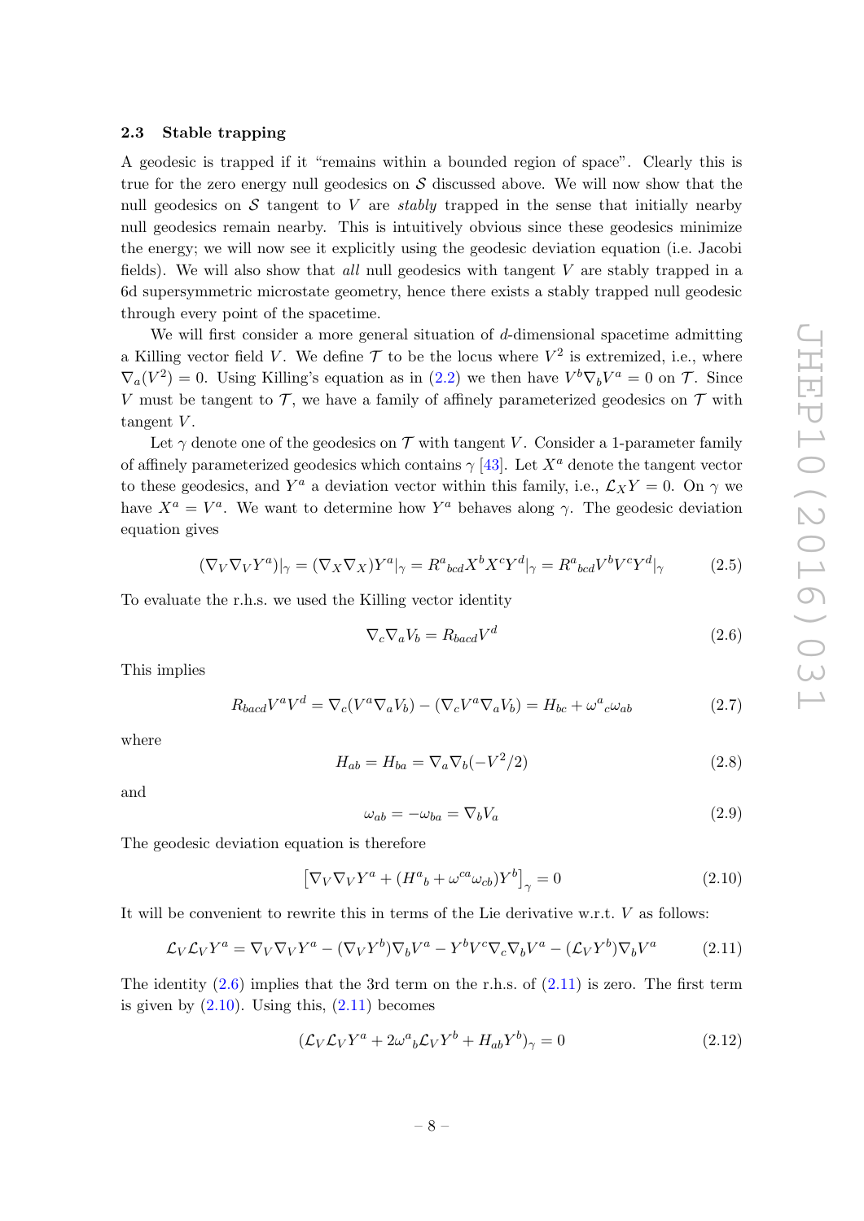### 2.3 Stable trapping

A geodesic is trapped if it "remains within a bounded region of space". Clearly this is true for the zero energy null geodesics on $\mathcal{S}$ discussed above. We will now show that the null geodesics on $\mathcal{S}$ tangent to $V$ are *stably* trapped in the sense that initially nearby null geodesics remain nearby. This is intuitively obvious since these geodesics minimize the energy; we will now see it explicitly using the geodesic deviation equation (i.e. Jacobi fields). We will also show that *all* null geodesics with tangent $V$ are stably trapped in a 6d supersymmetric microstate geometry, hence there exists a stably trapped null geodesic through every point of the spacetime.

We will first consider a more general situation of $d$-dimensional spacetime admitting a Killing vector field $V$. We define $\mathcal{T}$ to be the locus where $V^2$ is extremized, i.e., where $\nabla_a(V^2) = 0$. Using Killing's equation as in (2.2) we then have $V^b \nabla_b V^a = 0$ on $\mathcal{T}$. Since $V$ must be tangent to $\mathcal{T}$, we have a family of affinely parameterized geodesics on $\mathcal{T}$ with tangent $V$.

Let $\gamma$ denote one of the geodesics on $\mathcal{T}$ with tangent $V$. Consider a 1-parameter family of affinely parameterized geodesics which contains $\gamma$ [43]. Let $X^a$ denote the tangent vector to these geodesics, and $Y^a$ a deviation vector within this family, i.e., $\mathcal{L}_X Y = 0$. On $\gamma$ we have $X^a = V^a$. We want to determine how $Y^a$ behaves along $\gamma$. The geodesic deviation equation gives

$$(\nabla_V \nabla_V Y^a)|_\gamma = (\nabla_X \nabla_X) Y^a|_\gamma = R^a{}_{bcd} X^b X^c Y^d|_\gamma = R^a{}_{bcd} V^b V^c Y^d|_\gamma \tag{2.5}$$

To evaluate the r.h.s. we used the Killing vector identity

$$\nabla_c \nabla_a V_b = R_{bacd} V^d \tag{2.6}$$

This implies

$$R_{bacd} V^a V^d = \nabla_c (V^a \nabla_a V_b) - (\nabla_c V^a \nabla_a V_b) = H_{bc} + \omega^a{}_c \omega_{ab} \tag{2.7}$$

where

$$H_{ab} = H_{ba} = \nabla_a \nabla_b (-V^2/2) \tag{2.8}$$

and

$$\omega_{ab} = -\omega_{ba} = \nabla_b V_a \tag{2.9}$$

The geodesic deviation equation is therefore

$$\left[\nabla_V \nabla_V Y^a + (H^a{}_b + \omega^{ca}\omega_{cb}) Y^b\right]_\gamma = 0 \tag{2.10}$$

It will be convenient to rewrite this in terms of the Lie derivative w.r.t. $V$ as follows:

$$\mathcal{L}_V \mathcal{L}_V Y^a = \nabla_V \nabla_V Y^a - (\nabla_V Y^b) \nabla_b V^a - Y^b V^c \nabla_c \nabla_b V^a - (\mathcal{L}_V Y^b) \nabla_b V^a \tag{2.11}$$

The identity (2.6) implies that the 3rd term on the r.h.s. of (2.11) is zero. The first term is given by (2.10). Using this, (2.11) becomes

$$(\mathcal{L}_V \mathcal{L}_V Y^a + 2\omega^a{}_b \mathcal{L}_V Y^b + H_{ab} Y^b)_\gamma = 0 \tag{2.12}$$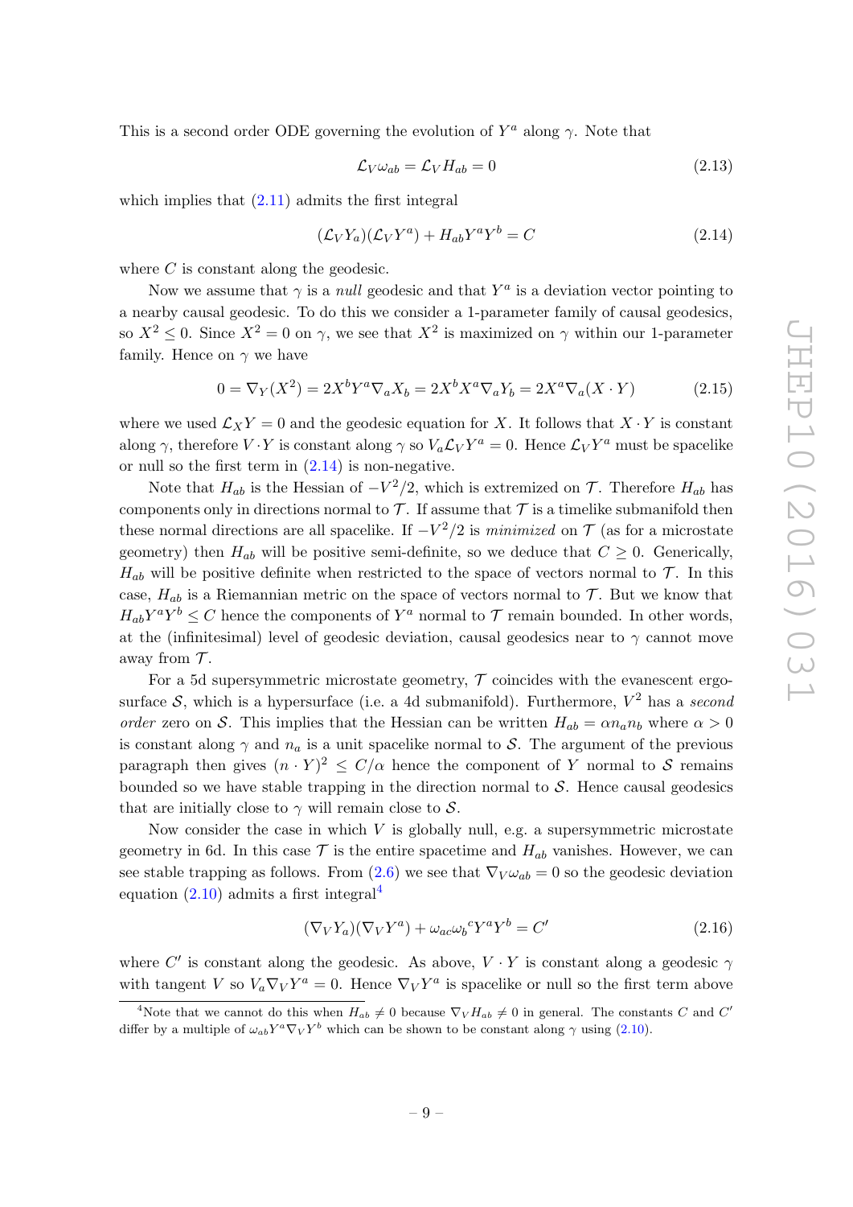This is a second order ODE governing the evolution of $Y^a$ along $\gamma$. Note that

$$\mathcal{L}_V \omega_{ab} = \mathcal{L}_V H_{ab} = 0 \tag{2.13}$$

which implies that (2.11) admits the first integral

$$(\mathcal{L}_V Y_a)(\mathcal{L}_V Y^a) + H_{ab} Y^a Y^b = C \tag{2.14}$$

where $C$ is constant along the geodesic.

Now we assume that $\gamma$ is a *null* geodesic and that $Y^a$ is a deviation vector pointing to a nearby causal geodesic. To do this we consider a 1-parameter family of causal geodesics, so $X^2 \leq 0$. Since $X^2 = 0$ on $\gamma$, we see that $X^2$ is maximized on $\gamma$ within our 1-parameter family. Hence on $\gamma$ we have

$$0 = \nabla_Y (X^2) = 2X^b Y^a \nabla_a X_b = 2X^b X^a \nabla_a Y_b = 2X^a \nabla_a (X \cdot Y) \tag{2.15}$$

where we used $\mathcal{L}_X Y = 0$ and the geodesic equation for $X$. It follows that $X \cdot Y$ is constant along $\gamma$, therefore $V \cdot Y$ is constant along $\gamma$ so $V_a \mathcal{L}_V Y^a = 0$. Hence $\mathcal{L}_V Y^a$ must be spacelike or null so the first term in (2.14) is non-negative.

Note that $H_{ab}$ is the Hessian of $-V^2/2$, which is extremized on $\mathcal{T}$. Therefore $H_{ab}$ has components only in directions normal to $\mathcal{T}$. If assume that $\mathcal{T}$ is a timelike submanifold then these normal directions are all spacelike. If $-V^2/2$ is *minimized* on $\mathcal{T}$ (as for a microstate geometry) then $H_{ab}$ will be positive semi-definite, so we deduce that $C \geq 0$. Generically, $H_{ab}$ will be positive definite when restricted to the space of vectors normal to $\mathcal{T}$. In this case, $H_{ab}$ is a Riemannian metric on the space of vectors normal to $\mathcal{T}$. But we know that $H_{ab} Y^a Y^b \leq C$ hence the components of $Y^a$ normal to $\mathcal{T}$ remain bounded. In other words, at the (infinitesimal) level of geodesic deviation, causal geodesics near to $\gamma$ cannot move away from $\mathcal{T}$.

For a 5d supersymmetric microstate geometry, $\mathcal{T}$ coincides with the evanescent ergo-surface $\mathcal{S}$, which is a hypersurface (i.e. a 4d submanifold). Furthermore, $V^2$ has a *second order* zero on $\mathcal{S}$. This implies that the Hessian can be written $H_{ab} = \alpha n_a n_b$ where $\alpha > 0$ is constant along $\gamma$ and $n_a$ is a unit spacelike normal to $\mathcal{S}$. The argument of the previous paragraph then gives $(n \cdot Y)^2 \leq C/\alpha$ hence the component of $Y$ normal to $\mathcal{S}$ remains bounded so we have stable trapping in the direction normal to $\mathcal{S}$. Hence causal geodesics that are initially close to $\gamma$ will remain close to $\mathcal{S}$.

Now consider the case in which $V$ is globally null, e.g. a supersymmetric microstate geometry in 6d. In this case $\mathcal{T}$ is the entire spacetime and $H_{ab}$ vanishes. However, we can see stable trapping as follows. From (2.6) we see that $\nabla_V \omega_{ab} = 0$ so the geodesic deviation equation (2.10) admits a first integral[4]

$$(\nabla_V Y_a)(\nabla_V Y^a) + \omega_{ac} \omega_b{}^c Y^a Y^b = C' \tag{2.16}$$

where $C'$ is constant along the geodesic. As above, $V \cdot Y$ is constant along a geodesic $\gamma$ with tangent $V$ so $V_a \nabla_V Y^a = 0$. Hence $\nabla_V Y^a$ is spacelike or null so the first term above

[4] Note that we cannot do this when $H_{ab} \neq 0$ because $\nabla_V H_{ab} \neq 0$ in general. The constants $C$ and $C'$ differ by a multiple of $\omega_{ab} Y^a \nabla_V Y^b$ which can be shown to be constant along $\gamma$ using (2.10).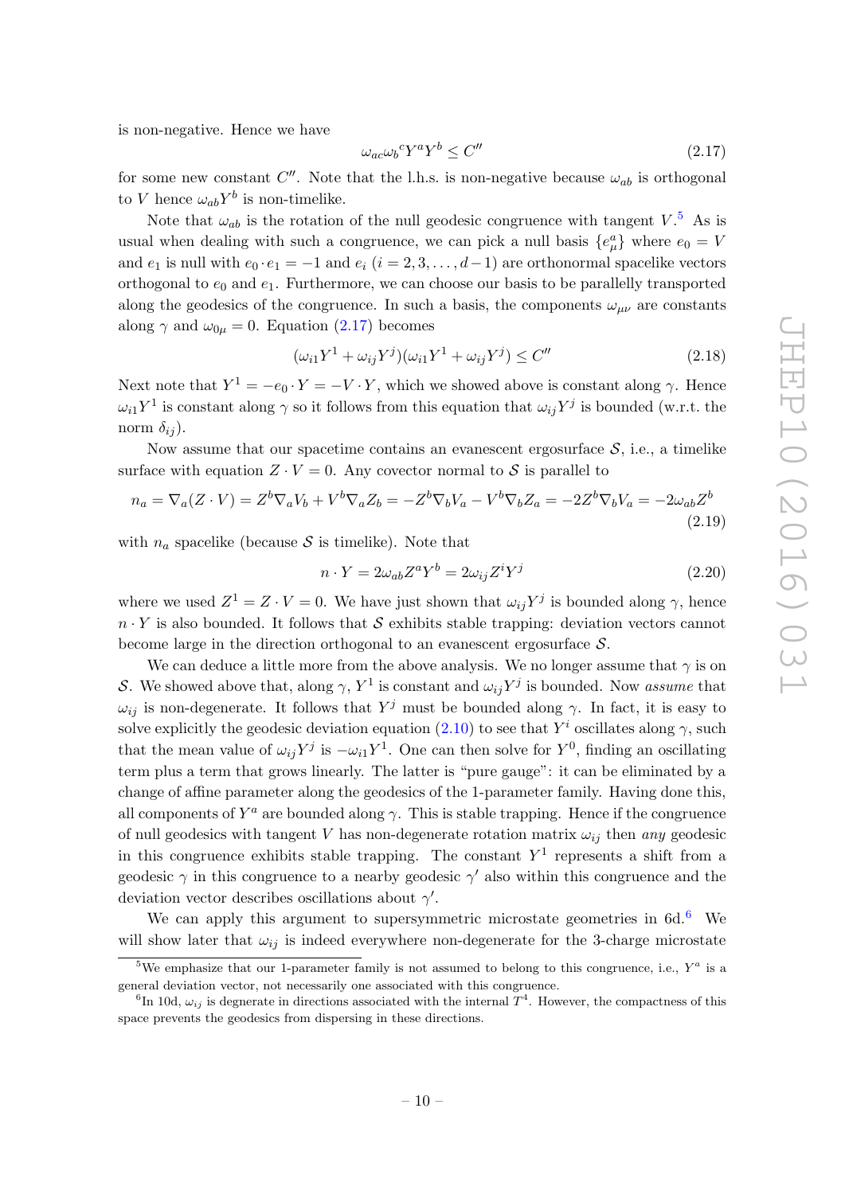is non-negative. Hence we have

$$\omega_{ac}\omega_b{}^c Y^a Y^b \leq C'' \tag{2.17}$$

for some new constant $C''$. Note that the l.h.s. is non-negative because $\omega_{ab}$ is orthogonal to $V$ hence $\omega_{ab}Y^b$ is non-timelike.

Note that $\omega_{ab}$ is the rotation of the null geodesic congruence with tangent $V$.[5] As is usual when dealing with such a congruence, we can pick a null basis $\{e_\mu^a\}$ where $e_0 = V$ and $e_1$ is null with $e_0 \cdot e_1 = -1$ and $e_i$ $(i = 2, 3, \ldots, d-1)$ are orthonormal spacelike vectors orthogonal to $e_0$ and $e_1$. Furthermore, we can choose our basis to be parallelly transported along the geodesics of the congruence. In such a basis, the components $\omega_{\mu\nu}$ are constants along $\gamma$ and $\omega_{0\mu} = 0$. Equation (2.17) becomes

$$(\omega_{i1}Y^1 + \omega_{ij}Y^j)(\omega_{i1}Y^1 + \omega_{ij}Y^j) \leq C'' \tag{2.18}$$

Next note that $Y^1 = -e_0 \cdot Y = -V \cdot Y$, which we showed above is constant along $\gamma$. Hence $\omega_{i1}Y^1$ is constant along $\gamma$ so it follows from this equation that $\omega_{ij}Y^j$ is bounded (w.r.t. the norm $\delta_{ij}$).

Now assume that our spacetime contains an evanescent ergosurface $\mathcal{S}$, i.e., a timelike surface with equation $Z \cdot V = 0$. Any covector normal to $\mathcal{S}$ is parallel to

$$n_a = \nabla_a(Z \cdot V) = Z^b \nabla_a V_b + V^b \nabla_a Z_b = -Z^b \nabla_b V_a - V^b \nabla_b Z_a = -2Z^b \nabla_b V_a = -2\omega_{ab}Z^b \tag{2.19}$$

with $n_a$ spacelike (because $\mathcal{S}$ is timelike). Note that

$$n \cdot Y = 2\omega_{ab}Z^a Y^b = 2\omega_{ij}Z^i Y^j \tag{2.20}$$

where we used $Z^1 = Z \cdot V = 0$. We have just shown that $\omega_{ij}Y^j$ is bounded along $\gamma$, hence $n \cdot Y$ is also bounded. It follows that $\mathcal{S}$ exhibits stable trapping: deviation vectors cannot become large in the direction orthogonal to an evanescent ergosurface $\mathcal{S}$.

We can deduce a little more from the above analysis. We no longer assume that $\gamma$ is on $\mathcal{S}$. We showed above that, along $\gamma$, $Y^1$ is constant and $\omega_{ij}Y^j$ is bounded. Now *assume* that $\omega_{ij}$ is non-degenerate. It follows that $Y^j$ must be bounded along $\gamma$. In fact, it is easy to solve explicitly the geodesic deviation equation (2.10) to see that $Y^i$ oscillates along $\gamma$, such that the mean value of $\omega_{ij}Y^j$ is $-\omega_{i1}Y^1$. One can then solve for $Y^0$, finding an oscillating term plus a term that grows linearly. The latter is "pure gauge": it can be eliminated by a change of affine parameter along the geodesics of the 1-parameter family. Having done this, all components of $Y^a$ are bounded along $\gamma$. This is stable trapping. Hence if the congruence of null geodesics with tangent $V$ has non-degenerate rotation matrix $\omega_{ij}$ then *any* geodesic in this congruence exhibits stable trapping. The constant $Y^1$ represents a shift from a geodesic $\gamma$ in this congruence to a nearby geodesic $\gamma'$ also within this congruence and the deviation vector describes oscillations about $\gamma'$.

We can apply this argument to supersymmetric microstate geometries in 6d.[6] We will show later that $\omega_{ij}$ is indeed everywhere non-degenerate for the 3-charge microstate

[5] We emphasize that our 1-parameter family is not assumed to belong to this congruence, i.e., $Y^a$ is a general deviation vector, not necessarily one associated with this congruence.

[6] In 10d, $\omega_{ij}$ is degenerate in directions associated with the internal $T^4$. However, the compactness of this space prevents the geodesics from dispersing in these directions.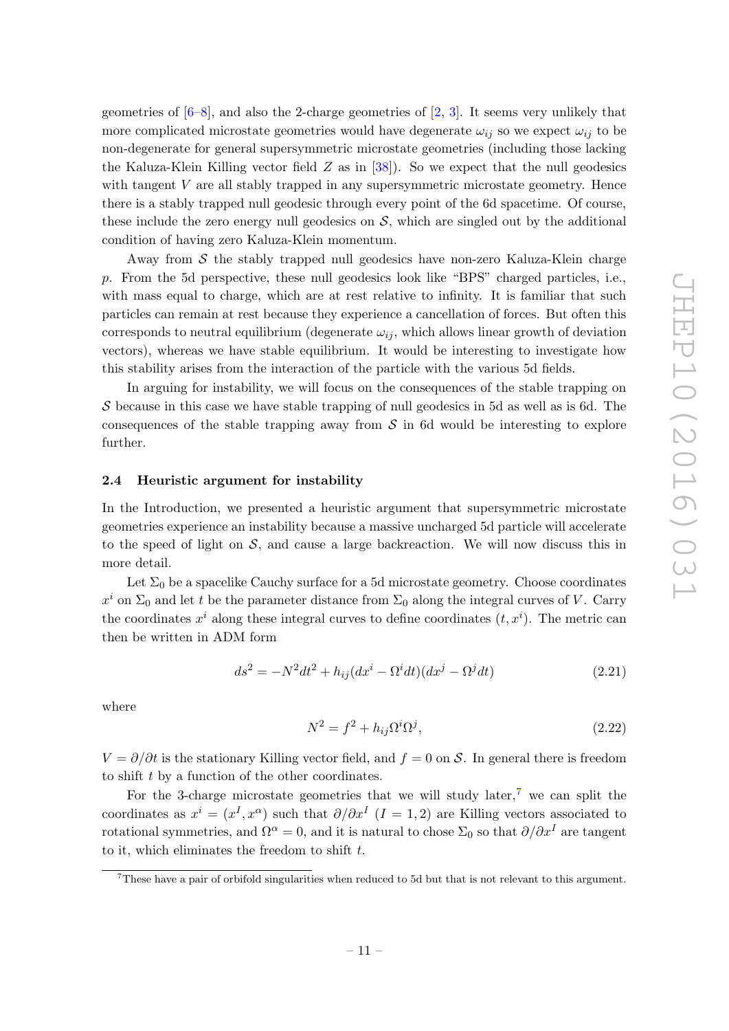geometries of [6–8], and also the 2-charge geometries of [2, 3]. It seems very unlikely that more complicated microstate geometries would have degenerate $\omega_{ij}$ so we expect $\omega_{ij}$ to be non-degenerate for general supersymmetric microstate geometries (including those lacking the Kaluza-Klein Killing vector field $Z$ as in [38]). So we expect that the null geodesics with tangent $V$ are all stably trapped in any supersymmetric microstate geometry. Hence there is a stably trapped null geodesic through every point of the 6d spacetime. Of course, these include the zero energy null geodesics on $\mathcal{S}$, which are singled out by the additional condition of having zero Kaluza-Klein momentum.

Away from $\mathcal{S}$ the stably trapped null geodesics have non-zero Kaluza-Klein charge $p$. From the 5d perspective, these null geodesics look like "BPS" charged particles, i.e., with mass equal to charge, which are at rest relative to infinity. It is familiar that such particles can remain at rest because they experience a cancellation of forces. But often this corresponds to neutral equilibrium (degenerate $\omega_{ij}$, which allows linear growth of deviation vectors), whereas we have stable equilibrium. It would be interesting to investigate how this stability arises from the interaction of the particle with the various 5d fields.

In arguing for instability, we will focus on the consequences of the stable trapping on $\mathcal{S}$ because in this case we have stable trapping of null geodesics in 5d as well as is 6d. The consequences of the stable trapping away from $\mathcal{S}$ in 6d would be interesting to explore further.

### 2.4 Heuristic argument for instability

In the Introduction, we presented a heuristic argument that supersymmetric microstate geometries experience an instability because a massive uncharged 5d particle will accelerate to the speed of light on $\mathcal{S}$, and cause a large backreaction. We will now discuss this in more detail.

Let $\Sigma_0$ be a spacelike Cauchy surface for a 5d microstate geometry. Choose coordinates $x^i$ on $\Sigma_0$ and let $t$ be the parameter distance from $\Sigma_0$ along the integral curves of $V$. Carry the coordinates $x^i$ along these integral curves to define coordinates $(t, x^i)$. The metric can then be written in ADM form

$$ds^2 = -N^2 dt^2 + h_{ij}(dx^i - \Omega^i dt)(dx^j - \Omega^j dt) \tag{2.21}$$

where

$$N^2 = f^2 + h_{ij}\Omega^i \Omega^j, \tag{2.22}$$

$V = \partial/\partial t$ is the stationary Killing vector field, and $f = 0$ on $\mathcal{S}$. In general there is freedom to shift $t$ by a function of the other coordinates.

For the 3-charge microstate geometries that we will study later,[7] we can split the coordinates as $x^i = (x^I, x^\alpha)$ such that $\partial/\partial x^I$ ($I = 1, 2$) are Killing vectors associated to rotational symmetries, and $\Omega^\alpha = 0$, and it is natural to chose $\Sigma_0$ so that $\partial/\partial x^I$ are tangent to it, which eliminates the freedom to shift $t$.

[7] These have a pair of orbifold singularities when reduced to 5d but that is not relevant to this argument.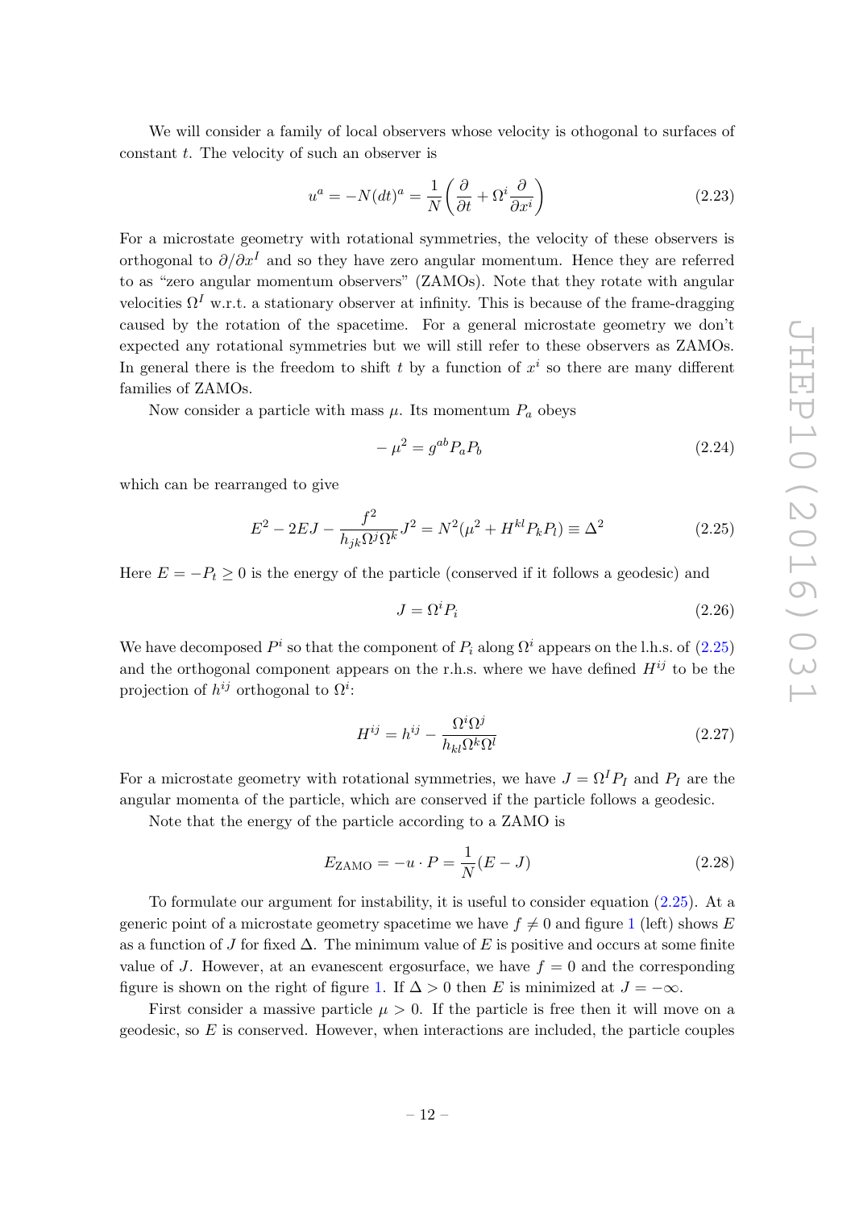We will consider a family of local observers whose velocity is othogonal to surfaces of constant $t$. The velocity of such an observer is

$$u^a = -N(dt)^a = \frac{1}{N}\left(\frac{\partial}{\partial t} + \Omega^i \frac{\partial}{\partial x^i}\right) \tag{2.23}$$

For a microstate geometry with rotational symmetries, the velocity of these observers is orthogonal to $\partial/\partial x^I$ and so they have zero angular momentum. Hence they are referred to as "zero angular momentum observers" (ZAMOs). Note that they rotate with angular velocities $\Omega^I$ w.r.t. a stationary observer at infinity. This is because of the frame-dragging caused by the rotation of the spacetime. For a general microstate geometry we don't expected any rotational symmetries but we will still refer to these observers as ZAMOs. In general there is the freedom to shift $t$ by a function of $x^i$ so there are many different families of ZAMOs.

Now consider a particle with mass $\mu$. Its momentum $P_a$ obeys

$$-\mu^2 = g^{ab} P_a P_b \tag{2.24}$$

which can be rearranged to give

$$E^2 - 2EJ - \frac{f^2}{h_{jk}\Omega^j\Omega^k} J^2 = N^2(\mu^2 + H^{kl}P_k P_l) \equiv \Delta^2 \tag{2.25}$$

Here $E = -P_t \geq 0$ is the energy of the particle (conserved if it follows a geodesic) and

$$J = \Omega^i P_i \tag{2.26}$$

We have decomposed $P^i$ so that the component of $P_i$ along $\Omega^i$ appears on the l.h.s. of (2.25) and the orthogonal component appears on the r.h.s. where we have defined $H^{ij}$ to be the projection of $h^{ij}$ orthogonal to $\Omega^i$:

$$H^{ij} = h^{ij} - \frac{\Omega^i \Omega^j}{h_{kl}\Omega^k \Omega^l} \tag{2.27}$$

For a microstate geometry with rotational symmetries, we have $J = \Omega^I P_I$ and $P_I$ are the angular momenta of the particle, which are conserved if the particle follows a geodesic.

Note that the energy of the particle according to a ZAMO is

$$E_{\text{ZAMO}} = -u \cdot P = \frac{1}{N}(E - J) \tag{2.28}$$

To formulate our argument for instability, it is useful to consider equation (2.25). At a generic point of a microstate geometry spacetime we have $f \neq 0$ and figure 1 (left) shows $E$ as a function of $J$ for fixed $\Delta$. The minimum value of $E$ is positive and occurs at some finite value of $J$. However, at an evanescent ergosurface, we have $f = 0$ and the corresponding figure is shown on the right of figure 1. If $\Delta > 0$ then $E$ is minimized at $J = -\infty$.

First consider a massive particle $\mu > 0$. If the particle is free then it will move on a geodesic, so $E$ is conserved. However, when interactions are included, the particle couples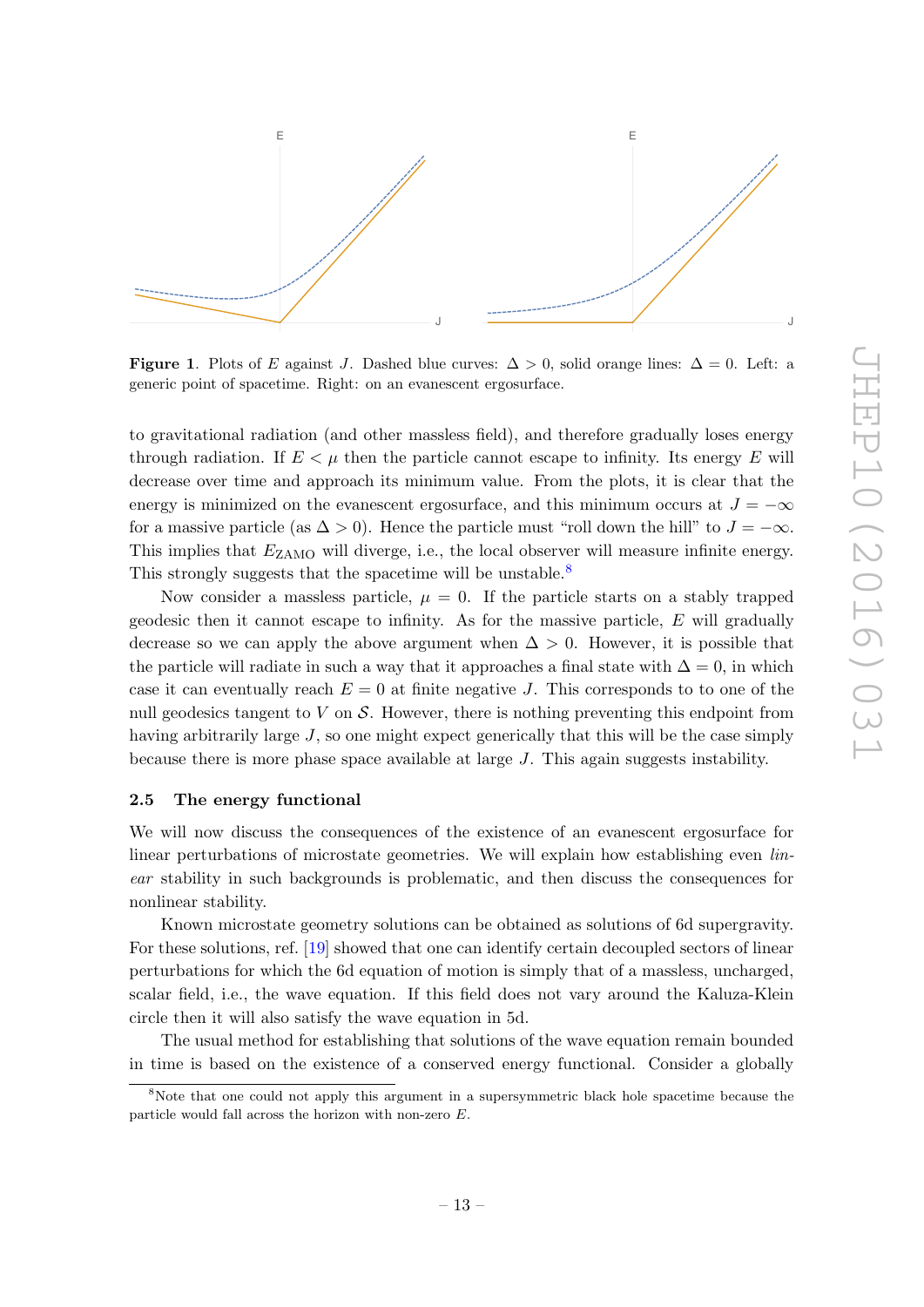**Figure 1**. Plots of $E$ against $J$. Dashed blue curves: $\Delta > 0$, solid orange lines: $\Delta = 0$. Left: a generic point of spacetime. Right: on an evanescent ergosurface.

to gravitational radiation (and other massless field), and therefore gradually loses energy through radiation. If $E < \mu$ then the particle cannot escape to infinity. Its energy $E$ will decrease over time and approach its minimum value. From the plots, it is clear that the energy is minimized on the evanescent ergosurface, and this minimum occurs at $J = -\infty$ for a massive particle (as $\Delta > 0$). Hence the particle must "roll down the hill" to $J = -\infty$. This implies that $E_{\rm ZAMO}$ will diverge, i.e., the local observer will measure infinite energy. This strongly suggests that the spacetime will be unstable.[8]

Now consider a massless particle, $\mu = 0$. If the particle starts on a stably trapped geodesic then it cannot escape to infinity. As for the massive particle, $E$ will gradually decrease so we can apply the above argument when $\Delta > 0$. However, it is possible that the particle will radiate in such a way that it approaches a final state with $\Delta = 0$, in which case it can eventually reach $E = 0$ at finite negative $J$. This corresponds to to one of the null geodesics tangent to $V$ on $\mathcal{S}$. However, there is nothing preventing this endpoint from having arbitrarily large $J$, so one might expect generically that this will be the case simply because there is more phase space available at large $J$. This again suggests instability.

### 2.5 The energy functional

We will now discuss the consequences of the existence of an evanescent ergosurface for linear perturbations of microstate geometries. We will explain how establishing even *linear* stability in such backgrounds is problematic, and then discuss the consequences for nonlinear stability.

Known microstate geometry solutions can be obtained as solutions of 6d supergravity. For these solutions, ref. [19] showed that one can identify certain decoupled sectors of linear perturbations for which the 6d equation of motion is simply that of a massless, uncharged, scalar field, i.e., the wave equation. If this field does not vary around the Kaluza-Klein circle then it will also satisfy the wave equation in 5d.

The usual method for establishing that solutions of the wave equation remain bounded in time is based on the existence of a conserved energy functional. Consider a globally

[8] Note that one could not apply this argument in a supersymmetric black hole spacetime because the particle would fall across the horizon with non-zero $E$.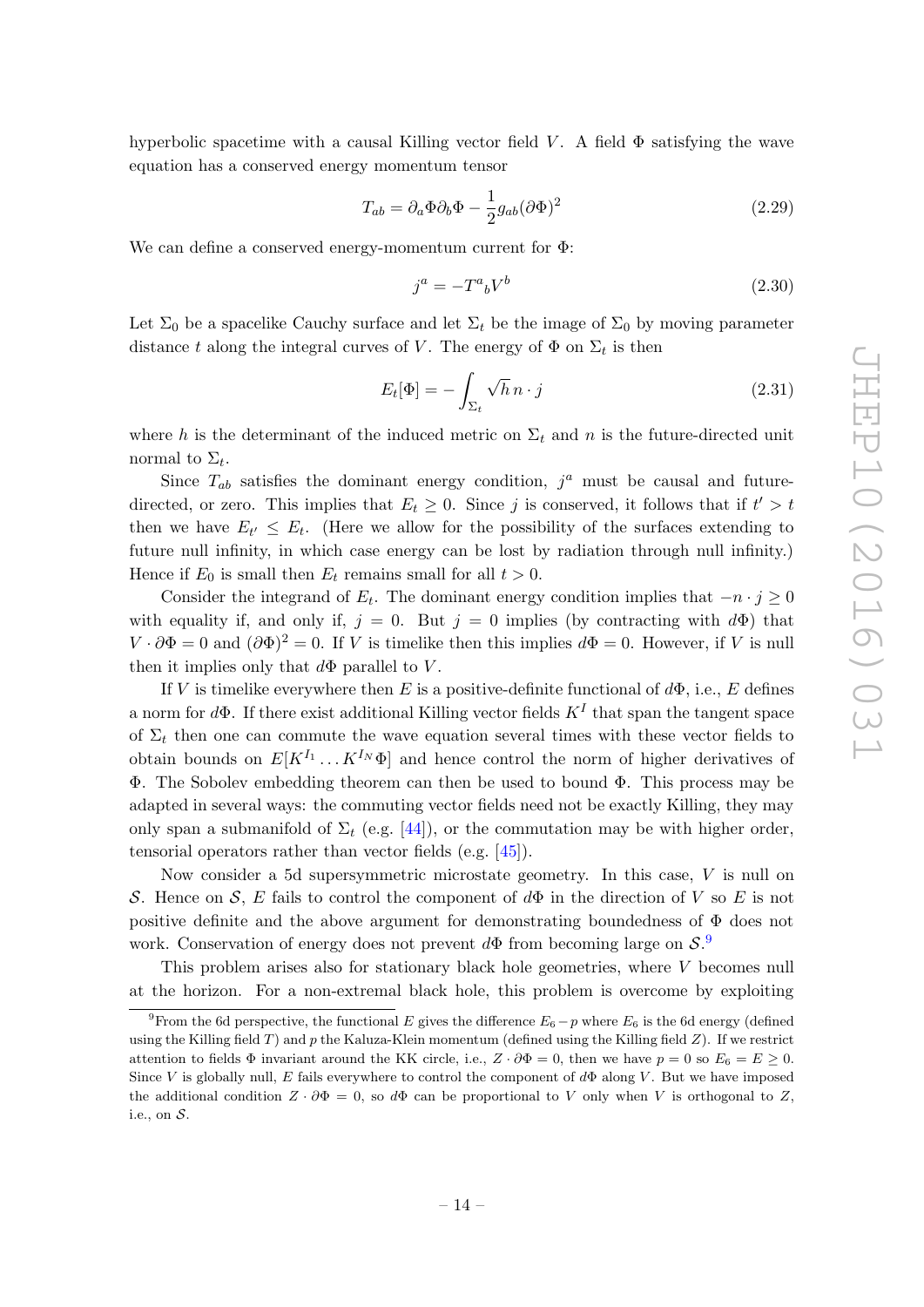hyperbolic spacetime with a causal Killing vector field $V$. A field $\Phi$ satisfying the wave equation has a conserved energy momentum tensor

$$T_{ab} = \partial_a \Phi \partial_b \Phi - \frac{1}{2} g_{ab} (\partial \Phi)^2 \tag{2.29}$$

We can define a conserved energy-momentum current for $\Phi$:

$$j^a = -T^a{}_b V^b \tag{2.30}$$

Let $\Sigma_0$ be a spacelike Cauchy surface and let $\Sigma_t$ be the image of $\Sigma_0$ by moving parameter distance $t$ along the integral curves of $V$. The energy of $\Phi$ on $\Sigma_t$ is then

$$E_t[\Phi] = -\int_{\Sigma_t} \sqrt{h}\, n \cdot j \tag{2.31}$$

where $h$ is the determinant of the induced metric on $\Sigma_t$ and $n$ is the future-directed unit normal to $\Sigma_t$.

Since $T_{ab}$ satisfies the dominant energy condition, $j^a$ must be causal and future-directed, or zero. This implies that $E_t \geq 0$. Since $j$ is conserved, it follows that if $t' > t$ then we have $E_{t'} \leq E_t$. (Here we allow for the possibility of the surfaces extending to future null infinity, in which case energy can be lost by radiation through null infinity.) Hence if $E_0$ is small then $E_t$ remains small for all $t > 0$.

Consider the integrand of $E_t$. The dominant energy condition implies that $-n \cdot j \geq 0$ with equality if, and only if, $j = 0$. But $j = 0$ implies (by contracting with $d\Phi$) that $V \cdot \partial \Phi = 0$ and $(\partial \Phi)^2 = 0$. If $V$ is timelike then this implies $d\Phi = 0$. However, if $V$ is null then it implies only that $d\Phi$ parallel to $V$.

If $V$ is timelike everywhere then $E$ is a positive-definite functional of $d\Phi$, i.e., $E$ defines a norm for $d\Phi$. If there exist additional Killing vector fields $K^I$ that span the tangent space of $\Sigma_t$ then one can commute the wave equation several times with these vector fields to obtain bounds on $E[K^{I_1} \dots K^{I_N} \Phi]$ and hence control the norm of higher derivatives of $\Phi$. The Sobolev embedding theorem can then be used to bound $\Phi$. This process may be adapted in several ways: the commuting vector fields need not be exactly Killing, they may only span a submanifold of $\Sigma_t$ (e.g. [44]), or the commutation may be with higher order, tensorial operators rather than vector fields (e.g. [45]).

Now consider a 5d supersymmetric microstate geometry. In this case, $V$ is null on $\mathcal{S}$. Hence on $\mathcal{S}$, $E$ fails to control the component of $d\Phi$ in the direction of $V$ so $E$ is not positive definite and the above argument for demonstrating boundedness of $\Phi$ does not work. Conservation of energy does not prevent $d\Phi$ from becoming large on $\mathcal{S}$.[9]

This problem arises also for stationary black hole geometries, where $V$ becomes null at the horizon. For a non-extremal black hole, this problem is overcome by exploiting

[9] From the 6d perspective, the functional $E$ gives the difference $E_6 - p$ where $E_6$ is the 6d energy (defined using the Killing field $T$) and $p$ the Kaluza-Klein momentum (defined using the Killing field $Z$). If we restrict attention to fields $\Phi$ invariant around the KK circle, i.e., $Z \cdot \partial \Phi = 0$, then we have $p = 0$ so $E_6 = E \geq 0$. Since $V$ is globally null, $E$ fails everywhere to control the component of $d\Phi$ along $V$. But we have imposed the additional condition $Z \cdot \partial \Phi = 0$, so $d\Phi$ can be proportional to $V$ only when $V$ is orthogonal to $Z$, i.e., on $\mathcal{S}$.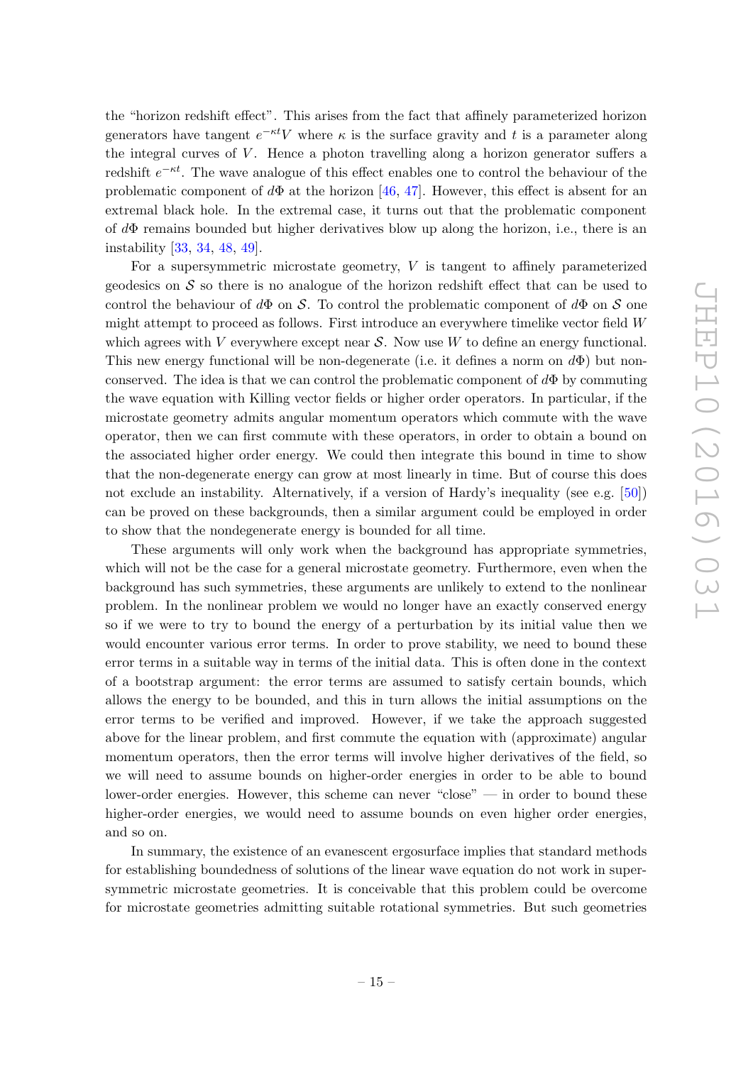the "horizon redshift effect". This arises from the fact that affinely parameterized horizon generators have tangent $e^{-\kappa t}V$ where $\kappa$ is the surface gravity and $t$ is a parameter along the integral curves of $V$. Hence a photon travelling along a horizon generator suffers a redshift $e^{-\kappa t}$. The wave analogue of this effect enables one to control the behaviour of the problematic component of $d\Phi$ at the horizon [46, 47]. However, this effect is absent for an extremal black hole. In the extremal case, it turns out that the problematic component of $d\Phi$ remains bounded but higher derivatives blow up along the horizon, i.e., there is an instability [33, 34, 48, 49].

For a supersymmetric microstate geometry, $V$ is tangent to affinely parameterized geodesics on $\mathcal{S}$ so there is no analogue of the horizon redshift effect that can be used to control the behaviour of $d\Phi$ on $\mathcal{S}$. To control the problematic component of $d\Phi$ on $\mathcal{S}$ one might attempt to proceed as follows. First introduce an everywhere timelike vector field $W$ which agrees with $V$ everywhere except near $\mathcal{S}$. Now use $W$ to define an energy functional. This new energy functional will be non-degenerate (i.e. it defines a norm on $d\Phi$) but non-conserved. The idea is that we can control the problematic component of $d\Phi$ by commuting the wave equation with Killing vector fields or higher order operators. In particular, if the microstate geometry admits angular momentum operators which commute with the wave operator, then we can first commute with these operators, in order to obtain a bound on the associated higher order energy. We could then integrate this bound in time to show that the non-degenerate energy can grow at most linearly in time. But of course this does not exclude an instability. Alternatively, if a version of Hardy's inequality (see e.g. [50]) can be proved on these backgrounds, then a similar argument could be employed in order to show that the nondegenerate energy is bounded for all time.

These arguments will only work when the background has appropriate symmetries, which will not be the case for a general microstate geometry. Furthermore, even when the background has such symmetries, these arguments are unlikely to extend to the nonlinear problem. In the nonlinear problem we would no longer have an exactly conserved energy so if we were to try to bound the energy of a perturbation by its initial value then we would encounter various error terms. In order to prove stability, we need to bound these error terms in a suitable way in terms of the initial data. This is often done in the context of a bootstrap argument: the error terms are assumed to satisfy certain bounds, which allows the energy to be bounded, and this in turn allows the initial assumptions on the error terms to be verified and improved. However, if we take the approach suggested above for the linear problem, and first commute the equation with (approximate) angular momentum operators, then the error terms will involve higher derivatives of the field, so we will need to assume bounds on higher-order energies in order to be able to bound lower-order energies. However, this scheme can never "close" — in order to bound these higher-order energies, we would need to assume bounds on even higher order energies, and so on.

In summary, the existence of an evanescent ergosurface implies that standard methods for establishing boundedness of solutions of the linear wave equation do not work in supersymmetric microstate geometries. It is conceivable that this problem could be overcome for microstate geometries admitting suitable rotational symmetries. But such geometries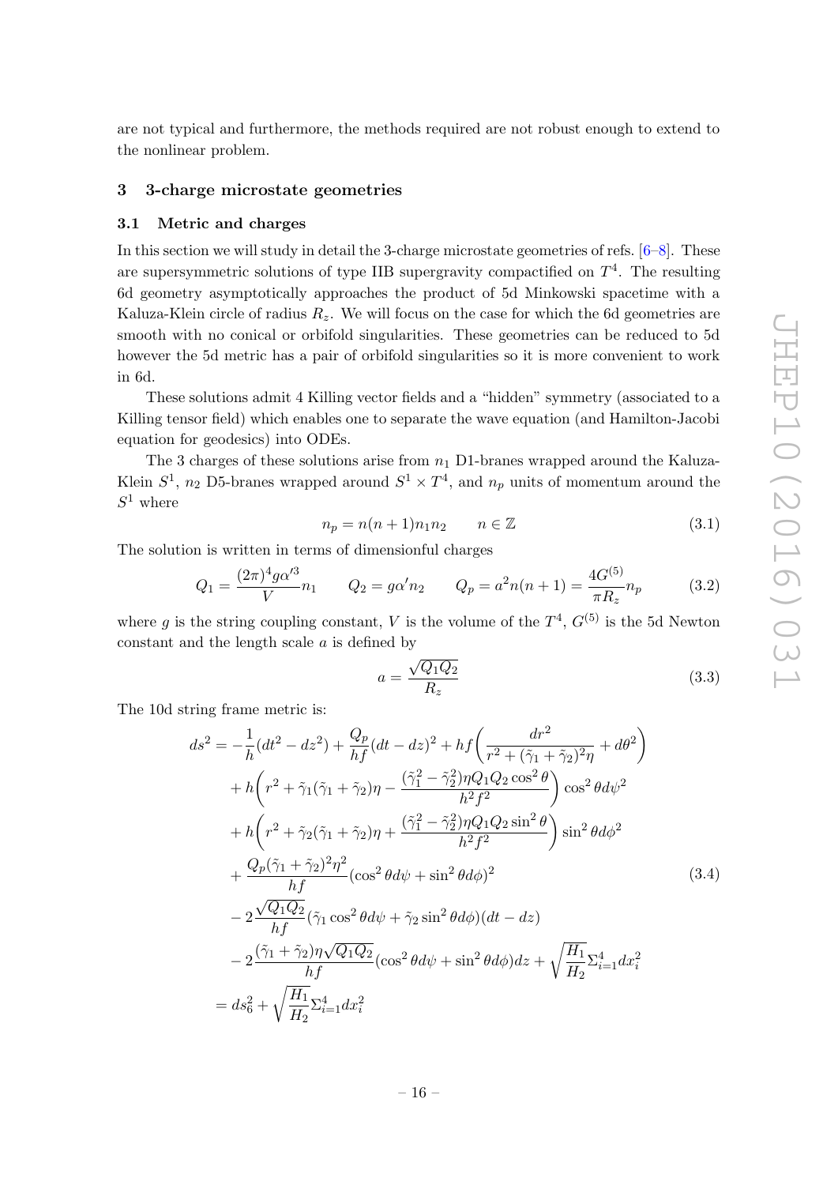are not typical and furthermore, the methods required are not robust enough to extend to the nonlinear problem.

## 3 3-charge microstate geometries

### 3.1 Metric and charges

In this section we will study in detail the 3-charge microstate geometries of refs. [6–8]. These are supersymmetric solutions of type IIB supergravity compactified on $T^4$. The resulting 6d geometry asymptotically approaches the product of 5d Minkowski spacetime with a Kaluza-Klein circle of radius $R_z$. We will focus on the case for which the 6d geometries are smooth with no conical or orbifold singularities. These geometries can be reduced to 5d however the 5d metric has a pair of orbifold singularities so it is more convenient to work in 6d.

These solutions admit 4 Killing vector fields and a "hidden" symmetry (associated to a Killing tensor field) which enables one to separate the wave equation (and Hamilton-Jacobi equation for geodesics) into ODEs.

The 3 charges of these solutions arise from $n_1$ D1-branes wrapped around the Kaluza-Klein $S^1$, $n_2$ D5-branes wrapped around $S^1 \times T^4$, and $n_p$ units of momentum around the $S^1$ where

$$n_p = n(n+1)n_1 n_2 \qquad n \in \mathbb{Z} \tag{3.1}$$

The solution is written in terms of dimensionful charges

$$Q_1 = \frac{(2\pi)^4 g \alpha'^3}{V} n_1 \qquad Q_2 = g\alpha' n_2 \qquad Q_p = a^2 n(n+1) = \frac{4G^{(5)}}{\pi R_z} n_p \tag{3.2}$$

where $g$ is the string coupling constant, $V$ is the volume of the $T^4$, $G^{(5)}$ is the 5d Newton constant and the length scale $a$ is defined by

$$a = \frac{\sqrt{Q_1 Q_2}}{R_z} \tag{3.3}$$

The 10d string frame metric is:

$$\begin{aligned}
ds^2 &= -\frac{1}{h}(dt^2 - dz^2) + \frac{Q_p}{hf}(dt - dz)^2 + hf\left(\frac{dr^2}{r^2 + (\tilde{\gamma}_1 + \tilde{\gamma}_2)^2\eta} + d\theta^2\right) \\
&\quad + h\left(r^2 + \tilde{\gamma}_1(\tilde{\gamma}_1 + \tilde{\gamma}_2)\eta - \frac{(\tilde{\gamma}_1^2 - \tilde{\gamma}_2^2)\eta Q_1 Q_2 \cos^2\theta}{h^2 f^2}\right)\cos^2\theta d\psi^2 \\
&\quad + h\left(r^2 + \tilde{\gamma}_2(\tilde{\gamma}_1 + \tilde{\gamma}_2)\eta + \frac{(\tilde{\gamma}_1^2 - \tilde{\gamma}_2^2)\eta Q_1 Q_2 \sin^2\theta}{h^2 f^2}\right)\sin^2\theta d\phi^2 \\
&\quad + \frac{Q_p(\tilde{\gamma}_1 + \tilde{\gamma}_2)^2\eta^2}{hf}(\cos^2\theta d\psi + \sin^2\theta d\phi)^2 \\
&\quad - 2\frac{\sqrt{Q_1 Q_2}}{hf}(\tilde{\gamma}_1 \cos^2\theta d\psi + \tilde{\gamma}_2 \sin^2\theta d\phi)(dt - dz) \\
&\quad - 2\frac{(\tilde{\gamma}_1 + \tilde{\gamma}_2)\eta\sqrt{Q_1 Q_2}}{hf}(\cos^2\theta d\psi + \sin^2\theta d\phi)dz + \sqrt{\frac{H_1}{H_2}}\Sigma_{i=1}^4 dx_i^2 \\
&= ds_6^2 + \sqrt{\frac{H_1}{H_2}}\Sigma_{i=1}^4 dx_i^2
\end{aligned} \tag{3.4}$$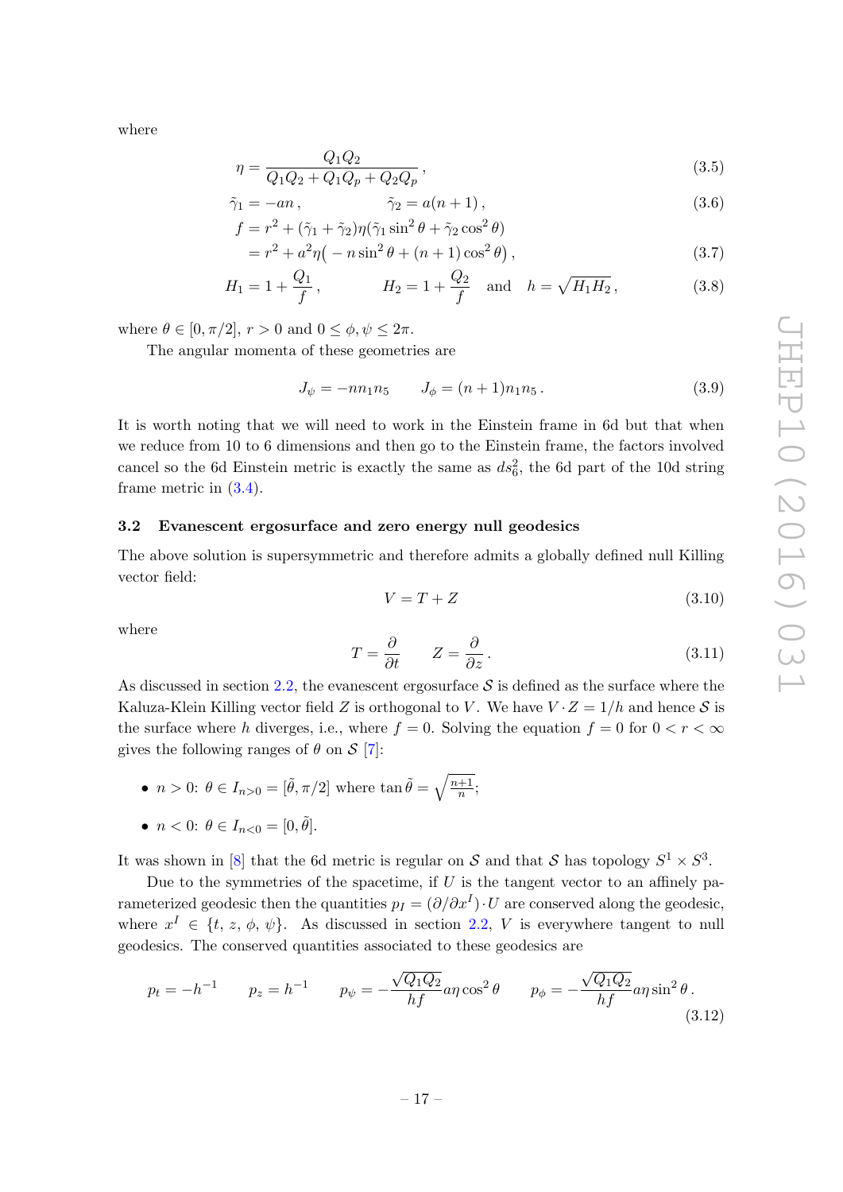where

$$\eta = \frac{Q_1 Q_2}{Q_1 Q_2 + Q_1 Q_p + Q_2 Q_p}\,, \tag{3.5}$$

$$\tilde{\gamma}_1 = -an\,, \qquad \tilde{\gamma}_2 = a(n+1)\,, \tag{3.6}$$

$$\begin{aligned} f &= r^2 + (\tilde{\gamma}_1 + \tilde{\gamma}_2)\eta(\tilde{\gamma}_1 \sin^2\theta + \tilde{\gamma}_2 \cos^2\theta) \\ &= r^2 + a^2\eta\big(-n\sin^2\theta + (n+1)\cos^2\theta\big)\,, \end{aligned} \tag{3.7}$$

$$H_1 = 1 + \frac{Q_1}{f}\,, \qquad H_2 = 1 + \frac{Q_2}{f} \quad \text{and} \quad h = \sqrt{H_1 H_2}\,, \tag{3.8}$$

where $\theta \in [0, \pi/2]$, $r > 0$ and $0 \le \phi, \psi \le 2\pi$.

The angular momenta of these geometries are

$$J_\psi = -n n_1 n_5 \qquad J_\phi = (n+1) n_1 n_5\,. \tag{3.9}$$

It is worth noting that we will need to work in the Einstein frame in 6d but that when we reduce from 10 to 6 dimensions and then go to the Einstein frame, the factors involved cancel so the 6d Einstein metric is exactly the same as $ds_6^2$, the 6d part of the 10d string frame metric in (3.4).

### 3.2 Evanescent ergosurface and zero energy null geodesics

The above solution is supersymmetric and therefore admits a globally defined null Killing vector field:

$$V = T + Z \tag{3.10}$$

where

$$T = \frac{\partial}{\partial t} \qquad Z = \frac{\partial}{\partial z}\,. \tag{3.11}$$

As discussed in section 2.2, the evanescent ergosurface $\mathcal{S}$ is defined as the surface where the Kaluza-Klein Killing vector field $Z$ is orthogonal to $V$. We have $V \cdot Z = 1/h$ and hence $\mathcal{S}$ is the surface where $h$ diverges, i.e., where $f = 0$. Solving the equation $f = 0$ for $0 < r < \infty$ gives the following ranges of $\theta$ on $\mathcal{S}$ [7]:

- $n > 0$: $\theta \in I_{n>0} = [\tilde{\theta}, \pi/2]$ where $\tan\tilde{\theta} = \sqrt{\frac{n+1}{n}}$;
- $n < 0$: $\theta \in I_{n<0} = [0, \tilde{\theta}]$.

It was shown in [8] that the 6d metric is regular on $\mathcal{S}$ and that $\mathcal{S}$ has topology $S^1 \times S^3$.

Due to the symmetries of the spacetime, if $U$ is the tangent vector to an affinely parameterized geodesic then the quantities $p_I = (\partial/\partial x^I) \cdot U$ are conserved along the geodesic, where $x^I \in \{t, z, \phi, \psi\}$. As discussed in section 2.2, $V$ is everywhere tangent to null geodesics. The conserved quantities associated to these geodesics are

$$p_t = -h^{-1} \qquad p_z = h^{-1} \qquad p_\psi = -\frac{\sqrt{Q_1 Q_2}}{hf} a\eta \cos^2\theta \qquad p_\phi = -\frac{\sqrt{Q_1 Q_2}}{hf} a\eta \sin^2\theta\,. \tag{3.12}$$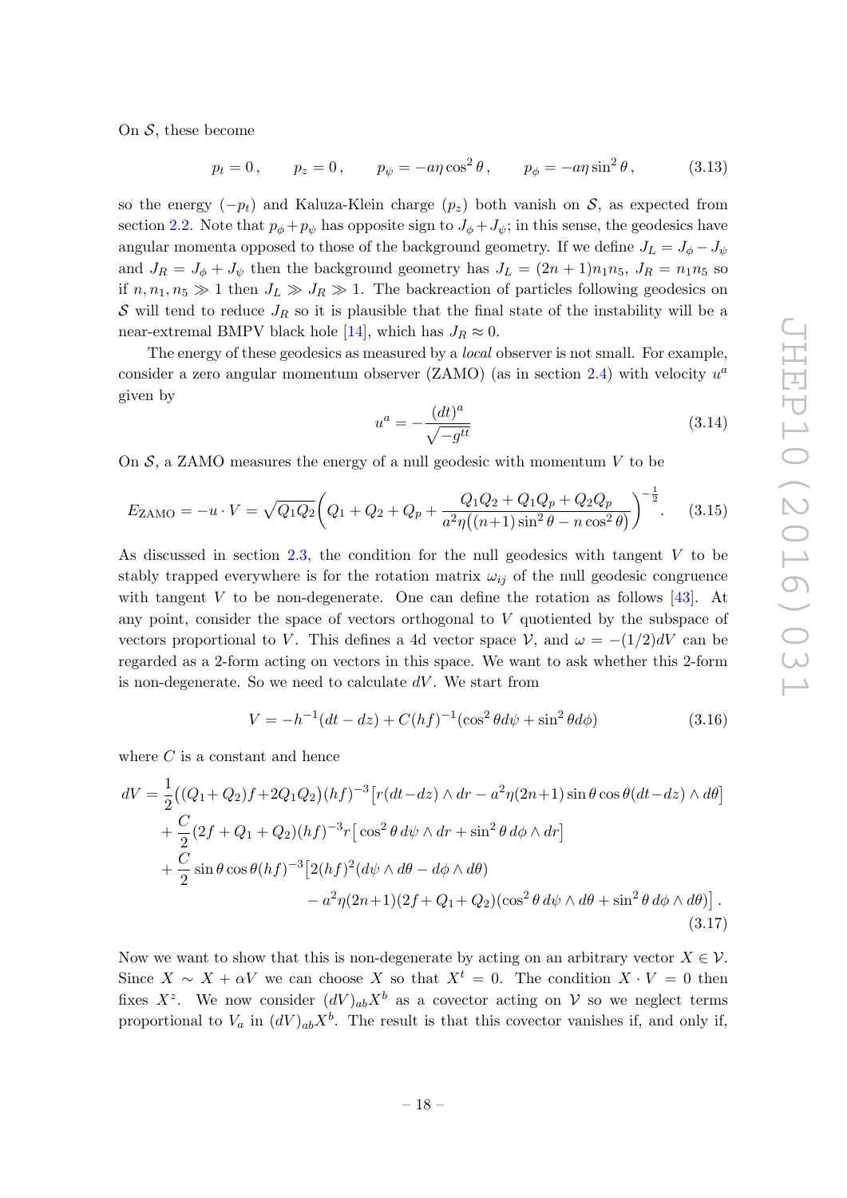On $\mathcal{S}$, these become

$$p_t = 0\,, \qquad p_z = 0\,, \qquad p_\psi = -a\eta\cos^2\theta\,, \qquad p_\phi = -a\eta\sin^2\theta\,, \tag{3.13}$$

so the energy $(-p_t)$ and Kaluza-Klein charge $(p_z)$ both vanish on $\mathcal{S}$, as expected from section 2.2. Note that $p_\phi + p_\psi$ has opposite sign to $J_\phi + J_\psi$; in this sense, the geodesics have angular momenta opposed to those of the background geometry. If we define $J_L = J_\phi - J_\psi$ and $J_R = J_\phi + J_\psi$ then the background geometry has $J_L = (2n+1)n_1 n_5$, $J_R = n_1 n_5$ so if $n, n_1, n_5 \gg 1$ then $J_L \gg J_R \gg 1$. The backreaction of particles following geodesics on $\mathcal{S}$ will tend to reduce $J_R$ so it is plausible that the final state of the instability will be a near-extremal BMPV black hole [14], which has $J_R \approx 0$.

The energy of these geodesics as measured by a *local* observer is not small. For example, consider a zero angular momentum observer (ZAMO) (as in section 2.4) with velocity $u^a$ given by

$$u^a = -\frac{(dt)^a}{\sqrt{-g^{tt}}} \tag{3.14}$$

On $\mathcal{S}$, a ZAMO measures the energy of a null geodesic with momentum $V$ to be

$$E_{\text{ZAMO}} = -u \cdot V = \sqrt{Q_1 Q_2}\left(Q_1 + Q_2 + Q_p + \frac{Q_1 Q_2 + Q_1 Q_p + Q_2 Q_p}{a^2\eta\big((n+1)\sin^2\theta - n\cos^2\theta\big)}\right)^{-\frac{1}{2}}. \tag{3.15}$$

As discussed in section 2.3, the condition for the null geodesics with tangent $V$ to be stably trapped everywhere is for the rotation matrix $\omega_{ij}$ of the null geodesic congruence with tangent $V$ to be non-degenerate. One can define the rotation as follows [43]. At any point, consider the space of vectors orthogonal to $V$ quotiented by the subspace of vectors proportional to $V$. This defines a 4d vector space $\mathcal{V}$, and $\omega = -(1/2)dV$ can be regarded as a 2-form acting on vectors in this space. We want to ask whether this 2-form is non-degenerate. So we need to calculate $dV$. We start from

$$V = -h^{-1}(dt - dz) + C(hf)^{-1}(\cos^2\theta d\psi + \sin^2\theta d\phi) \tag{3.16}$$

where $C$ is a constant and hence

$$\begin{aligned}
dV = {}& \frac{1}{2}\big((Q_1 + Q_2)f + 2Q_1 Q_2\big)(hf)^{-3}\big[r(dt - dz)\wedge dr - a^2\eta(2n+1)\sin\theta\cos\theta(dt - dz)\wedge d\theta\big] \\
&+ \frac{C}{2}(2f + Q_1 + Q_2)(hf)^{-3} r\big[\cos^2\theta\, d\psi\wedge dr + \sin^2\theta\, d\phi\wedge dr\big] \\
&+ \frac{C}{2}\sin\theta\cos\theta(hf)^{-3}\big[2(hf)^2(d\psi\wedge d\theta - d\phi\wedge d\theta) \\
&\qquad - a^2\eta(2n+1)(2f + Q_1 + Q_2)(\cos^2\theta\, d\psi\wedge d\theta + \sin^2\theta\, d\phi\wedge d\theta)\big]\,.
\end{aligned} \tag{3.17}$$

Now we want to show that this is non-degenerate by acting on an arbitrary vector $X \in \mathcal{V}$. Since $X \sim X + \alpha V$ we can choose $X$ so that $X^t = 0$. The condition $X \cdot V = 0$ then fixes $X^z$. We now consider $(dV)_{ab}X^b$ as a covector acting on $\mathcal{V}$ so we neglect terms proportional to $V_a$ in $(dV)_{ab}X^b$. The result is that this covector vanishes if, and only if,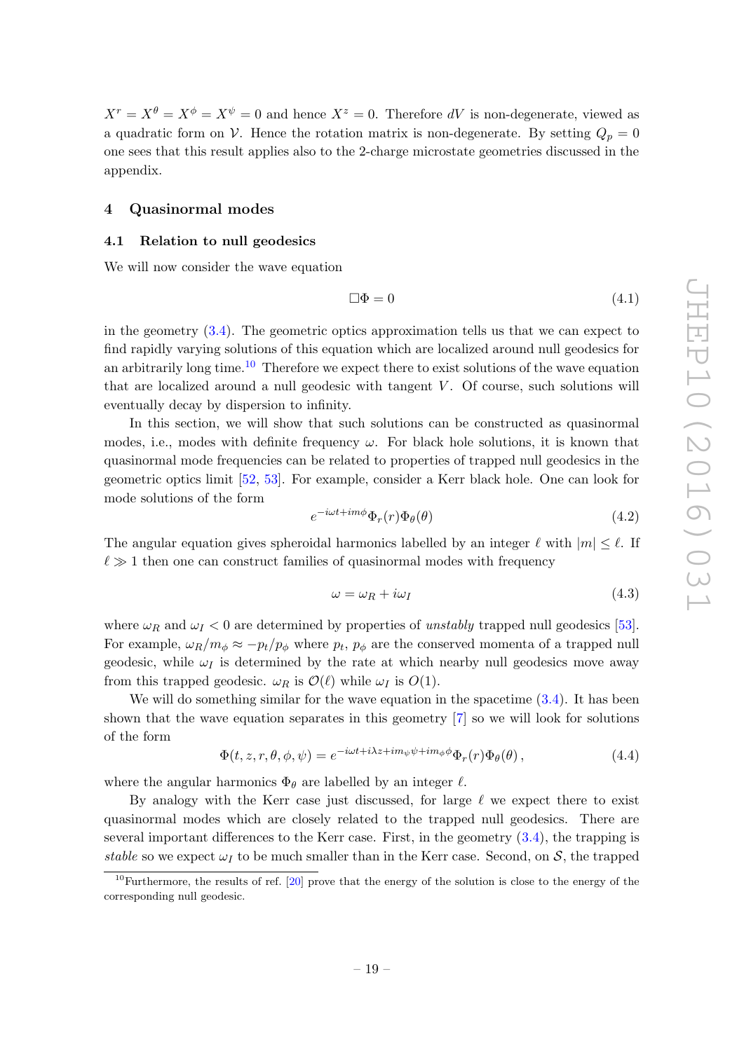$X^r = X^\theta = X^\phi = X^\psi = 0$ and hence $X^z = 0$. Therefore $dV$ is non-degenerate, viewed as a quadratic form on $\mathcal{V}$. Hence the rotation matrix is non-degenerate. By setting $Q_p = 0$ one sees that this result applies also to the 2-charge microstate geometries discussed in the appendix.

## 4 Quasinormal modes

### 4.1 Relation to null geodesics

We will now consider the wave equation

$$\Box \Phi = 0 \tag{4.1}$$

in the geometry (3.4). The geometric optics approximation tells us that we can expect to find rapidly varying solutions of this equation which are localized around null geodesics for an arbitrarily long time.[10] Therefore we expect there to exist solutions of the wave equation that are localized around a null geodesic with tangent $V$. Of course, such solutions will eventually decay by dispersion to infinity.

In this section, we will show that such solutions can be constructed as quasinormal modes, i.e., modes with definite frequency $\omega$. For black hole solutions, it is known that quasinormal mode frequencies can be related to properties of trapped null geodesics in the geometric optics limit [52, 53]. For example, consider a Kerr black hole. One can look for mode solutions of the form

$$e^{-i\omega t + im\phi}\Phi_r(r)\Phi_\theta(\theta) \tag{4.2}$$

The angular equation gives spheroidal harmonics labelled by an integer $\ell$ with $|m| \leq \ell$. If $\ell \gg 1$ then one can construct families of quasinormal modes with frequency

$$\omega = \omega_R + i\omega_I \tag{4.3}$$

where $\omega_R$ and $\omega_I < 0$ are determined by properties of *unstably* trapped null geodesics [53]. For example, $\omega_R/m_\phi \approx -p_t/p_\phi$ where $p_t$, $p_\phi$ are the conserved momenta of a trapped null geodesic, while $\omega_I$ is determined by the rate at which nearby null geodesics move away from this trapped geodesic. $\omega_R$ is $\mathcal{O}(\ell)$ while $\omega_I$ is $O(1)$.

We will do something similar for the wave equation in the spacetime (3.4). It has been shown that the wave equation separates in this geometry [7] so we will look for solutions of the form

$$\Phi(t, z, r, \theta, \phi, \psi) = e^{-i\omega t + i\lambda z + im_\psi \psi + im_\phi \phi}\Phi_r(r)\Phi_\theta(\theta)\,, \tag{4.4}$$

where the angular harmonics $\Phi_\theta$ are labelled by an integer $\ell$.

By analogy with the Kerr case just discussed, for large $\ell$ we expect there to exist quasinormal modes which are closely related to the trapped null geodesics. There are several important differences to the Kerr case. First, in the geometry (3.4), the trapping is *stable* so we expect $\omega_I$ to be much smaller than in the Kerr case. Second, on $\mathcal{S}$, the trapped

---

[10] Furthermore, the results of ref. [20] prove that the energy of the solution is close to the energy of the corresponding null geodesic.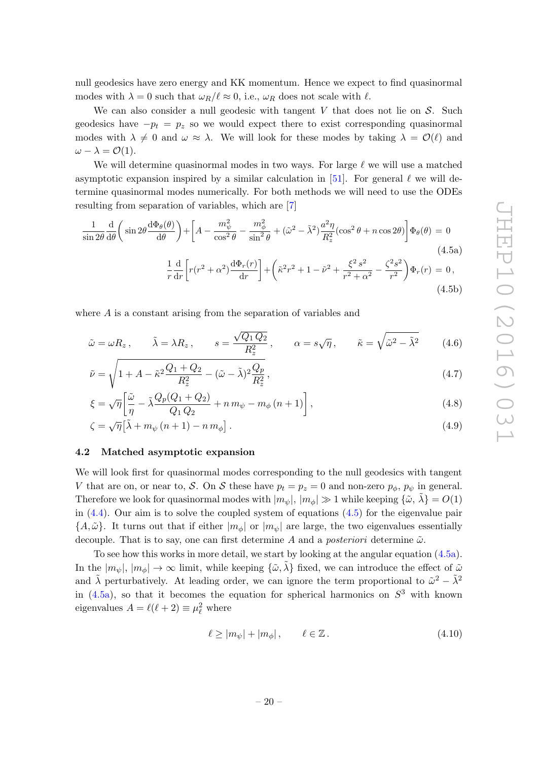null geodesics have zero energy and KK momentum. Hence we expect to find quasinormal modes with $\lambda = 0$ such that $\omega_R/\ell \approx 0$, i.e., $\omega_R$ does not scale with $\ell$.

We can also consider a null geodesic with tangent $V$ that does not lie on $\mathcal{S}$. Such geodesics have $-p_t = p_z$ so we would expect there to exist corresponding quasinormal modes with $\lambda \neq 0$ and $\omega \approx \lambda$. We will look for these modes by taking $\lambda = \mathcal{O}(\ell)$ and $\omega - \lambda = \mathcal{O}(1)$.

We will determine quasinormal modes in two ways. For large $\ell$ we will use a matched asymptotic expansion inspired by a similar calculation in [51]. For general $\ell$ we will determine quasinormal modes numerically. For both methods we will need to use the ODEs resulting from separation of variables, which are [7]

$$\frac{1}{\sin 2\theta}\frac{\mathrm{d}}{\mathrm{d}\theta}\left(\sin 2\theta \frac{\mathrm{d}\Phi_\theta(\theta)}{\mathrm{d}\theta}\right)+\left[A-\frac{m_\psi^2}{\cos^2\theta}-\frac{m_\phi^2}{\sin^2\theta}+(\tilde{\omega}^2-\tilde{\lambda}^2)\frac{a^2\eta}{R_z^2}(\cos^2\theta+n\cos 2\theta)\right]\Phi_\theta(\theta) = 0 \tag{4.5a}$$

$$\frac{1}{r}\frac{\mathrm{d}}{\mathrm{d}r}\left[r(r^2+\alpha^2)\frac{\mathrm{d}\Phi_r(r)}{\mathrm{d}r}\right]+\left(\tilde{\kappa}^2 r^2+1-\tilde{\nu}^2+\frac{\xi^2 s^2}{r^2+\alpha^2}-\frac{\zeta^2 s^2}{r^2}\right)\Phi_r(r) = 0\,, \tag{4.5b}$$

where $A$ is a constant arising from the separation of variables and

$$\tilde{\omega} = \omega R_z\,, \qquad \tilde{\lambda} = \lambda R_z\,, \qquad s = \frac{\sqrt{Q_1 Q_2}}{R_z^2}\,, \qquad \alpha = s\sqrt{\eta}\,, \qquad \tilde{\kappa} = \sqrt{\tilde{\omega}^2-\tilde{\lambda}^2} \tag{4.6}$$

$$\tilde{\nu} = \sqrt{1+A-\tilde{\kappa}^2\frac{Q_1+Q_2}{R_z^2}-(\tilde{\omega}-\tilde{\lambda})^2\frac{Q_p}{R_z^2}}\,, \tag{4.7}$$

$$\xi = \sqrt{\eta}\left[\frac{\tilde{\omega}}{\eta}-\tilde{\lambda}\frac{Q_p(Q_1+Q_2)}{Q_1 Q_2}+n\,m_\psi - m_\phi\,(n+1)\right], \tag{4.8}$$

$$\zeta = \sqrt{\eta}\left[\tilde{\lambda}+m_\psi\,(n+1)-n\,m_\phi\right]. \tag{4.9}$$

### 4.2 Matched asymptotic expansion

We will look first for quasinormal modes corresponding to the null geodesics with tangent $V$ that are on, or near to, $\mathcal{S}$. On $\mathcal{S}$ these have $p_t = p_z = 0$ and non-zero $p_\phi$, $p_\psi$ in general. Therefore we look for quasinormal modes with $|m_\psi|, |m_\phi| \gg 1$ while keeping $\{\tilde{\omega}, \tilde{\lambda}\} = O(1)$ in (4.4). Our aim is to solve the coupled system of equations (4.5) for the eigenvalue pair $\{A, \tilde{\omega}\}$. It turns out that if either $|m_\phi|$ or $|m_\psi|$ are large, the two eigenvalues essentially decouple. That is to say, one can first determine $A$ and *a posteriori* determine $\tilde{\omega}$.

To see how this works in more detail, we start by looking at the angular equation (4.5a). In the $|m_\psi|, |m_\phi| \to \infty$ limit, while keeping $\{\tilde{\omega}, \tilde{\lambda}\}$ fixed, we can introduce the effect of $\tilde{\omega}$ and $\tilde{\lambda}$ perturbatively. At leading order, we can ignore the term proportional to $\tilde{\omega}^2 - \tilde{\lambda}^2$ in (4.5a), so that it becomes the equation for spherical harmonics on $S^3$ with known eigenvalues $A = \ell(\ell+2) \equiv \mu_\ell^2$ where

$$\ell \geq |m_\psi| + |m_\phi|\,, \qquad \ell \in \mathbb{Z}\,. \tag{4.10}$$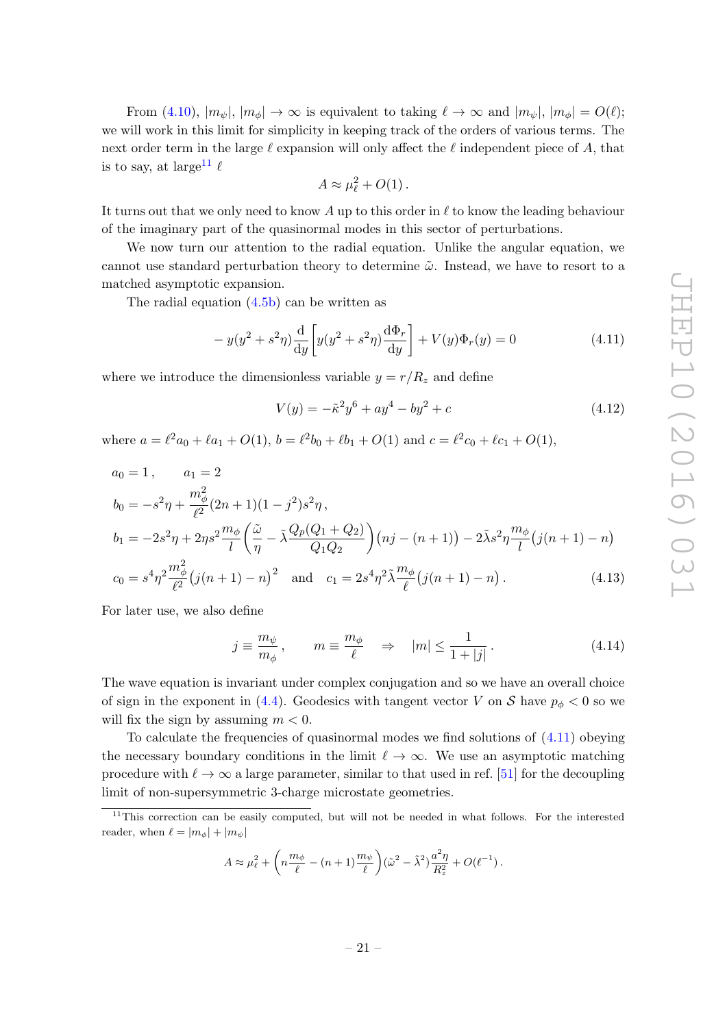From (4.10), $|m_\psi|$, $|m_\phi| \to \infty$ is equivalent to taking $\ell \to \infty$ and $|m_\psi|, |m_\phi| = O(\ell)$; we will work in this limit for simplicity in keeping track of the orders of various terms. The next order term in the large $\ell$ expansion will only affect the $\ell$ independent piece of $A$, that is to say, at large[11] $\ell$

$$A \approx \mu_\ell^2 + O(1)\,.$$

It turns out that we only need to know $A$ up to this order in $\ell$ to know the leading behaviour of the imaginary part of the quasinormal modes in this sector of perturbations.

We now turn our attention to the radial equation. Unlike the angular equation, we cannot use standard perturbation theory to determine $\tilde{\omega}$. Instead, we have to resort to a matched asymptotic expansion.

The radial equation (4.5b) can be written as

$$-\,y(y^2+s^2\eta)\frac{\mathrm{d}}{\mathrm{d}y}\left[y(y^2+s^2\eta)\frac{\mathrm{d}\Phi_r}{\mathrm{d}y}\right] + V(y)\Phi_r(y) = 0 \tag{4.11}$$

where we introduce the dimensionless variable $y = r/R_z$ and define

$$V(y) = -\tilde{\kappa}^2 y^6 + a y^4 - b y^2 + c \tag{4.12}$$

where $a = \ell^2 a_0 + \ell a_1 + O(1)$, $b = \ell^2 b_0 + \ell b_1 + O(1)$ and $c = \ell^2 c_0 + \ell c_1 + O(1)$,

$$\begin{aligned}
a_0 &= 1\,, \qquad a_1 = 2\\
b_0 &= -s^2\eta + \frac{m_\phi^2}{\ell^2}(2n+1)(1-j^2)s^2\eta\,,\\
b_1 &= -2s^2\eta + 2\eta s^2 \frac{m_\phi}{l}\left(\frac{\tilde{\omega}}{\eta} - \tilde{\lambda}\frac{Q_p(Q_1+Q_2)}{Q_1Q_2}\right)\big(nj-(n+1)\big) - 2\tilde{\lambda}s^2\eta\frac{m_\phi}{l}\big(j(n+1)-n\big)\\
c_0 &= s^4\eta^2\frac{m_\phi^2}{\ell^2}\big(j(n+1)-n\big)^2 \quad \text{and} \quad c_1 = 2s^4\eta^2\tilde{\lambda}\frac{m_\phi}{\ell}\big(j(n+1)-n\big)\,.
\end{aligned} \tag{4.13}$$

For later use, we also define

$$j \equiv \frac{m_\psi}{m_\phi}\,, \qquad m \equiv \frac{m_\phi}{\ell} \quad \Rightarrow \quad |m| \le \frac{1}{1+|j|}\,. \tag{4.14}$$

The wave equation is invariant under complex conjugation and so we have an overall choice of sign in the exponent in (4.4). Geodesics with tangent vector $V$ on $\mathcal{S}$ have $p_\phi < 0$ so we will fix the sign by assuming $m < 0$.

To calculate the frequencies of quasinormal modes we find solutions of (4.11) obeying the necessary boundary conditions in the limit $\ell \to \infty$. We use an asymptotic matching procedure with $\ell \to \infty$ a large parameter, similar to that used in ref. [51] for the decoupling limit of non-supersymmetric 3-charge microstate geometries.

[11] This correction can be easily computed, but will not be needed in what follows. For the interested reader, when $\ell = |m_\phi| + |m_\psi|$

$$A \approx \mu_\ell^2 + \left(n\frac{m_\phi}{\ell} - (n+1)\frac{m_\psi}{\ell}\right)(\tilde{\omega}^2 - \tilde{\lambda}^2)\frac{a^2\eta}{R_z^2} + O(\ell^{-1})\,.$$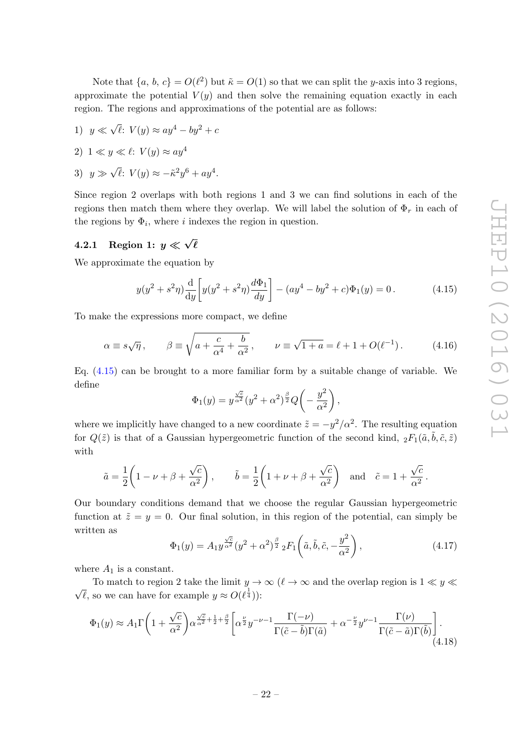Note that $\{a,\, b,\, c\} = O(\ell^2)$ but $\tilde{\kappa} = O(1)$ so that we can split the $y$-axis into 3 regions, approximate the potential $V(y)$ and then solve the remaining equation exactly in each region. The regions and approximations of the potential are as follows:

1) $y \ll \sqrt{\ell}$: $V(y) \approx ay^4 - by^2 + c$

2) $1 \ll y \ll \ell$: $V(y) \approx ay^4$

3) $y \gg \sqrt{\ell}$: $V(y) \approx -\tilde{\kappa}^2 y^6 + ay^4$.

Since region 2 overlaps with both regions 1 and 3 we can find solutions in each of the regions then match them where they overlap. We will label the solution of $\Phi_r$ in each of the regions by $\Phi_i$, where $i$ indexes the region in question.

### 4.2.1 Region 1: $y \ll \sqrt{\ell}$

We approximate the equation by

$$y(y^2 + s^2\eta)\frac{\mathrm{d}}{\mathrm{d}y}\left[y(y^2 + s^2\eta)\frac{d\Phi_1}{dy}\right] - (ay^4 - by^2 + c)\Phi_1(y) = 0\,. \tag{4.15}$$

To make the expressions more compact, we define

$$\alpha \equiv s\sqrt{\eta}\,, \qquad \beta \equiv \sqrt{a + \frac{c}{\alpha^4} + \frac{b}{\alpha^2}}\,, \qquad \nu \equiv \sqrt{1+a} = \ell + 1 + O(\ell^{-1})\,. \tag{4.16}$$

Eq. (4.15) can be brought to a more familiar form by a suitable change of variable. We define

$$\Phi_1(y) = y^{\frac{\sqrt{c}}{\alpha^2}}(y^2 + \alpha^2)^{\frac{\beta}{2}} Q\left(-\frac{y^2}{\alpha^2}\right),$$

where we implicitly have changed to a new coordinate $\tilde{z} = -y^2/\alpha^2$. The resulting equation for $Q(\tilde{z})$ is that of a Gaussian hypergeometric function of the second kind, ${}_2F_1(\tilde{a}, \tilde{b}, \tilde{c}, \tilde{z})$ with

$$\tilde{a} = \frac{1}{2}\left(1 - \nu + \beta + \frac{\sqrt{c}}{\alpha^2}\right), \qquad \tilde{b} = \frac{1}{2}\left(1 + \nu + \beta + \frac{\sqrt{c}}{\alpha^2}\right) \quad \text{and} \quad \tilde{c} = 1 + \frac{\sqrt{c}}{\alpha^2}\,.$$

Our boundary conditions demand that we choose the regular Gaussian hypergeometric function at $\tilde{z} = y = 0$. Our final solution, in this region of the potential, can simply be written as

$$\Phi_1(y) = A_1 y^{\frac{\sqrt{c}}{\alpha^2}}(y^2 + \alpha^2)^{\frac{\beta}{2}}\, {}_2F_1\left(\tilde{a}, \tilde{b}, \tilde{c}, -\frac{y^2}{\alpha^2}\right), \tag{4.17}$$

where $A_1$ is a constant.

To match to region 2 take the limit $y \to \infty$ ($\ell \to \infty$ and the overlap region is $1 \ll y \ll \sqrt{\ell}$, so we can have for example $y \approx O(\ell^{\frac{1}{4}})$):

$$\Phi_1(y) \approx A_1 \Gamma\left(1 + \frac{\sqrt{c}}{\alpha^2}\right)\alpha^{\frac{\sqrt{c}}{\alpha^2} + \frac{1}{2} + \frac{\beta}{2}}\left[\alpha^{\frac{\nu}{2}} y^{-\nu-1}\frac{\Gamma(-\nu)}{\Gamma(\tilde{c} - \tilde{b})\Gamma(\tilde{a})} + \alpha^{-\frac{\nu}{2}} y^{\nu-1}\frac{\Gamma(\nu)}{\Gamma(\tilde{c} - \tilde{a})\Gamma(\tilde{b})}\right]. \tag{4.18}$$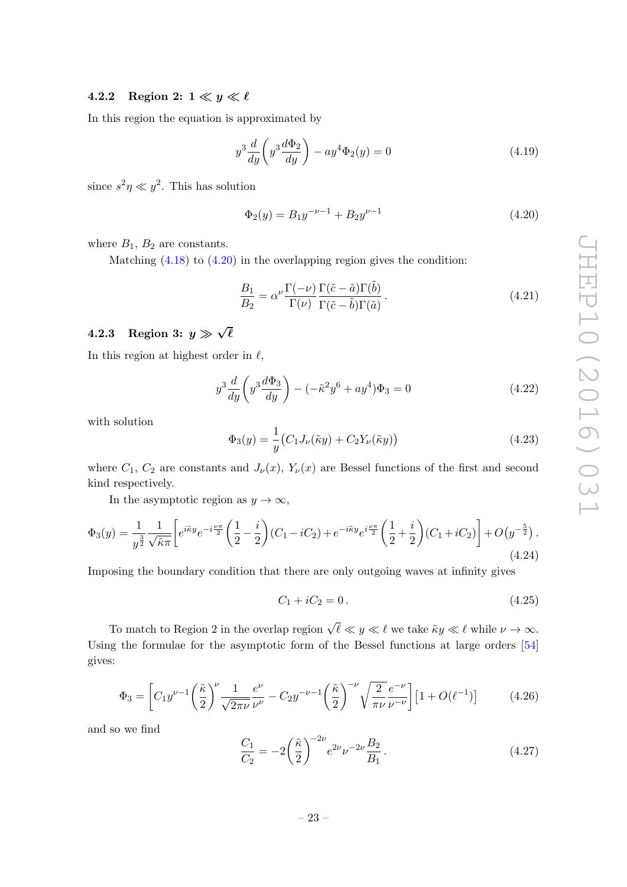#### 4.2.2 Region 2: $1 \ll y \ll \ell$

In this region the equation is approximated by

$$y^3 \frac{d}{dy}\left(y^3 \frac{d\Phi_2}{dy}\right) - ay^4 \Phi_2(y) = 0 \tag{4.19}$$

since $s^2\eta \ll y^2$. This has solution

$$\Phi_2(y) = B_1 y^{-\nu-1} + B_2 y^{\nu-1} \tag{4.20}$$

where $B_1$, $B_2$ are constants.

Matching (4.18) to (4.20) in the overlapping region gives the condition:

$$\frac{B_1}{B_2} = \alpha^{\nu} \frac{\Gamma(-\nu)}{\Gamma(\nu)} \frac{\Gamma(\tilde{c} - \tilde{a})\Gamma(\tilde{b})}{\Gamma(\tilde{c} - \tilde{b})\Gamma(\tilde{a})} \,. \tag{4.21}$$

#### 4.2.3 Region 3: $y \gg \sqrt{\ell}$

In this region at highest order in $\ell$,

$$y^3 \frac{d}{dy}\left(y^3 \frac{d\Phi_3}{dy}\right) - (-\tilde{\kappa}^2 y^6 + ay^4)\Phi_3 = 0 \tag{4.22}$$

with solution

$$\Phi_3(y) = \frac{1}{y}\big(C_1 J_\nu(\tilde{\kappa} y) + C_2 Y_\nu(\tilde{\kappa} y)\big) \tag{4.23}$$

where $C_1$, $C_2$ are constants and $J_\nu(x)$, $Y_\nu(x)$ are Bessel functions of the first and second kind respectively.

In the asymptotic region as $y \to \infty$,

$$\Phi_3(y) = \frac{1}{y^{\frac{3}{2}}} \frac{1}{\sqrt{\tilde{\kappa}\pi}} \left[ e^{i\tilde{\kappa} y} e^{-i\frac{\nu\pi}{2}} \left(\frac{1}{2} - \frac{i}{2}\right)(C_1 - iC_2) + e^{-i\tilde{\kappa} y} e^{i\frac{\nu\pi}{2}} \left(\frac{1}{2} + \frac{i}{2}\right)(C_1 + iC_2)\right] + O\big(y^{-\frac{5}{2}}\big) \,. \tag{4.24}$$

Imposing the boundary condition that there are only outgoing waves at infinity gives

$$C_1 + iC_2 = 0 \,. \tag{4.25}$$

To match to Region 2 in the overlap region $\sqrt{\ell} \ll y \ll \ell$ we take $\tilde{\kappa} y \ll \ell$ while $\nu \to \infty$. Using the formulae for the asymptotic form of the Bessel functions at large orders [54] gives:

$$\Phi_3 = \left[ C_1 y^{\nu-1} \left(\frac{\tilde{\kappa}}{2}\right)^{\nu} \frac{1}{\sqrt{2\pi\nu}} \frac{e^{\nu}}{\nu^{\nu}} - C_2 y^{-\nu-1} \left(\frac{\tilde{\kappa}}{2}\right)^{-\nu} \sqrt{\frac{2}{\pi\nu}} \frac{e^{-\nu}}{\nu^{-\nu}} \right] \big[1 + O(\ell^{-1})\big] \tag{4.26}$$

and so we find

$$\frac{C_1}{C_2} = -2 \left(\frac{\tilde{\kappa}}{2}\right)^{-2\nu} e^{2\nu} \nu^{-2\nu} \frac{B_2}{B_1} \,. \tag{4.27}$$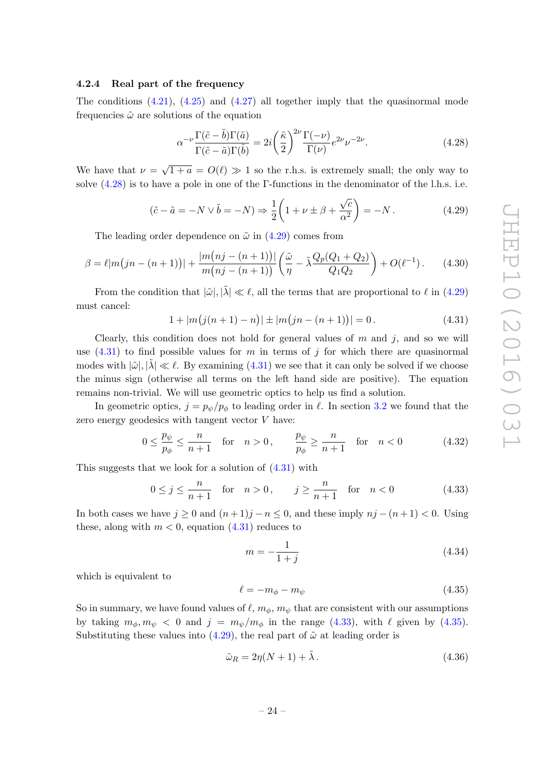### 4.2.4 Real part of the frequency

The conditions (4.21), (4.25) and (4.27) all together imply that the quasinormal mode frequencies $\tilde{\omega}$ are solutions of the equation

$$\alpha^{-\nu}\frac{\Gamma(\tilde{c}-\tilde{b})\Gamma(\tilde{a})}{\Gamma(\tilde{c}-\tilde{a})\Gamma(\tilde{b})} = 2i\left(\frac{\tilde{\kappa}}{2}\right)^{2\nu}\frac{\Gamma(-\nu)}{\Gamma(\nu)}e^{2\nu}\nu^{-2\nu}. \tag{4.28}$$

We have that $\nu = \sqrt{1+a} = O(\ell) \gg 1$ so the r.h.s. is extremely small; the only way to solve (4.28) is to have a pole in one of the $\Gamma$-functions in the denominator of the l.h.s. i.e.

$$(\tilde{c}-\tilde{a} = -N \vee \tilde{b} = -N) \Rightarrow \frac{1}{2}\left(1+\nu \pm \beta + \frac{\sqrt{c}}{\alpha^2}\right) = -N\,. \tag{4.29}$$

The leading order dependence on $\tilde{\omega}$ in (4.29) comes from

$$\beta = \ell\left|m\big(jn-(n+1)\big)\right| + \frac{\left|m\big(nj-(n+1)\big)\right|}{m\big(nj-(n+1)\big)}\left(\frac{\tilde{\omega}}{\eta} - \tilde{\lambda}\frac{Q_p(Q_1+Q_2)}{Q_1Q_2}\right) + O(\ell^{-1})\,. \tag{4.30}$$

From the condition that $|\tilde{\omega}|, |\tilde{\lambda}| \ll \ell$, all the terms that are proportional to $\ell$ in (4.29) must cancel:

$$1 + \left|m\big(j(n+1)-n\big)\right| \pm \left|m\big(jn-(n+1)\big)\right| = 0\,. \tag{4.31}$$

Clearly, this condition does not hold for general values of $m$ and $j$, and so we will use (4.31) to find possible values for $m$ in terms of $j$ for which there are quasinormal modes with $|\tilde{\omega}|, |\tilde{\lambda}| \ll \ell$. By examining (4.31) we see that it can only be solved if we choose the minus sign (otherwise all terms on the left hand side are positive). The equation remains non-trivial. We will use geometric optics to help us find a solution.

In geometric optics, $j = p_\psi/p_\phi$ to leading order in $\ell$. In section 3.2 we found that the zero energy geodesics with tangent vector $V$ have:

$$0 \le \frac{p_\psi}{p_\phi} \le \frac{n}{n+1} \quad \text{for} \quad n>0\,, \qquad \frac{p_\psi}{p_\phi} \ge \frac{n}{n+1} \quad \text{for} \quad n<0 \tag{4.32}$$

This suggests that we look for a solution of (4.31) with

$$0 \le j \le \frac{n}{n+1} \quad \text{for} \quad n>0\,, \qquad j \ge \frac{n}{n+1} \quad \text{for} \quad n<0 \tag{4.33}$$

In both cases we have $j \ge 0$ and $(n+1)j - n \le 0$, and these imply $nj-(n+1) < 0$. Using these, along with $m<0$, equation (4.31) reduces to

$$m = -\frac{1}{1+j} \tag{4.34}$$

which is equivalent to

$$\ell = -m_\phi - m_\psi \tag{4.35}$$

So in summary, we have found values of $\ell$, $m_\phi$, $m_\psi$ that are consistent with our assumptions by taking $m_\phi, m_\psi < 0$ and $j = m_\psi/m_\phi$ in the range (4.33), with $\ell$ given by (4.35). Substituting these values into (4.29), the real part of $\tilde{\omega}$ at leading order is

$$\tilde{\omega}_R = 2\eta(N+1) + \tilde{\lambda}\,. \tag{4.36}$$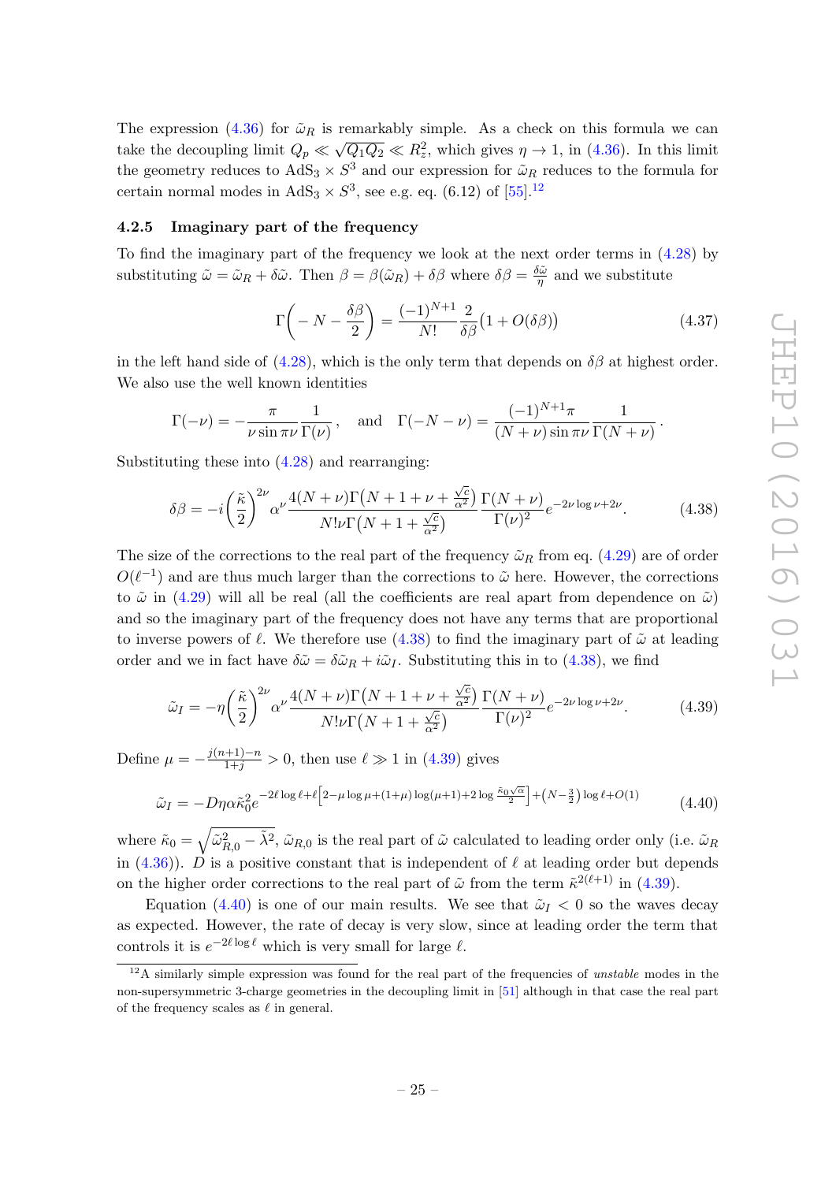The expression (4.36) for $\tilde{\omega}_R$ is remarkably simple. As a check on this formula we can take the decoupling limit $Q_p \ll \sqrt{Q_1 Q_2} \ll R_z^2$, which gives $\eta \to 1$, in (4.36). In this limit the geometry reduces to $\mathrm{AdS}_3 \times S^3$ and our expression for $\tilde{\omega}_R$ reduces to the formula for certain normal modes in $\mathrm{AdS}_3 \times S^3$, see e.g. eq. (6.12) of [55].[12]

### 4.2.5 Imaginary part of the frequency

To find the imaginary part of the frequency we look at the next order terms in (4.28) by substituting $\tilde{\omega} = \tilde{\omega}_R + \delta\tilde{\omega}$. Then $\beta = \beta(\tilde{\omega}_R) + \delta\beta$ where $\delta\beta = \frac{\delta\tilde{\omega}}{\eta}$ and we substitute

$$\Gamma\left(-N - \frac{\delta\beta}{2}\right) = \frac{(-1)^{N+1}}{N!}\frac{2}{\delta\beta}\big(1 + O(\delta\beta)\big) \tag{4.37}$$

in the left hand side of (4.28), which is the only term that depends on $\delta\beta$ at highest order. We also use the well known identities

$$\Gamma(-\nu) = -\frac{\pi}{\nu \sin\pi\nu}\frac{1}{\Gamma(\nu)}\,, \quad \text{and} \quad \Gamma(-N-\nu) = \frac{(-1)^{N+1}\pi}{(N+\nu)\sin\pi\nu}\frac{1}{\Gamma(N+\nu)}\,.$$

Substituting these into (4.28) and rearranging:

$$\delta\beta = -i\left(\frac{\tilde{\kappa}}{2}\right)^{2\nu}\alpha^{\nu}\frac{4(N+\nu)\Gamma\big(N+1+\nu+\frac{\sqrt{c}}{\alpha^2}\big)}{N!\nu\Gamma\big(N+1+\frac{\sqrt{c}}{\alpha^2}\big)}\frac{\Gamma(N+\nu)}{\Gamma(\nu)^2}e^{-2\nu\log\nu+2\nu}. \tag{4.38}$$

The size of the corrections to the real part of the frequency $\tilde{\omega}_R$ from eq. (4.29) are of order $O(\ell^{-1})$ and are thus much larger than the corrections to $\tilde{\omega}$ here. However, the corrections to $\tilde{\omega}$ in (4.29) will all be real (all the coefficients are real apart from dependence on $\tilde{\omega}$) and so the imaginary part of the frequency does not have any terms that are proportional to inverse powers of $\ell$. We therefore use (4.38) to find the imaginary part of $\tilde{\omega}$ at leading order and we in fact have $\delta\tilde{\omega} = \delta\tilde{\omega}_R + i\tilde{\omega}_I$. Substituting this in to (4.38), we find

$$\tilde{\omega}_I = -\eta\left(\frac{\tilde{\kappa}}{2}\right)^{2\nu}\alpha^{\nu}\frac{4(N+\nu)\Gamma\big(N+1+\nu+\frac{\sqrt{c}}{\alpha^2}\big)}{N!\nu\Gamma\big(N+1+\frac{\sqrt{c}}{\alpha^2}\big)}\frac{\Gamma(N+\nu)}{\Gamma(\nu)^2}e^{-2\nu\log\nu+2\nu}. \tag{4.39}$$

Define $\mu = -\frac{j(n+1)-n}{1+j} > 0$, then use $\ell \gg 1$ in (4.39) gives

$$\tilde{\omega}_I = -D\eta\alpha\tilde{\kappa}_0^2 e^{-2\ell\log\ell + \ell\left[2 - \mu\log\mu + (1+\mu)\log(\mu+1) + 2\log\frac{\tilde{\kappa}_0\sqrt{\alpha}}{2}\right] + \left(N - \frac{3}{2}\right)\log\ell + O(1)} \tag{4.40}$$

where $\tilde{\kappa}_0 = \sqrt{\tilde{\omega}_{R,0}^2 - \tilde{\lambda}^2}$, $\tilde{\omega}_{R,0}$ is the real part of $\tilde{\omega}$ calculated to leading order only (i.e. $\tilde{\omega}_R$ in (4.36)). $D$ is a positive constant that is independent of $\ell$ at leading order but depends on the higher order corrections to the real part of $\tilde{\omega}$ from the term $\tilde{\kappa}^{2(\ell+1)}$ in (4.39).

Equation (4.40) is one of our main results. We see that $\tilde{\omega}_I < 0$ so the waves decay as expected. However, the rate of decay is very slow, since at leading order the term that controls it is $e^{-2\ell\log\ell}$ which is very small for large $\ell$.

[12] A similarly simple expression was found for the real part of the frequencies of *unstable* modes in the non-supersymmetric 3-charge geometries in the decoupling limit in [51] although in that case the real part of the frequency scales as $\ell$ in general.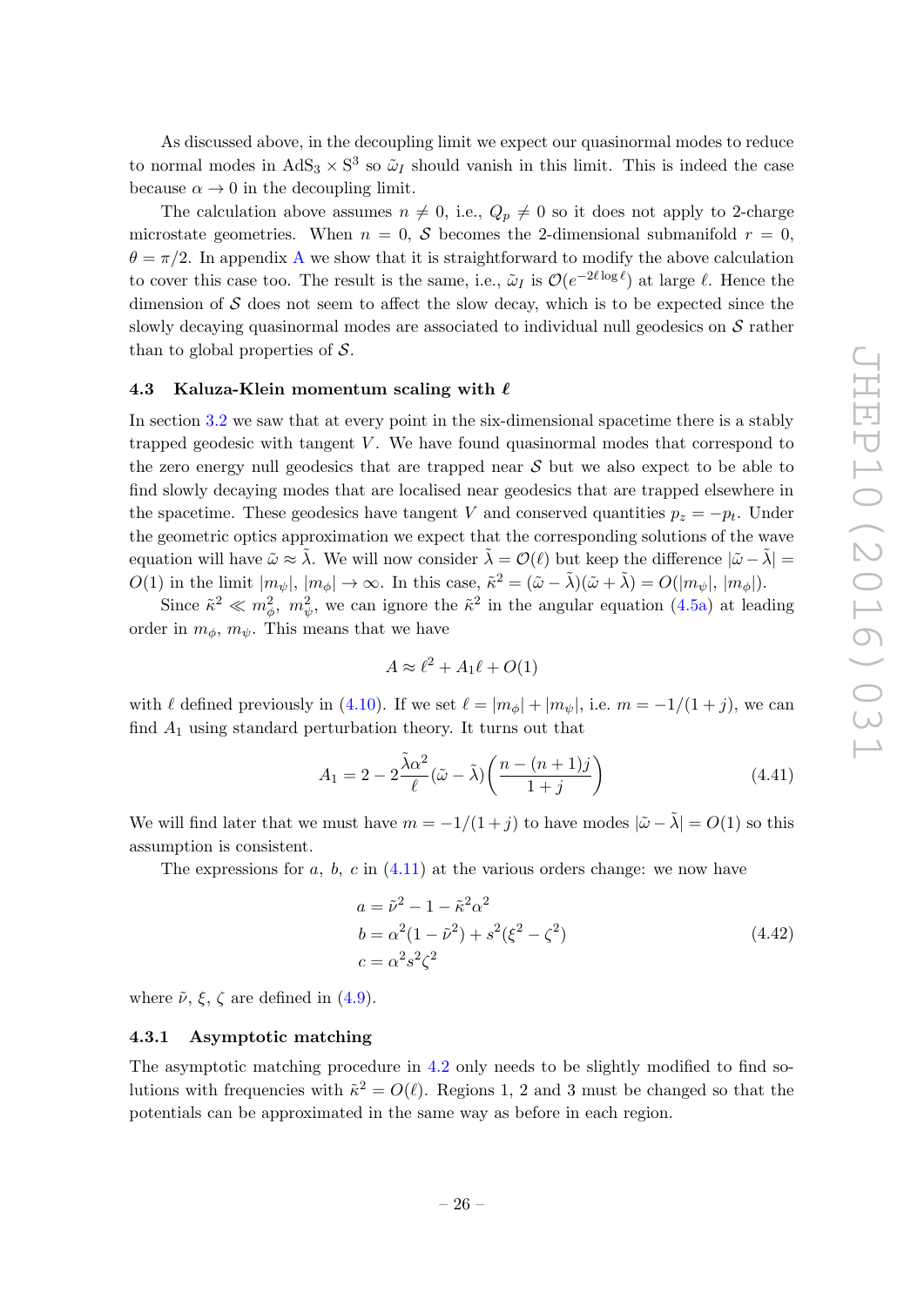As discussed above, in the decoupling limit we expect our quasinormal modes to reduce to normal modes in $\mathrm{AdS}_3 \times \mathrm{S}^3$ so $\tilde{\omega}_I$ should vanish in this limit. This is indeed the case because $\alpha \to 0$ in the decoupling limit.

The calculation above assumes $n \neq 0$, i.e., $Q_p \neq 0$ so it does not apply to 2-charge microstate geometries. When $n = 0$, $\mathcal{S}$ becomes the 2-dimensional submanifold $r = 0$, $\theta = \pi/2$. In appendix A we show that it is straightforward to modify the above calculation to cover this case too. The result is the same, i.e., $\tilde{\omega}_I$ is $\mathcal{O}(e^{-2\ell \log \ell})$ at large $\ell$. Hence the dimension of $\mathcal{S}$ does not seem to affect the slow decay, which is to be expected since the slowly decaying quasinormal modes are associated to individual null geodesics on $\mathcal{S}$ rather than to global properties of $\mathcal{S}$.

### 4.3 Kaluza-Klein momentum scaling with $\ell$

In section 3.2 we saw that at every point in the six-dimensional spacetime there is a stably trapped geodesic with tangent $V$. We have found quasinormal modes that correspond to the zero energy null geodesics that are trapped near $\mathcal{S}$ but we also expect to be able to find slowly decaying modes that are localised near geodesics that are trapped elsewhere in the spacetime. These geodesics have tangent $V$ and conserved quantities $p_z = -p_t$. Under the geometric optics approximation we expect that the corresponding solutions of the wave equation will have $\tilde{\omega} \approx \tilde{\lambda}$. We will now consider $\tilde{\lambda} = \mathcal{O}(\ell)$ but keep the difference $|\tilde{\omega} - \tilde{\lambda}| = O(1)$ in the limit $|m_\psi|, |m_\phi| \to \infty$. In this case, $\tilde{\kappa}^2 = (\tilde{\omega} - \tilde{\lambda})(\tilde{\omega} + \tilde{\lambda}) = O(|m_\psi|, |m_\phi|)$.

Since $\tilde{\kappa}^2 \ll m_\phi^2,\, m_\psi^2$, we can ignore the $\tilde{\kappa}^2$ in the angular equation (4.5a) at leading order in $m_\phi$, $m_\psi$. This means that we have

$$A \approx \ell^2 + A_1 \ell + O(1)$$

with $\ell$ defined previously in (4.10). If we set $\ell = |m_\phi| + |m_\psi|$, i.e. $m = -1/(1+j)$, we can find $A_1$ using standard perturbation theory. It turns out that

$$A_1 = 2 - 2\frac{\tilde{\lambda}\alpha^2}{\ell}(\tilde{\omega} - \tilde{\lambda})\left(\frac{n - (n+1)j}{1+j}\right) \tag{4.41}$$

We will find later that we must have $m = -1/(1+j)$ to have modes $|\tilde{\omega} - \tilde{\lambda}| = O(1)$ so this assumption is consistent.

The expressions for $a$, $b$, $c$ in (4.11) at the various orders change: we now have

$$\begin{aligned}
a &= \tilde{\nu}^2 - 1 - \tilde{\kappa}^2\alpha^2 \\
b &= \alpha^2(1 - \tilde{\nu}^2) + s^2(\xi^2 - \zeta^2) \\
c &= \alpha^2 s^2 \zeta^2
\end{aligned} \tag{4.42}$$

where $\tilde{\nu}$, $\xi$, $\zeta$ are defined in (4.9).

#### 4.3.1 Asymptotic matching

The asymptotic matching procedure in 4.2 only needs to be slightly modified to find solutions with frequencies with $\tilde{\kappa}^2 = O(\ell)$. Regions 1, 2 and 3 must be changed so that the potentials can be approximated in the same way as before in each region.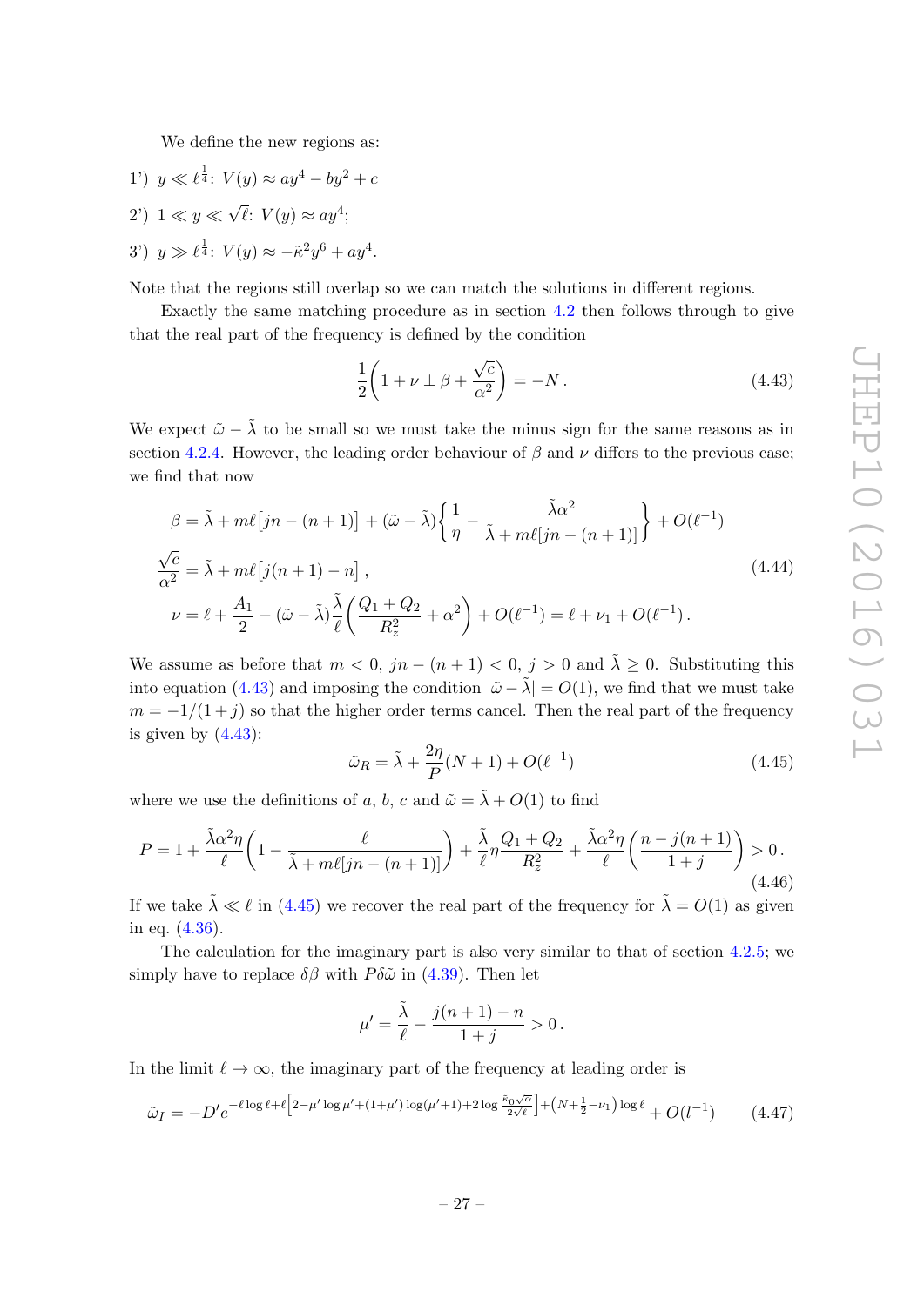We define the new regions as:

1') $y \ll \ell^{\frac{1}{4}}$: $V(y) \approx ay^4 - by^2 + c$

2') $1 \ll y \ll \sqrt{\ell}$: $V(y) \approx ay^4$;

3') $y \gg \ell^{\frac{1}{4}}$: $V(y) \approx -\tilde{\kappa}^2 y^6 + ay^4$.

Note that the regions still overlap so we can match the solutions in different regions.

Exactly the same matching procedure as in section 4.2 then follows through to give that the real part of the frequency is defined by the condition

$$\frac{1}{2}\left(1 + \nu \pm \beta + \frac{\sqrt{c}}{\alpha^2}\right) = -N\,. \tag{4.43}$$

We expect $\tilde{\omega} - \tilde{\lambda}$ to be small so we must take the minus sign for the same reasons as in section 4.2.4. However, the leading order behaviour of $\beta$ and $\nu$ differs to the previous case; we find that now

$$\begin{aligned}
\beta &= \tilde{\lambda} + m\ell\big[jn - (n+1)\big] + (\tilde{\omega} - \tilde{\lambda})\left\{\frac{1}{\eta} - \frac{\tilde{\lambda}\alpha^2}{\tilde{\lambda} + m\ell[jn - (n+1)]}\right\} + O(\ell^{-1}) \\
\frac{\sqrt{c}}{\alpha^2} &= \tilde{\lambda} + m\ell\big[j(n+1) - n\big]\,, \\
\nu &= \ell + \frac{A_1}{2} - (\tilde{\omega} - \tilde{\lambda})\frac{\tilde{\lambda}}{\ell}\left(\frac{Q_1 + Q_2}{R_z^2} + \alpha^2\right) + O(\ell^{-1}) = \ell + \nu_1 + O(\ell^{-1})\,.
\end{aligned} \tag{4.44}$$

We assume as before that $m < 0$, $jn - (n+1) < 0$, $j > 0$ and $\tilde{\lambda} \geq 0$. Substituting this into equation (4.43) and imposing the condition $|\tilde{\omega} - \tilde{\lambda}| = O(1)$, we find that we must take $m = -1/(1+j)$ so that the higher order terms cancel. Then the real part of the frequency is given by (4.43):

$$\tilde{\omega}_R = \tilde{\lambda} + \frac{2\eta}{P}(N+1) + O(\ell^{-1}) \tag{4.45}$$

where we use the definitions of $a$, $b$, $c$ and $\tilde{\omega} = \tilde{\lambda} + O(1)$ to find

$$P = 1 + \frac{\tilde{\lambda}\alpha^2\eta}{\ell}\left(1 - \frac{\ell}{\tilde{\lambda} + m\ell[jn - (n+1)]}\right) + \frac{\tilde{\lambda}}{\ell}\eta\frac{Q_1 + Q_2}{R_z^2} + \frac{\tilde{\lambda}\alpha^2\eta}{\ell}\left(\frac{n - j(n+1)}{1+j}\right) > 0\,. \tag{4.46}$$

If we take $\tilde{\lambda} \ll \ell$ in (4.45) we recover the real part of the frequency for $\tilde{\lambda} = O(1)$ as given in eq. (4.36).

The calculation for the imaginary part is also very similar to that of section 4.2.5; we simply have to replace $\delta\beta$ with $P\delta\tilde{\omega}$ in (4.39). Then let

$$\mu' = \frac{\tilde{\lambda}}{\ell} - \frac{j(n+1) - n}{1+j} > 0\,.$$

In the limit $\ell \to \infty$, the imaginary part of the frequency at leading order is

$$\tilde{\omega}_I = -D' e^{-\ell\log\ell + \ell\left[2 - \mu'\log\mu' + (1+\mu')\log(\mu'+1) + 2\log\frac{\tilde{\kappa}_0\sqrt{\alpha}}{2\sqrt{\ell}}\right] + \left(N + \frac{1}{2} - \nu_1\right)\log\ell} + O(l^{-1}) \tag{4.47}$$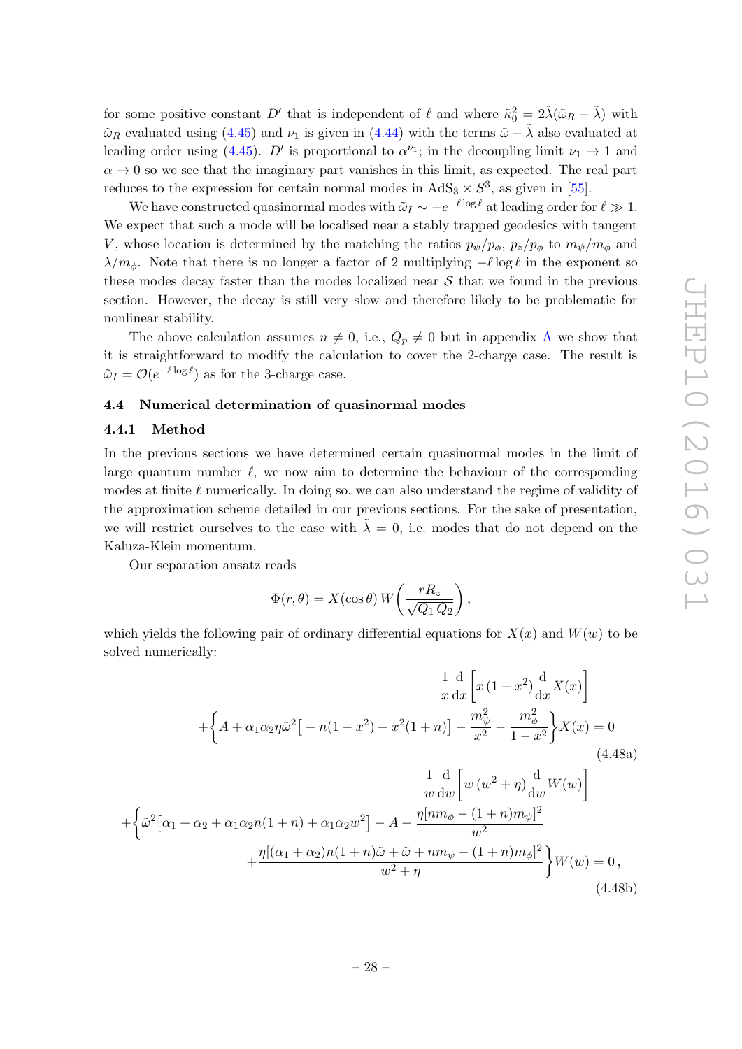for some positive constant $D'$ that is independent of $\ell$ and where $\tilde{\kappa}_0^2 = 2\tilde{\lambda}(\tilde{\omega}_R - \tilde{\lambda})$ with $\tilde{\omega}_R$ evaluated using (4.45) and $\nu_1$ is given in (4.44) with the terms $\tilde{\omega} - \tilde{\lambda}$ also evaluated at leading order using (4.45). $D'$ is proportional to $\alpha^{\nu_1}$; in the decoupling limit $\nu_1 \to 1$ and $\alpha \to 0$ so we see that the imaginary part vanishes in this limit, as expected. The real part reduces to the expression for certain normal modes in $\mathrm{AdS}_3 \times S^3$, as given in [55].

We have constructed quasinormal modes with $\tilde{\omega}_I \sim -e^{-\ell \log \ell}$ at leading order for $\ell \gg 1$. We expect that such a mode will be localised near a stably trapped geodesics with tangent $V$, whose location is determined by the matching the ratios $p_\psi/p_\phi$, $p_z/p_\phi$ to $m_\psi/m_\phi$ and $\lambda/m_\phi$. Note that there is no longer a factor of 2 multiplying $-\ell \log \ell$ in the exponent so these modes decay faster than the modes localized near $\mathcal{S}$ that we found in the previous section. However, the decay is still very slow and therefore likely to be problematic for nonlinear stability.

The above calculation assumes $n \neq 0$, i.e., $Q_p \neq 0$ but in appendix A we show that it is straightforward to modify the calculation to cover the 2-charge case. The result is $\tilde{\omega}_I = \mathcal{O}(e^{-\ell \log \ell})$ as for the 3-charge case.

### 4.4 Numerical determination of quasinormal modes

#### 4.4.1 Method

In the previous sections we have determined certain quasinormal modes in the limit of large quantum number $\ell$, we now aim to determine the behaviour of the corresponding modes at finite $\ell$ numerically. In doing so, we can also understand the regime of validity of the approximation scheme detailed in our previous sections. For the sake of presentation, we will restrict ourselves to the case with $\tilde{\lambda} = 0$, i.e. modes that do not depend on the Kaluza-Klein momentum.

Our separation ansatz reads

$$\Phi(r, \theta) = X(\cos\theta)\, W\!\left(\frac{r R_z}{\sqrt{Q_1 Q_2}}\right),$$

which yields the following pair of ordinary differential equations for $X(x)$ and $W(w)$ to be solved numerically:

$$\frac{1}{x}\frac{\mathrm{d}}{\mathrm{d}x}\left[x\,(1-x^2)\frac{\mathrm{d}}{\mathrm{d}x}X(x)\right] + \left\{A + \alpha_1\alpha_2\eta\tilde{\omega}^2\big[-n(1-x^2) + x^2(1+n)\big] - \frac{m_\psi^2}{x^2} - \frac{m_\phi^2}{1-x^2}\right\}X(x) = 0 \tag{4.48a}$$

$$\begin{aligned}\frac{1}{w}\frac{\mathrm{d}}{\mathrm{d}w}\left[w\,(w^2+\eta)\frac{\mathrm{d}}{\mathrm{d}w}W(w)\right] &+ \left\{\tilde{\omega}^2\big[\alpha_1 + \alpha_2 + \alpha_1\alpha_2 n(1+n) + \alpha_1\alpha_2 w^2\big] - A - \frac{\eta[n m_\phi - (1+n)m_\psi]^2}{w^2}\right.\\ &\left. + \frac{\eta[(\alpha_1+\alpha_2)n(1+n)\tilde{\omega} + \tilde{\omega} + n m_\psi - (1+n)m_\phi]^2}{w^2+\eta}\right\}W(w) = 0\,,\end{aligned} \tag{4.48b}$$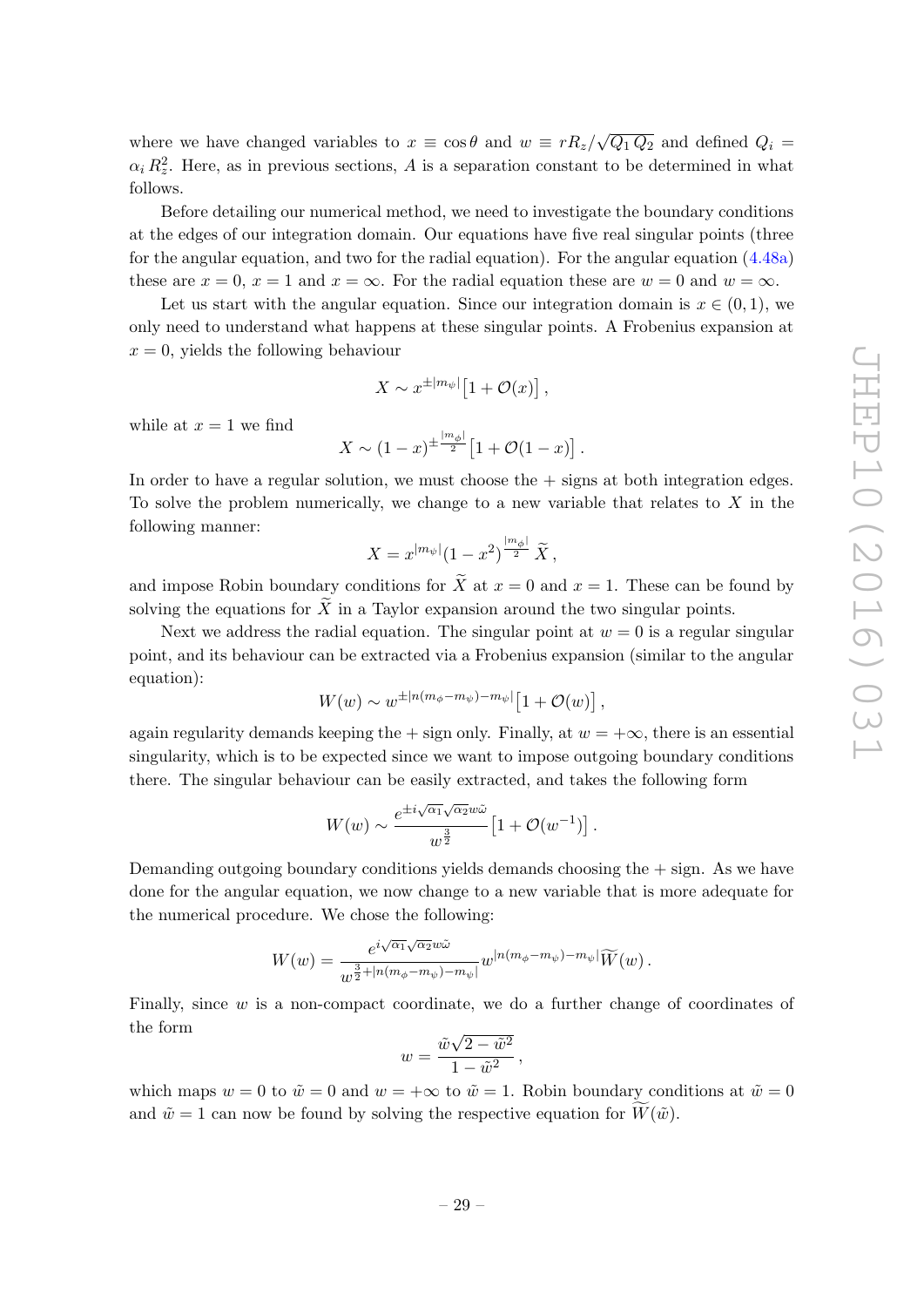where we have changed variables to $x \equiv \cos\theta$ and $w \equiv rR_z/\sqrt{Q_1\,Q_2}$ and defined $Q_i = \alpha_i\,R_z^2$. Here, as in previous sections, $A$ is a separation constant to be determined in what follows.

Before detailing our numerical method, we need to investigate the boundary conditions at the edges of our integration domain. Our equations have five real singular points (three for the angular equation, and two for the radial equation). For the angular equation (4.48a) these are $x = 0$, $x = 1$ and $x = \infty$. For the radial equation these are $w = 0$ and $w = \infty$.

Let us start with the angular equation. Since our integration domain is $x \in (0, 1)$, we only need to understand what happens at these singular points. A Frobenius expansion at $x = 0$, yields the following behaviour

$$X \sim x^{\pm|m_\psi|}\big[1 + \mathcal{O}(x)\big]\,,$$

while at $x = 1$ we find

$$X \sim (1-x)^{\pm\frac{|m_\phi|}{2}}\big[1 + \mathcal{O}(1-x)\big]\,.$$

In order to have a regular solution, we must choose the $+$ signs at both integration edges. To solve the problem numerically, we change to a new variable that relates to $X$ in the following manner:

$$X = x^{|m_\psi|}(1-x^2)^{\frac{|m_\phi|}{2}}\,\widetilde{X}\,,$$

and impose Robin boundary conditions for $\widetilde{X}$ at $x = 0$ and $x = 1$. These can be found by solving the equations for $\widetilde{X}$ in a Taylor expansion around the two singular points.

Next we address the radial equation. The singular point at $w = 0$ is a regular singular point, and its behaviour can be extracted via a Frobenius expansion (similar to the angular equation):

$$W(w) \sim w^{\pm|n(m_\phi-m_\psi)-m_\psi|}\big[1 + \mathcal{O}(w)\big]\,,$$

again regularity demands keeping the $+$ sign only. Finally, at $w = +\infty$, there is an essential singularity, which is to be expected since we want to impose outgoing boundary conditions there. The singular behaviour can be easily extracted, and takes the following form

$$W(w) \sim \frac{e^{\pm i\sqrt{\alpha_1}\sqrt{\alpha_2}w\tilde{\omega}}}{w^{\frac{3}{2}}}\big[1 + \mathcal{O}(w^{-1})\big]\,.$$

Demanding outgoing boundary conditions yields demands choosing the $+$ sign. As we have done for the angular equation, we now change to a new variable that is more adequate for the numerical procedure. We chose the following:

$$W(w) = \frac{e^{i\sqrt{\alpha_1}\sqrt{\alpha_2}w\tilde{\omega}}}{w^{\frac{3}{2}+|n(m_\phi-m_\psi)-m_\psi|}}\,w^{|n(m_\phi-m_\psi)-m_\psi|}\widetilde{W}(w)\,.$$

Finally, since $w$ is a non-compact coordinate, we do a further change of coordinates of the form

$$w = \frac{\tilde{w}\sqrt{2-\tilde{w}^2}}{1-\tilde{w}^2}\,,$$

which maps $w = 0$ to $\tilde{w} = 0$ and $w = +\infty$ to $\tilde{w} = 1$. Robin boundary conditions at $\tilde{w} = 0$ and $\tilde{w} = 1$ can now be found by solving the respective equation for $\widetilde{W}(\tilde{w})$.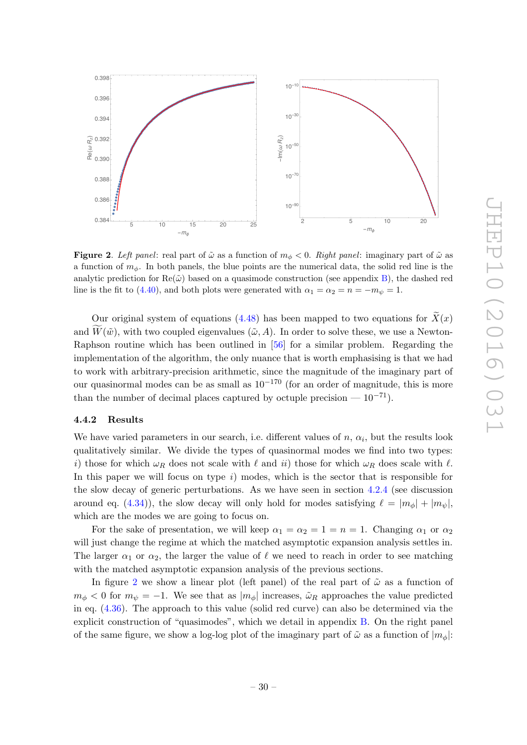**Figure 2**. *Left panel*: real part of $\tilde{\omega}$ as a function of $m_\phi < 0$. *Right panel*: imaginary part of $\tilde{\omega}$ as a function of $m_\phi$. In both panels, the blue points are the numerical data, the solid red line is the analytic prediction for $\mathrm{Re}(\tilde{\omega})$ based on a quasimode construction (see appendix B), the dashed red line is the fit to (4.40), and both plots were generated with $\alpha_1 = \alpha_2 = n = -m_\psi = 1$.

Our original system of equations (4.48) has been mapped to two equations for $\widetilde{X}(x)$ and $\widetilde{W}(\tilde{w})$, with two coupled eigenvalues $(\tilde{\omega}, A)$. In order to solve these, we use a Newton-Raphson routine which has been outlined in [56] for a similar problem. Regarding the implementation of the algorithm, the only nuance that is worth emphasising is that we had to work with arbitrary-precision arithmetic, since the magnitude of the imaginary part of our quasinormal modes can be as small as $10^{-170}$ (for an order of magnitude, this is more than the number of decimal places captured by octuple precision — $10^{-71}$).

### 4.4.2 Results

We have varied parameters in our search, i.e. different values of $n$, $\alpha_i$, but the results look qualitatively similar. We divide the types of quasinormal modes we find into two types: $i)$ those for which $\omega_R$ does not scale with $\ell$ and $ii)$ those for which $\omega_R$ does scale with $\ell$. In this paper we will focus on type $i)$ modes, which is the sector that is responsible for the slow decay of generic perturbations. As we have seen in section 4.2.4 (see discussion around eq. (4.34)), the slow decay will only hold for modes satisfying $\ell = |m_\phi| + |m_\psi|$, which are the modes we are going to focus on.

For the sake of presentation, we will keep $\alpha_1 = \alpha_2 = 1 = n = 1$. Changing $\alpha_1$ or $\alpha_2$ will just change the regime at which the matched asymptotic expansion analysis settles in. The larger $\alpha_1$ or $\alpha_2$, the larger the value of $\ell$ we need to reach in order to see matching with the matched asymptotic expansion analysis of the previous sections.

In figure 2 we show a linear plot (left panel) of the real part of $\tilde{\omega}$ as a function of $m_\phi < 0$ for $m_\psi = -1$. We see that as $|m_\phi|$ increases, $\tilde{\omega}_R$ approaches the value predicted in eq. (4.36). The approach to this value (solid red curve) can also be determined via the explicit construction of "quasimodes", which we detail in appendix B. On the right panel of the same figure, we show a log-log plot of the imaginary part of $\tilde{\omega}$ as a function of $|m_\phi|$: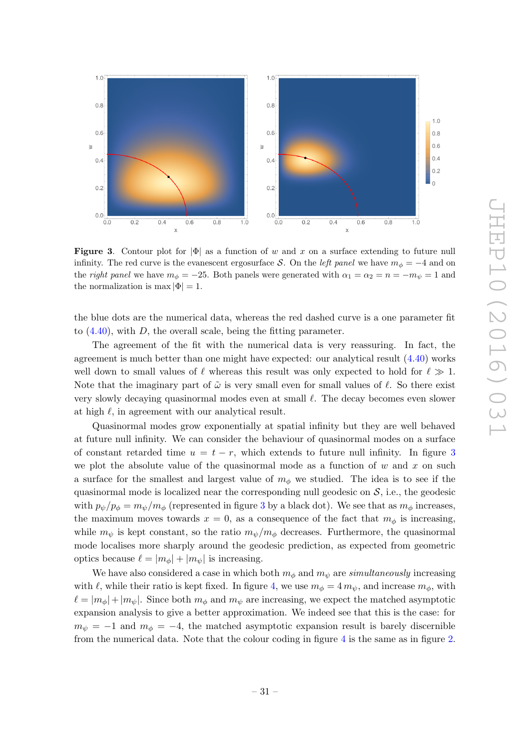**Figure 3**. Contour plot for $|\Phi|$ as a function of $w$ and $x$ on a surface extending to future null infinity. The red curve is the evanescent ergosurface $\mathcal{S}$. On the *left panel* we have $m_\phi = -4$ and on the *right panel* we have $m_\phi = -25$. Both panels were generated with $\alpha_1 = \alpha_2 = n = -m_\psi = 1$ and the normalization is $\max|\Phi| = 1$.

the blue dots are the numerical data, whereas the red dashed curve is a one parameter fit to (4.40), with $D$, the overall scale, being the fitting parameter.

The agreement of the fit with the numerical data is very reassuring. In fact, the agreement is much better than one might have expected: our analytical result (4.40) works well down to small values of $\ell$ whereas this result was only expected to hold for $\ell \gg 1$. Note that the imaginary part of $\tilde{\omega}$ is very small even for small values of $\ell$. So there exist very slowly decaying quasinormal modes even at small $\ell$. The decay becomes even slower at high $\ell$, in agreement with our analytical result.

Quasinormal modes grow exponentially at spatial infinity but they are well behaved at future null infinity. We can consider the behaviour of quasinormal modes on a surface of constant retarded time $u = t - r$, which extends to future null infinity. In figure 3 we plot the absolute value of the quasinormal mode as a function of $w$ and $x$ on such a surface for the smallest and largest value of $m_\phi$ we studied. The idea is to see if the quasinormal mode is localized near the corresponding null geodesic on $\mathcal{S}$, i.e., the geodesic with $p_\psi/p_\phi = m_\psi/m_\phi$ (represented in figure 3 by a black dot). We see that as $m_\phi$ increases, the maximum moves towards $x = 0$, as a consequence of the fact that $m_\phi$ is increasing, while $m_\psi$ is kept constant, so the ratio $m_\psi/m_\phi$ decreases. Furthermore, the quasinormal mode localises more sharply around the geodesic prediction, as expected from geometric optics because $\ell = |m_\phi| + |m_\psi|$ is increasing.

We have also considered a case in which both $m_\phi$ and $m_\psi$ are *simultaneously* increasing with $\ell$, while their ratio is kept fixed. In figure 4, we use $m_\phi = 4\,m_\psi$, and increase $m_\phi$, with $\ell = |m_\phi| + |m_\psi|$. Since both $m_\phi$ and $m_\psi$ are increasing, we expect the matched asymptotic expansion analysis to give a better approximation. We indeed see that this is the case: for $m_\psi = -1$ and $m_\phi = -4$, the matched asymptotic expansion result is barely discernible from the numerical data. Note that the colour coding in figure 4 is the same as in figure 2.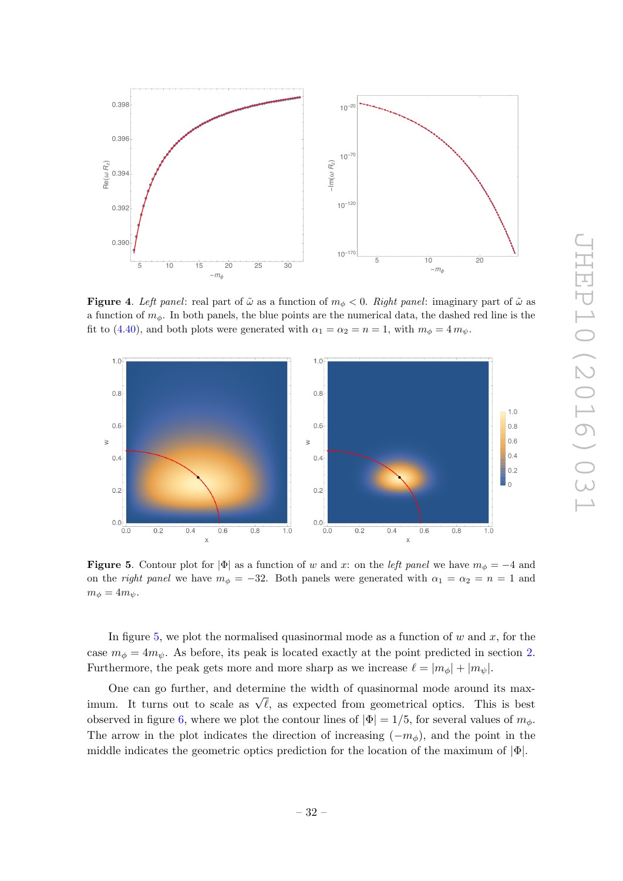**Figure 4**. *Left panel*: real part of $\tilde{\omega}$ as a function of $m_\phi < 0$. *Right panel*: imaginary part of $\tilde{\omega}$ as a function of $m_\phi$. In both panels, the blue points are the numerical data, the dashed red line is the fit to (4.40), and both plots were generated with $\alpha_1 = \alpha_2 = n = 1$, with $m_\phi = 4\,m_\psi$.

**Figure 5**. Contour plot for $|\Phi|$ as a function of $w$ and $x$: on the *left panel* we have $m_\phi = -4$ and on the *right panel* we have $m_\phi = -32$. Both panels were generated with $\alpha_1 = \alpha_2 = n = 1$ and $m_\phi = 4m_\psi$.

In figure 5, we plot the normalised quasinormal mode as a function of $w$ and $x$, for the case $m_\phi = 4m_\psi$. As before, its peak is located exactly at the point predicted in section 2. Furthermore, the peak gets more and more sharp as we increase $\ell = |m_\phi| + |m_\psi|$.

One can go further, and determine the width of quasinormal mode around its maximum. It turns out to scale as $\sqrt{\ell}$, as expected from geometrical optics. This is best observed in figure 6, where we plot the contour lines of $|\Phi| = 1/5$, for several values of $m_\phi$. The arrow in the plot indicates the direction of increasing $(-m_\phi)$, and the point in the middle indicates the geometric optics prediction for the location of the maximum of $|\Phi|$.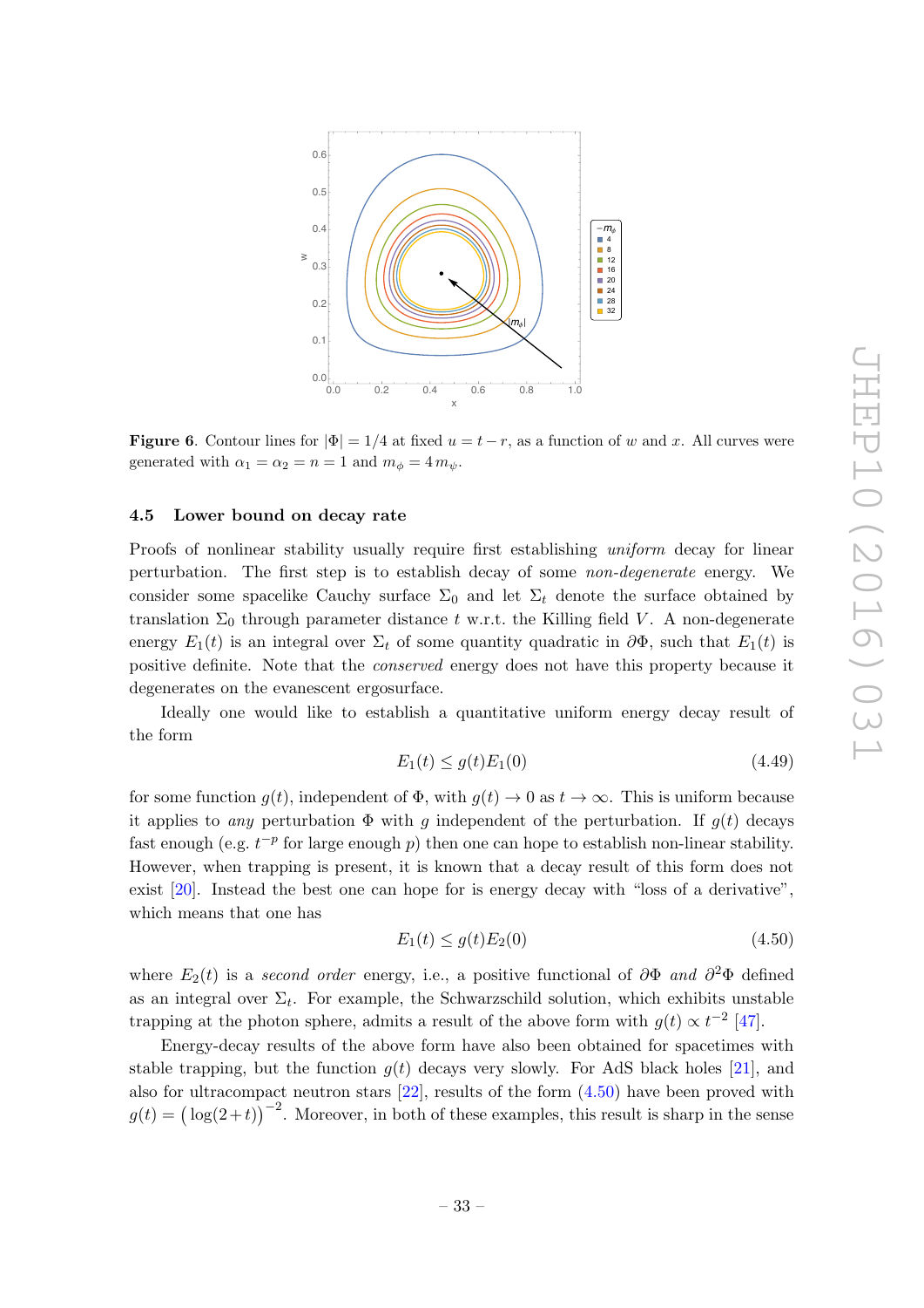**Figure 6**. Contour lines for $|\Phi| = 1/4$ at fixed $u = t - r$, as a function of $w$ and $x$. All curves were generated with $\alpha_1 = \alpha_2 = n = 1$ and $m_\phi = 4\, m_\psi$.

### 4.5 Lower bound on decay rate

Proofs of nonlinear stability usually require first establishing *uniform* decay for linear perturbation. The first step is to establish decay of some *non-degenerate* energy. We consider some spacelike Cauchy surface $\Sigma_0$ and let $\Sigma_t$ denote the surface obtained by translation $\Sigma_0$ through parameter distance $t$ w.r.t. the Killing field $V$. A non-degenerate energy $E_1(t)$ is an integral over $\Sigma_t$ of some quantity quadratic in $\partial\Phi$, such that $E_1(t)$ is positive definite. Note that the *conserved* energy does not have this property because it degenerates on the evanescent ergosurface.

Ideally one would like to establish a quantitative uniform energy decay result of the form

$$E_1(t) \leq g(t) E_1(0) \tag{4.49}$$

for some function $g(t)$, independent of $\Phi$, with $g(t) \to 0$ as $t \to \infty$. This is uniform because it applies to *any* perturbation $\Phi$ with $g$ independent of the perturbation. If $g(t)$ decays fast enough (e.g. $t^{-p}$ for large enough $p$) then one can hope to establish non-linear stability. However, when trapping is present, it is known that a decay result of this form does not exist [20]. Instead the best one can hope for is energy decay with "loss of a derivative", which means that one has

$$E_1(t) \leq g(t) E_2(0) \tag{4.50}$$

where $E_2(t)$ is a *second order* energy, i.e., a positive functional of $\partial\Phi$ *and* $\partial^2\Phi$ defined as an integral over $\Sigma_t$. For example, the Schwarzschild solution, which exhibits unstable trapping at the photon sphere, admits a result of the above form with $g(t) \propto t^{-2}$ [47].

Energy-decay results of the above form have also been obtained for spacetimes with stable trapping, but the function $g(t)$ decays very slowly. For AdS black holes [21], and also for ultracompact neutron stars [22], results of the form (4.50) have been proved with $g(t) = \big(\log(2+t)\big)^{-2}$. Moreover, in both of these examples, this result is sharp in the sense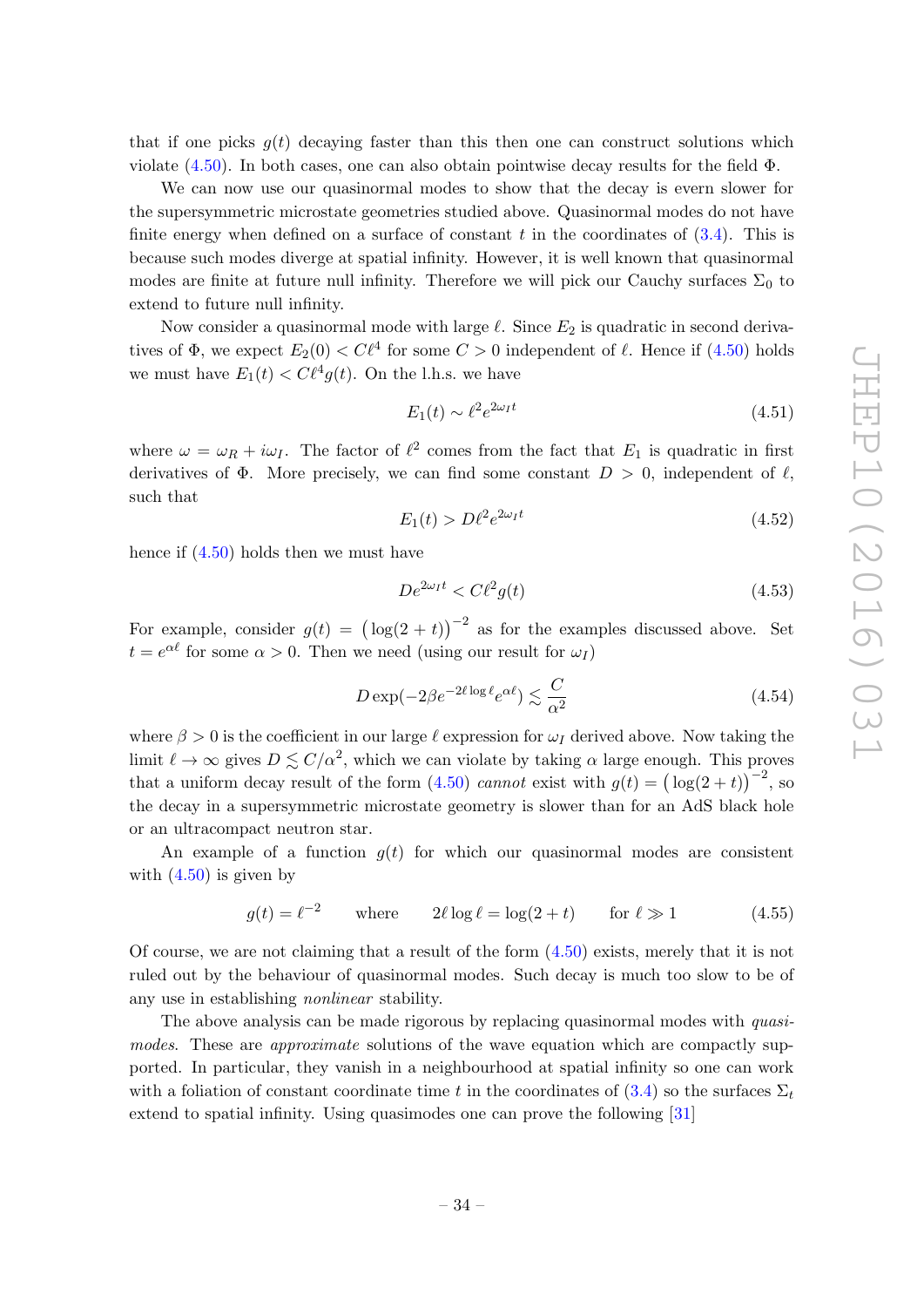that if one picks $g(t)$ decaying faster than this then one can construct solutions which violate (4.50). In both cases, one can also obtain pointwise decay results for the field $\Phi$.

We can now use our quasinormal modes to show that the decay is even slower for the supersymmetric microstate geometries studied above. Quasinormal modes do not have finite energy when defined on a surface of constant $t$ in the coordinates of (3.4). This is because such modes diverge at spatial infinity. However, it is well known that quasinormal modes are finite at future null infinity. Therefore we will pick our Cauchy surfaces $\Sigma_0$ to extend to future null infinity.

Now consider a quasinormal mode with large $\ell$. Since $E_2$ is quadratic in second derivatives of $\Phi$, we expect $E_2(0) < C\ell^4$ for some $C > 0$ independent of $\ell$. Hence if (4.50) holds we must have $E_1(t) < C\ell^4 g(t)$. On the l.h.s. we have

$$E_1(t) \sim \ell^2 e^{2\omega_I t} \tag{4.51}$$

where $\omega = \omega_R + i\omega_I$. The factor of $\ell^2$ comes from the fact that $E_1$ is quadratic in first derivatives of $\Phi$. More precisely, we can find some constant $D > 0$, independent of $\ell$, such that

$$E_1(t) > D\ell^2 e^{2\omega_I t} \tag{4.52}$$

hence if (4.50) holds then we must have

$$De^{2\omega_I t} < C\ell^2 g(t) \tag{4.53}$$

For example, consider $g(t) = \big(\log(2+t)\big)^{-2}$ as for the examples discussed above. Set $t = e^{\alpha\ell}$ for some $\alpha > 0$. Then we need (using our result for $\omega_I$)

$$D\exp(-2\beta e^{-2\ell\log\ell} e^{\alpha\ell}) \lesssim \frac{C}{\alpha^2} \tag{4.54}$$

where $\beta > 0$ is the coefficient in our large $\ell$ expression for $\omega_I$ derived above. Now taking the limit $\ell \to \infty$ gives $D \lesssim C/\alpha^2$, which we can violate by taking $\alpha$ large enough. This proves that a uniform decay result of the form (4.50) *cannot* exist with $g(t) = \big(\log(2+t)\big)^{-2}$, so the decay in a supersymmetric microstate geometry is slower than for an AdS black hole or an ultracompact neutron star.

An example of a function $g(t)$ for which our quasinormal modes are consistent with (4.50) is given by

$$g(t) = \ell^{-2} \qquad \text{where} \qquad 2\ell\log\ell = \log(2+t) \qquad \text{for } \ell \gg 1 \tag{4.55}$$

Of course, we are not claiming that a result of the form (4.50) exists, merely that it is not ruled out by the behaviour of quasinormal modes. Such decay is much too slow to be of any use in establishing *nonlinear* stability.

The above analysis can be made rigorous by replacing quasinormal modes with *quasimodes*. These are *approximate* solutions of the wave equation which are compactly supported. In particular, they vanish in a neighbourhood at spatial infinity so one can work with a foliation of constant coordinate time $t$ in the coordinates of (3.4) so the surfaces $\Sigma_t$ extend to spatial infinity. Using quasimodes one can prove the following [31]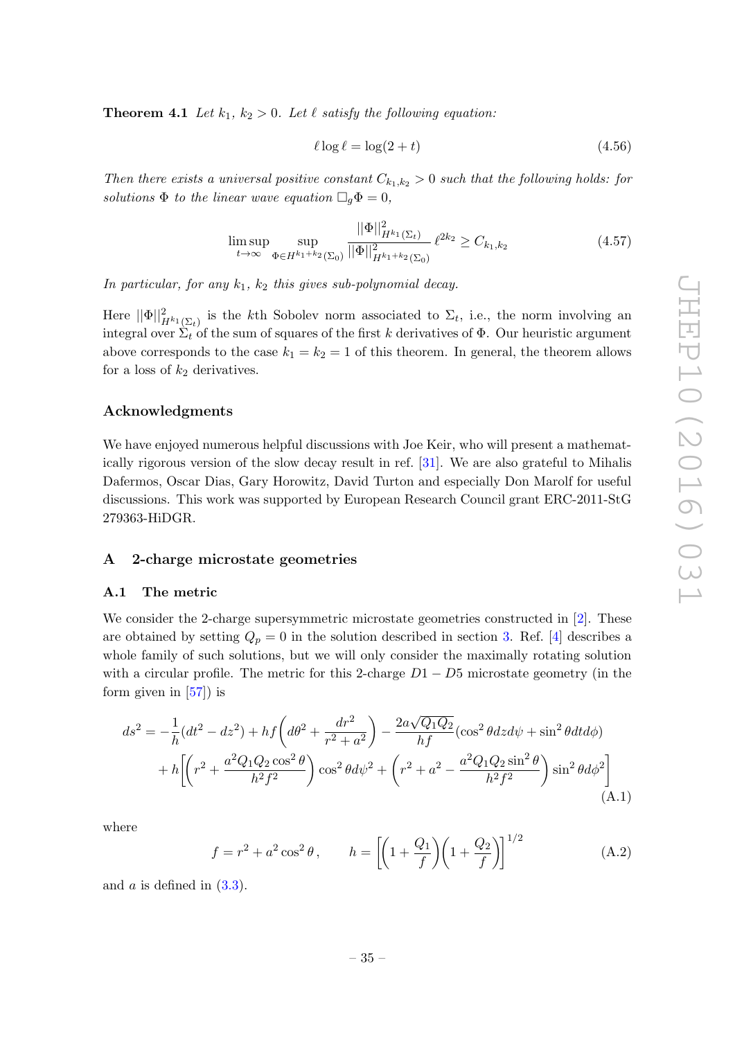**Theorem 4.1** *Let $k_1$, $k_2 > 0$. Let $\ell$ satisfy the following equation:*

$$\ell \log \ell = \log(2+t) \tag{4.56}$$

*Then there exists a universal positive constant $C_{k_1,k_2} > 0$ such that the following holds: for solutions $\Phi$ to the linear wave equation $\Box_g \Phi = 0$,*

$$\limsup_{t\to\infty} \sup_{\Phi \in H^{k_1+k_2}(\Sigma_0)} \frac{||\Phi||^2_{H^{k_1}(\Sigma_t)}}{||\Phi||^2_{H^{k_1+k_2}(\Sigma_0)}} \ell^{2k_2} \geq C_{k_1,k_2} \tag{4.57}$$

*In particular, for any $k_1$, $k_2$ this gives sub-polynomial decay.*

Here $||\Phi||^2_{H^{k_1}(\Sigma_t)}$ is the $k$th Sobolev norm associated to $\Sigma_t$, i.e., the norm involving an integral over $\Sigma_t$ of the sum of squares of the first $k$ derivatives of $\Phi$. Our heuristic argument above corresponds to the case $k_1 = k_2 = 1$ of this theorem. In general, the theorem allows for a loss of $k_2$ derivatives.

## Acknowledgments

We have enjoyed numerous helpful discussions with Joe Keir, who will present a mathematically rigorous version of the slow decay result in ref. [31]. We are also grateful to Mihalis Dafermos, Oscar Dias, Gary Horowitz, David Turton and especially Don Marolf for useful discussions. This work was supported by European Research Council grant ERC-2011-StG 279363-HiDGR.

## A 2-charge microstate geometries

### A.1 The metric

We consider the 2-charge supersymmetric microstate geometries constructed in [2]. These are obtained by setting $Q_p = 0$ in the solution described in section 3. Ref. [4] describes a whole family of such solutions, but we will only consider the maximally rotating solution with a circular profile. The metric for this 2-charge $D1 - D5$ microstate geometry (in the form given in [57]) is

$$\begin{aligned}
ds^2 = &-\frac{1}{h}(dt^2 - dz^2) + hf\left(d\theta^2 + \frac{dr^2}{r^2+a^2}\right) - \frac{2a\sqrt{Q_1 Q_2}}{hf}(\cos^2\theta dz d\psi + \sin^2\theta dt d\phi) \\
&+ h\left[\left(r^2 + \frac{a^2 Q_1 Q_2 \cos^2\theta}{h^2 f^2}\right)\cos^2\theta d\psi^2 + \left(r^2 + a^2 - \frac{a^2 Q_1 Q_2 \sin^2\theta}{h^2 f^2}\right)\sin^2\theta d\phi^2\right]
\end{aligned} \tag{A.1}$$

where

$$f = r^2 + a^2\cos^2\theta\,, \qquad h = \left[\left(1 + \frac{Q_1}{f}\right)\left(1 + \frac{Q_2}{f}\right)\right]^{1/2} \tag{A.2}$$

and $a$ is defined in (3.3).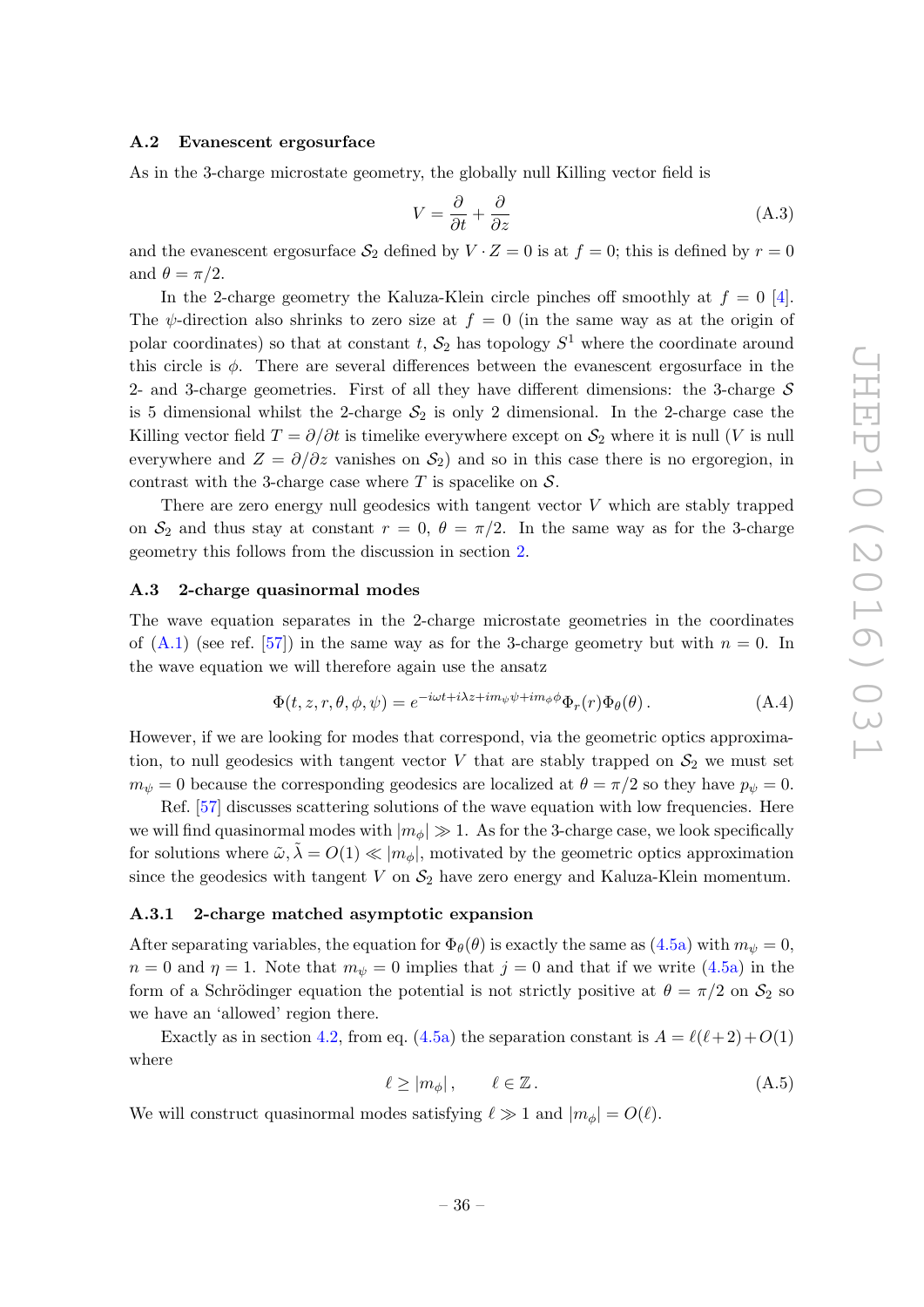### A.2 Evanescent ergosurface

As in the 3-charge microstate geometry, the globally null Killing vector field is

$$V = \frac{\partial}{\partial t} + \frac{\partial}{\partial z} \tag{A.3}$$

and the evanescent ergosurface $\mathcal{S}_2$ defined by $V \cdot Z = 0$ is at $f = 0$; this is defined by $r = 0$ and $\theta = \pi/2$.

In the 2-charge geometry the Kaluza-Klein circle pinches off smoothly at $f = 0$ [4]. The $\psi$-direction also shrinks to zero size at $f = 0$ (in the same way as at the origin of polar coordinates) so that at constant $t$, $\mathcal{S}_2$ has topology $S^1$ where the coordinate around this circle is $\phi$. There are several differences between the evanescent ergosurface in the 2- and 3-charge geometries. First of all they have different dimensions: the 3-charge $\mathcal{S}$ is 5 dimensional whilst the 2-charge $\mathcal{S}_2$ is only 2 dimensional. In the 2-charge case the Killing vector field $T = \partial/\partial t$ is timelike everywhere except on $\mathcal{S}_2$ where it is null ($V$ is null everywhere and $Z = \partial/\partial z$ vanishes on $\mathcal{S}_2$) and so in this case there is no ergoregion, in contrast with the 3-charge case where $T$ is spacelike on $\mathcal{S}$.

There are zero energy null geodesics with tangent vector $V$ which are stably trapped on $\mathcal{S}_2$ and thus stay at constant $r = 0$, $\theta = \pi/2$. In the same way as for the 3-charge geometry this follows from the discussion in section 2.

### A.3 2-charge quasinormal modes

The wave equation separates in the 2-charge microstate geometries in the coordinates of (A.1) (see ref. [57]) in the same way as for the 3-charge geometry but with $n = 0$. In the wave equation we will therefore again use the ansatz

$$\Phi(t, z, r, \theta, \phi, \psi) = e^{-i\omega t + i\lambda z + im_\psi \psi + im_\phi \phi} \Phi_r(r) \Phi_\theta(\theta) \,. \tag{A.4}$$

However, if we are looking for modes that correspond, via the geometric optics approximation, to null geodesics with tangent vector $V$ that are stably trapped on $\mathcal{S}_2$ we must set $m_\psi = 0$ because the corresponding geodesics are localized at $\theta = \pi/2$ so they have $p_\psi = 0$.

Ref. [57] discusses scattering solutions of the wave equation with low frequencies. Here we will find quasinormal modes with $|m_\phi| \gg 1$. As for the 3-charge case, we look specifically for solutions where $\tilde{\omega}, \tilde{\lambda} = O(1) \ll |m_\phi|$, motivated by the geometric optics approximation since the geodesics with tangent $V$ on $\mathcal{S}_2$ have zero energy and Kaluza-Klein momentum.

#### A.3.1 2-charge matched asymptotic expansion

After separating variables, the equation for $\Phi_\theta(\theta)$ is exactly the same as (4.5a) with $m_\psi = 0$, $n = 0$ and $\eta = 1$. Note that $m_\psi = 0$ implies that $j = 0$ and that if we write (4.5a) in the form of a Schrödinger equation the potential is not strictly positive at $\theta = \pi/2$ on $\mathcal{S}_2$ so we have an 'allowed' region there.

Exactly as in section 4.2, from eq. (4.5a) the separation constant is $A = \ell(\ell+2) + O(1)$ where

$$\ell \geq |m_\phi| \,, \qquad \ell \in \mathbb{Z} \,. \tag{A.5}$$

We will construct quasinormal modes satisfying $\ell \gg 1$ and $|m_\phi| = O(\ell)$.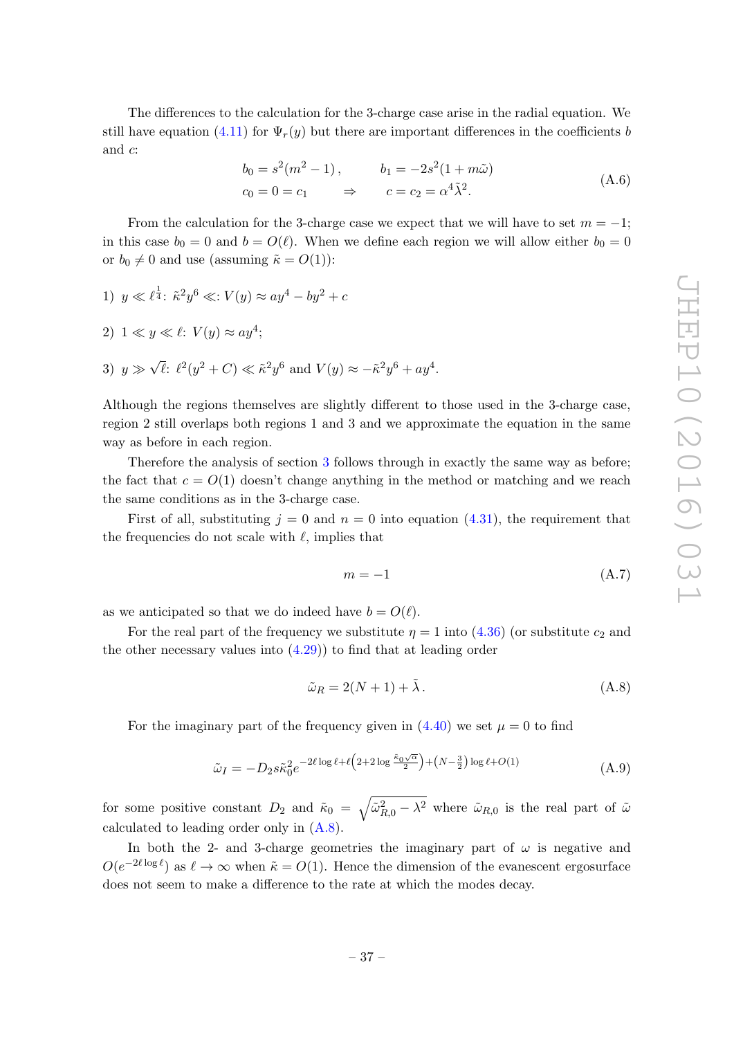The differences to the calculation for the 3-charge case arise in the radial equation. We still have equation (4.11) for $\Psi_r(y)$ but there are important differences in the coefficients $b$ and $c$:

$$
\begin{aligned}
b_0 &= s^2(m^2-1)\,, \qquad & b_1 &= -2s^2(1+m\tilde{\omega}) \\
c_0 &= 0 = c_1 \qquad \Rightarrow & c &= c_2 = \alpha^4\tilde{\lambda}^2.
\end{aligned}
\tag{A.6}
$$

From the calculation for the 3-charge case we expect that we will have to set $m=-1$; in this case $b_0 = 0$ and $b = O(\ell)$. When we define each region we will allow either $b_0 = 0$ or $b_0 \neq 0$ and use (assuming $\tilde{\kappa} = O(1)$):

1) $y \ll \ell^{\frac{1}{4}}$: $\tilde{\kappa}^2 y^6 \ll$: $V(y) \approx ay^4 - by^2 + c$

2) $1 \ll y \ll \ell$: $V(y) \approx ay^4$;

3) $y \gg \sqrt{\ell}$: $\ell^2(y^2+C) \ll \tilde{\kappa}^2 y^6$ and $V(y) \approx -\tilde{\kappa}^2 y^6 + ay^4$.

Although the regions themselves are slightly different to those used in the 3-charge case, region 2 still overlaps both regions 1 and 3 and we approximate the equation in the same way as before in each region.

Therefore the analysis of section 3 follows through in exactly the same way as before; the fact that $c = O(1)$ doesn't change anything in the method or matching and we reach the same conditions as in the 3-charge case.

First of all, substituting $j=0$ and $n=0$ into equation (4.31), the requirement that the frequencies do not scale with $\ell$, implies that

$$
m = -1 \tag{A.7}
$$

as we anticipated so that we do indeed have $b = O(\ell)$.

For the real part of the frequency we substitute $\eta = 1$ into (4.36) (or substitute $c_2$ and the other necessary values into (4.29)) to find that at leading order

$$
\tilde{\omega}_R = 2(N+1) + \tilde{\lambda}\,. \tag{A.8}
$$

For the imaginary part of the frequency given in (4.40) we set $\mu = 0$ to find

$$
\tilde{\omega}_I = -D_2 s\tilde{\kappa}_0^2 e^{-2\ell\log\ell + \ell\left(2+2\log\frac{\tilde{\kappa}_0\sqrt{\alpha}}{2}\right) + \left(N-\frac{3}{2}\right)\log\ell + O(1)} \tag{A.9}
$$

for some positive constant $D_2$ and $\tilde{\kappa}_0 = \sqrt{\tilde{\omega}_{R,0}^2 - \lambda^2}$ where $\tilde{\omega}_{R,0}$ is the real part of $\tilde{\omega}$ calculated to leading order only in (A.8).

In both the 2- and 3-charge geometries the imaginary part of $\omega$ is negative and $O(e^{-2\ell\log\ell})$ as $\ell\to\infty$ when $\tilde{\kappa} = O(1)$. Hence the dimension of the evanescent ergosurface does not seem to make a difference to the rate at which the modes decay.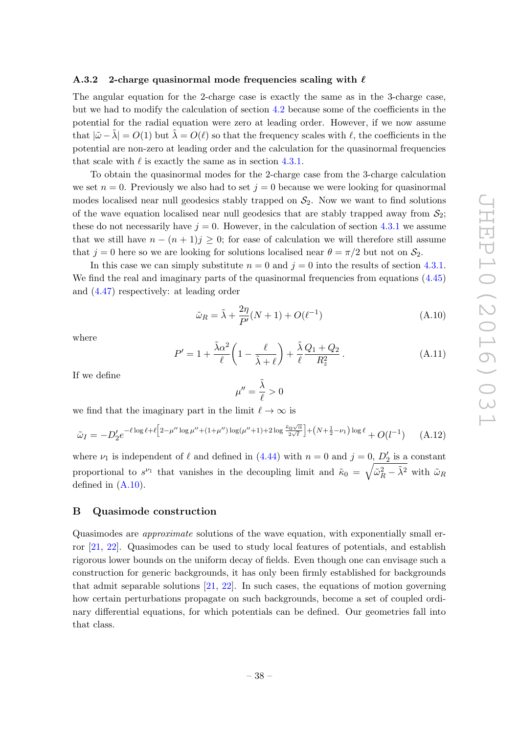### A.3.2 2-charge quasinormal mode frequencies scaling with $\ell$

The angular equation for the 2-charge case is exactly the same as in the 3-charge case, but we had to modify the calculation of section 4.2 because some of the coefficients in the potential for the radial equation were zero at leading order. However, if we now assume that $|\tilde{\omega} - \tilde{\lambda}| = O(1)$ but $\tilde{\lambda} = O(\ell)$ so that the frequency scales with $\ell$, the coefficients in the potential are non-zero at leading order and the calculation for the quasinormal frequencies that scale with $\ell$ is exactly the same as in section 4.3.1.

To obtain the quasinormal modes for the 2-charge case from the 3-charge calculation we set $n = 0$. Previously we also had to set $j = 0$ because we were looking for quasinormal modes localised near null geodesics stably trapped on $\mathcal{S}_2$. Now we want to find solutions of the wave equation localised near null geodesics that are stably trapped away from $\mathcal{S}_2$; these do not necessarily have $j = 0$. However, in the calculation of section 4.3.1 we assume that we still have $n - (n+1)j \geq 0$; for ease of calculation we will therefore still assume that $j = 0$ here so we are looking for solutions localised near $\theta = \pi/2$ but not on $\mathcal{S}_2$.

In this case we can simply substitute $n = 0$ and $j = 0$ into the results of section 4.3.1. We find the real and imaginary parts of the quasinormal frequencies from equations (4.45) and (4.47) respectively: at leading order

$$\tilde{\omega}_R = \tilde{\lambda} + \frac{2\eta}{P'}(N+1) + O(\ell^{-1}) \tag{A.10}$$

where

$$P' = 1 + \frac{\tilde{\lambda}\alpha^2}{\ell}\left(1 - \frac{\ell}{\tilde{\lambda} + \ell}\right) + \frac{\tilde{\lambda}}{\ell}\frac{Q_1 + Q_2}{R_z^2}\,. \tag{A.11}$$

If we define

$$\mu'' = \frac{\tilde{\lambda}}{\ell} > 0$$

we find that the imaginary part in the limit $\ell \to \infty$ is

$$\tilde{\omega}_I = -D_2' e^{-\ell \log \ell + \ell\left[2 - \mu'' \log \mu'' + (1+\mu'')\log(\mu''+1) + 2\log\frac{\tilde{\kappa}_0\sqrt{\alpha}}{2\sqrt{\ell}}\right] + \left(N + \frac{1}{2} - \nu_1\right)\log \ell} + O(l^{-1}) \tag{A.12}$$

where $\nu_1$ is independent of $\ell$ and defined in (4.44) with $n = 0$ and $j = 0$, $D_2'$ is a constant proportional to $s^{\nu_1}$ that vanishes in the decoupling limit and $\tilde{\kappa}_0 = \sqrt{\tilde{\omega}_R^2 - \tilde{\lambda}^2}$ with $\tilde{\omega}_R$ defined in (A.10).

## B Quasimode construction

Quasimodes are *approximate* solutions of the wave equation, with exponentially small error [21, 22]. Quasimodes can be used to study local features of potentials, and establish rigorous lower bounds on the uniform decay of fields. Even though one can envisage such a construction for generic backgrounds, it has only been firmly established for backgrounds that admit separable solutions [21, 22]. In such cases, the equations of motion governing how certain perturbations propagate on such backgrounds, become a set of coupled ordinary differential equations, for which potentials can be defined. Our geometries fall into that class.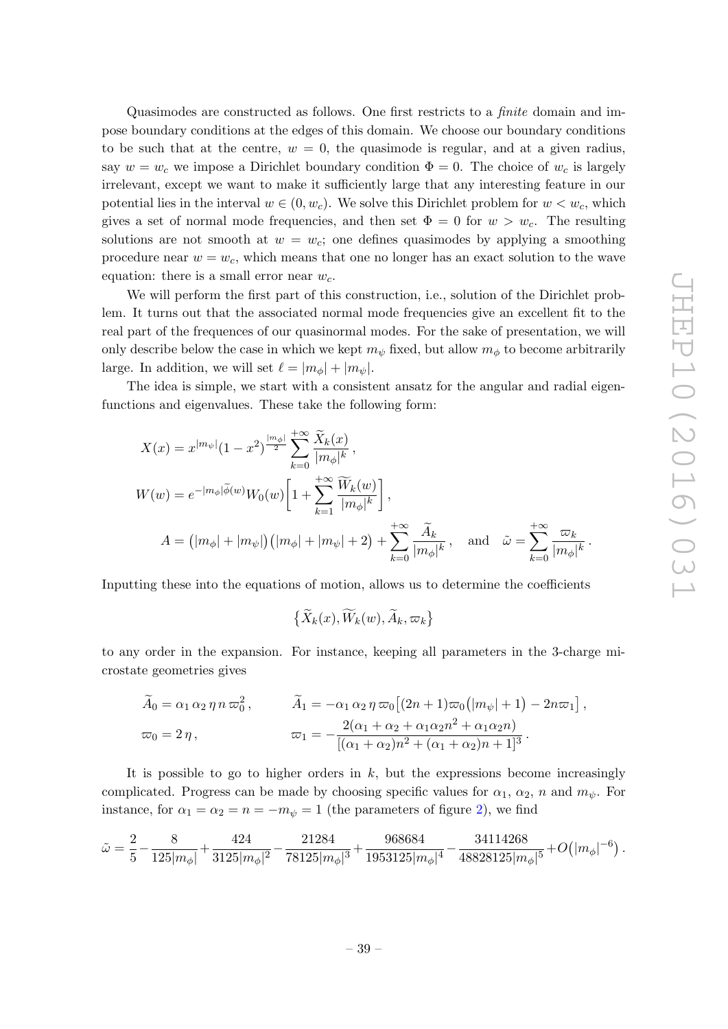Quasimodes are constructed as follows. One first restricts to a *finite* domain and impose boundary conditions at the edges of this domain. We choose our boundary conditions to be such that at the centre, $w = 0$, the quasimode is regular, and at a given radius, say $w = w_c$ we impose a Dirichlet boundary condition $\Phi = 0$. The choice of $w_c$ is largely irrelevant, except we want to make it sufficiently large that any interesting feature in our potential lies in the interval $w \in (0, w_c)$. We solve this Dirichlet problem for $w < w_c$, which gives a set of normal mode frequencies, and then set $\Phi = 0$ for $w > w_c$. The resulting solutions are not smooth at $w = w_c$; one defines quasimodes by applying a smoothing procedure near $w = w_c$, which means that one no longer has an exact solution to the wave equation: there is a small error near $w_c$.

We will perform the first part of this construction, i.e., solution of the Dirichlet problem. It turns out that the associated normal mode frequencies give an excellent fit to the real part of the frequences of our quasinormal modes. For the sake of presentation, we will only describe below the case in which we kept $m_\psi$ fixed, but allow $m_\phi$ to become arbitrarily large. In addition, we will set $\ell = |m_\phi| + |m_\psi|$.

The idea is simple, we start with a consistent ansatz for the angular and radial eigenfunctions and eigenvalues. These take the following form:

$$
\begin{aligned}
X(x) &= x^{|m_\psi|}(1-x^2)^{\frac{|m_\phi|}{2}} \sum_{k=0}^{+\infty} \frac{\widetilde{X}_k(x)}{|m_\phi|^k}\,, \\
W(w) &= e^{-|m_\phi|\widetilde{\phi}(w)} W_0(w)\left[1 + \sum_{k=1}^{+\infty} \frac{\widetilde{W}_k(w)}{|m_\phi|^k}\right], \\
A &= \big(|m_\phi| + |m_\psi|\big)\big(|m_\phi| + |m_\psi| + 2\big) + \sum_{k=0}^{+\infty} \frac{\widetilde{A}_k}{|m_\phi|^k}\,, \quad \text{and} \quad \tilde{\omega} = \sum_{k=0}^{+\infty} \frac{\varpi_k}{|m_\phi|^k}\,.
\end{aligned}
$$

Inputting these into the equations of motion, allows us to determine the coefficients

$$
\left\{\widetilde{X}_k(x), \widetilde{W}_k(w), \widetilde{A}_k, \varpi_k\right\}
$$

to any order in the expansion. For instance, keeping all parameters in the 3-charge microstate geometries gives

$$
\begin{aligned}
&\widetilde{A}_0 = \alpha_1\,\alpha_2\,\eta\,n\,\varpi_0^2\,, &&\widetilde{A}_1 = -\alpha_1\,\alpha_2\,\eta\,\varpi_0\big[(2n+1)\varpi_0\big(|m_\psi|+1\big) - 2n\varpi_1\big]\,, \\
&\varpi_0 = 2\,\eta\,, &&\varpi_1 = -\frac{2(\alpha_1+\alpha_2+\alpha_1\alpha_2 n^2+\alpha_1\alpha_2 n)}{[(\alpha_1+\alpha_2)n^2+(\alpha_1+\alpha_2)n+1]^3}\,.
\end{aligned}
$$

It is possible to go to higher orders in $k$, but the expressions become increasingly complicated. Progress can be made by choosing specific values for $\alpha_1$, $\alpha_2$, $n$ and $m_\psi$. For instance, for $\alpha_1 = \alpha_2 = n = -m_\psi = 1$ (the parameters of figure 2), we find

$$
\tilde{\omega} = \frac{2}{5} - \frac{8}{125|m_\phi|} + \frac{424}{3125|m_\phi|^2} - \frac{21284}{78125|m_\phi|^3} + \frac{968684}{1953125|m_\phi|^4} - \frac{34114268}{48828125|m_\phi|^5} + O\big(|m_\phi|^{-6}\big)\,.
$$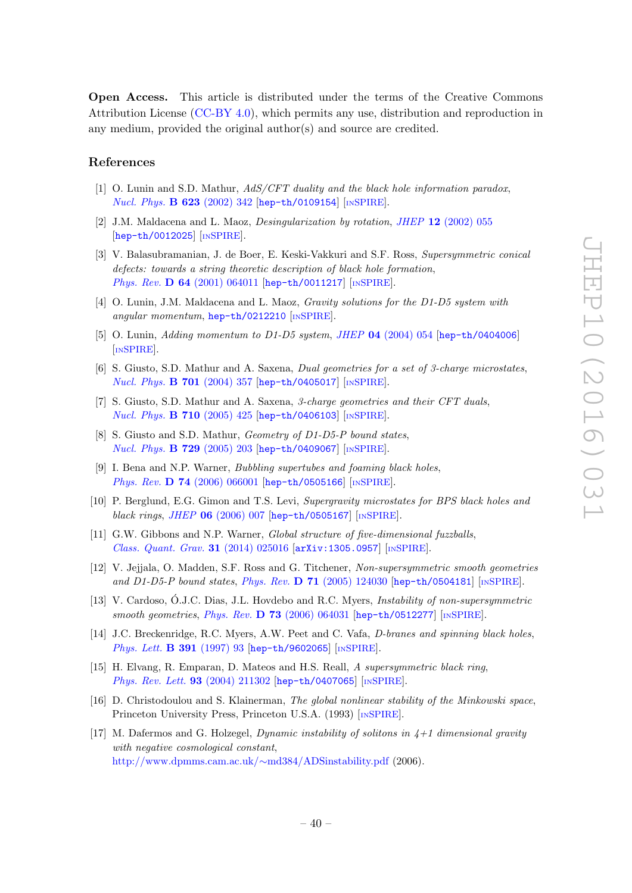**Open Access.** This article is distributed under the terms of the Creative Commons Attribution License (CC-BY 4.0), which permits any use, distribution and reproduction in any medium, provided the original author(s) and source are credited.

## References

[1] O. Lunin and S.D. Mathur, *AdS/CFT duality and the black hole information paradox*, *Nucl. Phys.* **B 623** (2002) 342 [hep-th/0109154] [INSPIRE].

[2] J.M. Maldacena and L. Maoz, *Desingularization by rotation*, *JHEP* **12** (2002) 055 [hep-th/0012025] [INSPIRE].

[3] V. Balasubramanian, J. de Boer, E. Keski-Vakkuri and S.F. Ross, *Supersymmetric conical defects: towards a string theoretic description of black hole formation*, *Phys. Rev.* **D 64** (2001) 064011 [hep-th/0011217] [INSPIRE].

[4] O. Lunin, J.M. Maldacena and L. Maoz, *Gravity solutions for the D1-D5 system with angular momentum*, hep-th/0212210 [INSPIRE].

[5] O. Lunin, *Adding momentum to D1-D5 system*, *JHEP* **04** (2004) 054 [hep-th/0404006] [INSPIRE].

[6] S. Giusto, S.D. Mathur and A. Saxena, *Dual geometries for a set of 3-charge microstates*, *Nucl. Phys.* **B 701** (2004) 357 [hep-th/0405017] [INSPIRE].

[7] S. Giusto, S.D. Mathur and A. Saxena, *3-charge geometries and their CFT duals*, *Nucl. Phys.* **B 710** (2005) 425 [hep-th/0406103] [INSPIRE].

[8] S. Giusto and S.D. Mathur, *Geometry of D1-D5-P bound states*, *Nucl. Phys.* **B 729** (2005) 203 [hep-th/0409067] [INSPIRE].

[9] I. Bena and N.P. Warner, *Bubbling supertubes and foaming black holes*, *Phys. Rev.* **D 74** (2006) 066001 [hep-th/0505166] [INSPIRE].

[10] P. Berglund, E.G. Gimon and T.S. Levi, *Supergravity microstates for BPS black holes and black rings*, *JHEP* **06** (2006) 007 [hep-th/0505167] [INSPIRE].

[11] G.W. Gibbons and N.P. Warner, *Global structure of five-dimensional fuzzballs*, *Class. Quant. Grav.* **31** (2014) 025016 [arXiv:1305.0957] [INSPIRE].

[12] V. Jejjala, O. Madden, S.F. Ross and G. Titchener, *Non-supersymmetric smooth geometries and D1-D5-P bound states*, *Phys. Rev.* **D 71** (2005) 124030 [hep-th/0504181] [INSPIRE].

[13] V. Cardoso, Ó.J.C. Dias, J.L. Hovdebo and R.C. Myers, *Instability of non-supersymmetric smooth geometries*, *Phys. Rev.* **D 73** (2006) 064031 [hep-th/0512277] [INSPIRE].

[14] J.C. Breckenridge, R.C. Myers, A.W. Peet and C. Vafa, *D-branes and spinning black holes*, *Phys. Lett.* **B 391** (1997) 93 [hep-th/9602065] [INSPIRE].

[15] H. Elvang, R. Emparan, D. Mateos and H.S. Reall, *A supersymmetric black ring*, *Phys. Rev. Lett.* **93** (2004) 211302 [hep-th/0407065] [INSPIRE].

[16] D. Christodoulou and S. Klainerman, *The global nonlinear stability of the Minkowski space*, Princeton University Press, Princeton U.S.A. (1993) [INSPIRE].

[17] M. Dafermos and G. Holzegel, *Dynamic instability of solitons in 4+1 dimensional gravity with negative cosmological constant*, http://www.dpmms.cam.ac.uk/∼md384/ADSinstability.pdf (2006).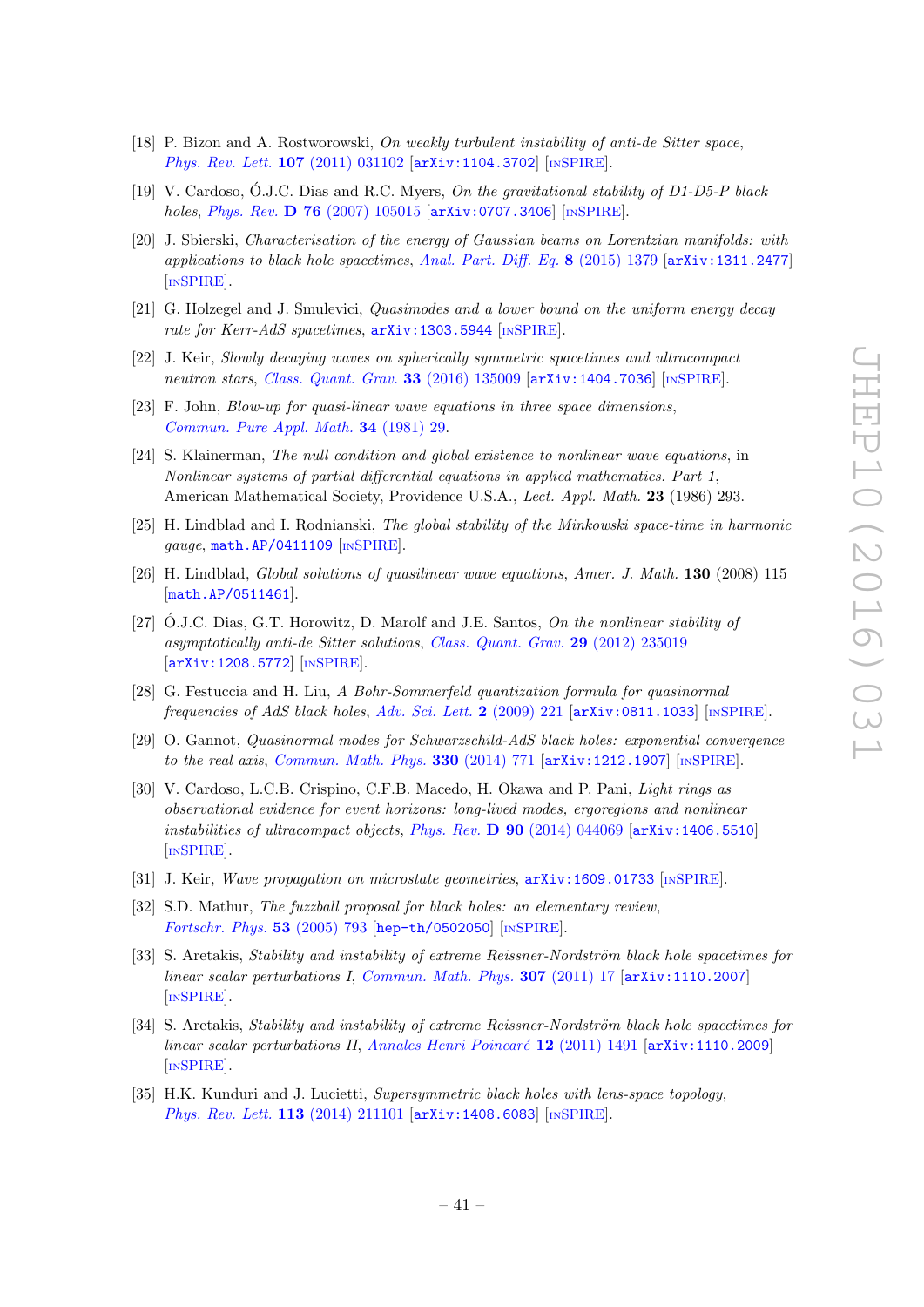- [18] P. Bizon and A. Rostworowski, *On weakly turbulent instability of anti-de Sitter space*, *Phys. Rev. Lett.* **107** (2011) 031102 [arXiv:1104.3702] [INSPIRE].
- [19] V. Cardoso, Ó.J.C. Dias and R.C. Myers, *On the gravitational stability of D1-D5-P black holes*, *Phys. Rev.* **D 76** (2007) 105015 [arXiv:0707.3406] [INSPIRE].
- [20] J. Sbierski, *Characterisation of the energy of Gaussian beams on Lorentzian manifolds: with applications to black hole spacetimes*, *Anal. Part. Diff. Eq.* **8** (2015) 1379 [arXiv:1311.2477] [INSPIRE].
- [21] G. Holzegel and J. Smulevici, *Quasimodes and a lower bound on the uniform energy decay rate for Kerr-AdS spacetimes*, arXiv:1303.5944 [INSPIRE].
- [22] J. Keir, *Slowly decaying waves on spherically symmetric spacetimes and ultracompact neutron stars*, *Class. Quant. Grav.* **33** (2016) 135009 [arXiv:1404.7036] [INSPIRE].
- [23] F. John, *Blow-up for quasi-linear wave equations in three space dimensions*, *Commun. Pure Appl. Math.* **34** (1981) 29.
- [24] S. Klainerman, *The null condition and global existence to nonlinear wave equations*, in *Nonlinear systems of partial differential equations in applied mathematics. Part 1*, American Mathematical Society, Providence U.S.A., *Lect. Appl. Math.* **23** (1986) 293.
- [25] H. Lindblad and I. Rodnianski, *The global stability of the Minkowski space-time in harmonic gauge*, math.AP/0411109 [INSPIRE].
- [26] H. Lindblad, *Global solutions of quasilinear wave equations*, *Amer. J. Math.* **130** (2008) 115 [math.AP/0511461].
- [27] Ó.J.C. Dias, G.T. Horowitz, D. Marolf and J.E. Santos, *On the nonlinear stability of asymptotically anti-de Sitter solutions*, *Class. Quant. Grav.* **29** (2012) 235019 [arXiv:1208.5772] [INSPIRE].
- [28] G. Festuccia and H. Liu, *A Bohr-Sommerfeld quantization formula for quasinormal frequencies of AdS black holes*, *Adv. Sci. Lett.* **2** (2009) 221 [arXiv:0811.1033] [INSPIRE].
- [29] O. Gannot, *Quasinormal modes for Schwarzschild-AdS black holes: exponential convergence to the real axis*, *Commun. Math. Phys.* **330** (2014) 771 [arXiv:1212.1907] [INSPIRE].
- [30] V. Cardoso, L.C.B. Crispino, C.F.B. Macedo, H. Okawa and P. Pani, *Light rings as observational evidence for event horizons: long-lived modes, ergoregions and nonlinear instabilities of ultracompact objects*, *Phys. Rev.* **D 90** (2014) 044069 [arXiv:1406.5510] [INSPIRE].
- [31] J. Keir, *Wave propagation on microstate geometries*, arXiv:1609.01733 [INSPIRE].
- [32] S.D. Mathur, *The fuzzball proposal for black holes: an elementary review*, *Fortschr. Phys.* **53** (2005) 793 [hep-th/0502050] [INSPIRE].
- [33] S. Aretakis, *Stability and instability of extreme Reissner-Nordström black hole spacetimes for linear scalar perturbations I*, *Commun. Math. Phys.* **307** (2011) 17 [arXiv:1110.2007] [INSPIRE].
- [34] S. Aretakis, *Stability and instability of extreme Reissner-Nordström black hole spacetimes for linear scalar perturbations II*, *Annales Henri Poincaré* **12** (2011) 1491 [arXiv:1110.2009] [INSPIRE].
- [35] H.K. Kunduri and J. Lucietti, *Supersymmetric black holes with lens-space topology*, *Phys. Rev. Lett.* **113** (2014) 211101 [arXiv:1408.6083] [INSPIRE].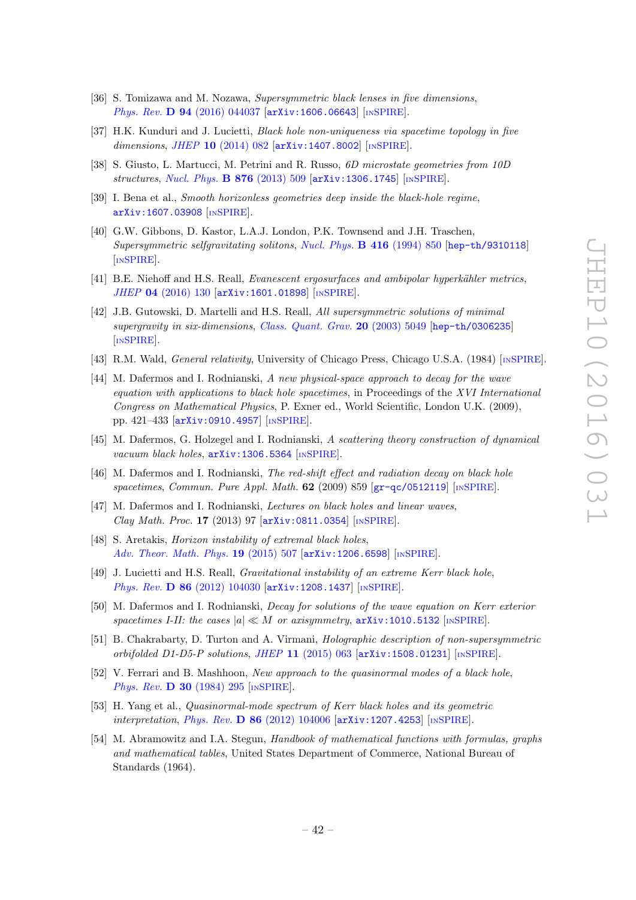[36] S. Tomizawa and M. Nozawa, *Supersymmetric black lenses in five dimensions*, Phys. Rev. **D 94** (2016) 044037 [arXiv:1606.06643] [INSPIRE].

[37] H.K. Kunduri and J. Lucietti, *Black hole non-uniqueness via spacetime topology in five dimensions*, JHEP **10** (2014) 082 [arXiv:1407.8002] [INSPIRE].

[38] S. Giusto, L. Martucci, M. Petrini and R. Russo, *6D microstate geometries from 10D structures*, Nucl. Phys. **B 876** (2013) 509 [arXiv:1306.1745] [INSPIRE].

[39] I. Bena et al., *Smooth horizonless geometries deep inside the black-hole regime*, arXiv:1607.03908 [INSPIRE].

[40] G.W. Gibbons, D. Kastor, L.A.J. London, P.K. Townsend and J.H. Traschen, *Supersymmetric selfgravitating solitons*, Nucl. Phys. **B 416** (1994) 850 [hep-th/9310118] [INSPIRE].

[41] B.E. Niehoff and H.S. Reall, *Evanescent ergosurfaces and ambipolar hyperkähler metrics*, JHEP **04** (2016) 130 [arXiv:1601.01898] [INSPIRE].

[42] J.B. Gutowski, D. Martelli and H.S. Reall, *All supersymmetric solutions of minimal supergravity in six-dimensions*, Class. Quant. Grav. **20** (2003) 5049 [hep-th/0306235] [INSPIRE].

[43] R.M. Wald, *General relativity*, University of Chicago Press, Chicago U.S.A. (1984) [INSPIRE].

[44] M. Dafermos and I. Rodnianski, *A new physical-space approach to decay for the wave equation with applications to black hole spacetimes*, in Proceedings of the *XVI International Congress on Mathematical Physics*, P. Exner ed., World Scientific, London U.K. (2009), pp. 421–433 [arXiv:0910.4957] [INSPIRE].

[45] M. Dafermos, G. Holzegel and I. Rodnianski, *A scattering theory construction of dynamical vacuum black holes*, arXiv:1306.5364 [INSPIRE].

[46] M. Dafermos and I. Rodnianski, *The red-shift effect and radiation decay on black hole spacetimes*, Commun. Pure Appl. Math. **62** (2009) 859 [gr-qc/0512119] [INSPIRE].

[47] M. Dafermos and I. Rodnianski, *Lectures on black holes and linear waves*, Clay Math. Proc. **17** (2013) 97 [arXiv:0811.0354] [INSPIRE].

[48] S. Aretakis, *Horizon instability of extremal black holes*, Adv. Theor. Math. Phys. **19** (2015) 507 [arXiv:1206.6598] [INSPIRE].

[49] J. Lucietti and H.S. Reall, *Gravitational instability of an extreme Kerr black hole*, Phys. Rev. **D 86** (2012) 104030 [arXiv:1208.1437] [INSPIRE].

[50] M. Dafermos and I. Rodnianski, *Decay for solutions of the wave equation on Kerr exterior spacetimes I-II: the cases $|a| \ll M$ or axisymmetry*, arXiv:1010.5132 [INSPIRE].

[51] B. Chakrabarty, D. Turton and A. Virmani, *Holographic description of non-supersymmetric orbifolded D1-D5-P solutions*, JHEP **11** (2015) 063 [arXiv:1508.01231] [INSPIRE].

[52] V. Ferrari and B. Mashhoon, *New approach to the quasinormal modes of a black hole*, Phys. Rev. **D 30** (1984) 295 [INSPIRE].

[53] H. Yang et al., *Quasinormal-mode spectrum of Kerr black holes and its geometric interpretation*, Phys. Rev. **D 86** (2012) 104006 [arXiv:1207.4253] [INSPIRE].

[54] M. Abramowitz and I.A. Stegun, *Handbook of mathematical functions with formulas, graphs and mathematical tables*, United States Department of Commerce, National Bureau of Standards (1964).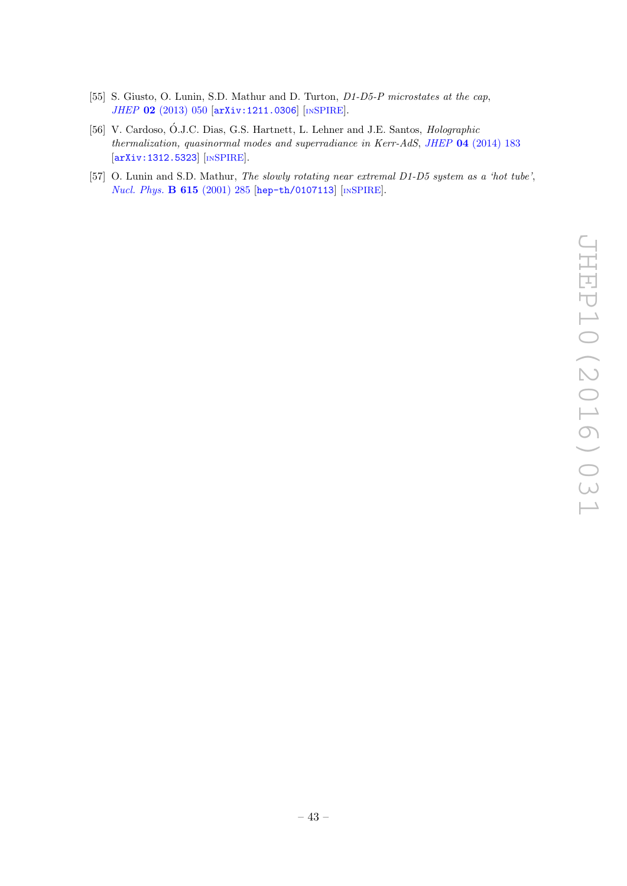[55] S. Giusto, O. Lunin, S.D. Mathur and D. Turton, *D1-D5-P microstates at the cap*, *JHEP* **02** (2013) 050 [arXiv:1211.0306] [INSPIRE].

[56] V. Cardoso, Ó.J.C. Dias, G.S. Hartnett, L. Lehner and J.E. Santos, *Holographic thermalization, quasinormal modes and superradiance in Kerr-AdS*, *JHEP* **04** (2014) 183 [arXiv:1312.5323] [INSPIRE].

[57] O. Lunin and S.D. Mathur, *The slowly rotating near extremal D1-D5 system as a 'hot tube'*, *Nucl. Phys.* **B 615** (2001) 285 [hep-th/0107113] [INSPIRE].